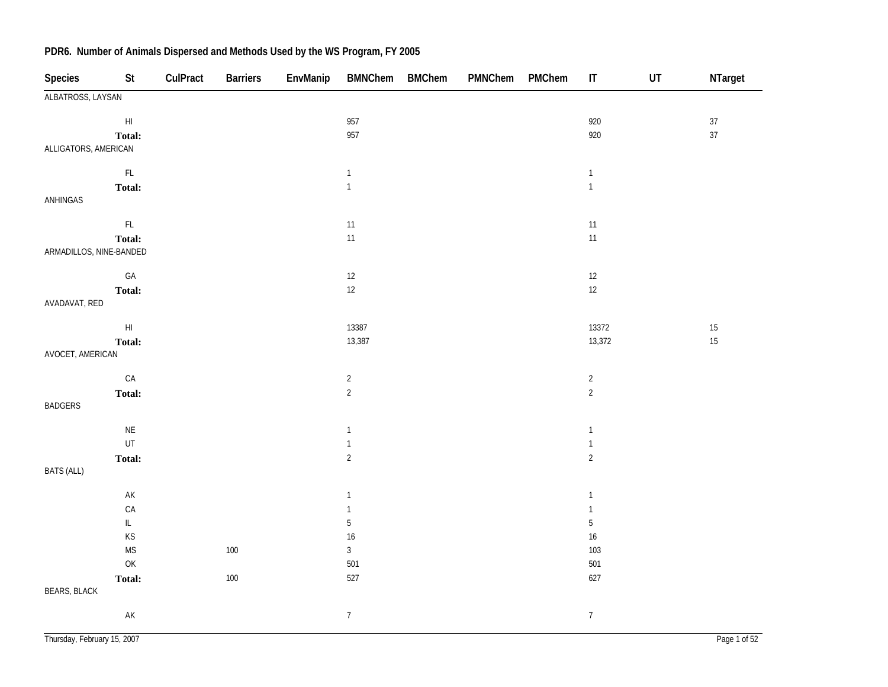## PDR6. Number of Animals Dispersed and Methods Used by the WS Program, FY 2005

| Species | St | CulPract | Barriers | EnvManip | BMNChem | BMChem | PMNChem | PMChem | IT | UT | NTarget |
|---|---|---|---|---|---|---|---|---|---|---|---|
| ALBATROSS, LAYSAN | | | | | | | | | | | |
| | HI | | | | 957 | | | | 920 | | 37 |
| | **Total:** | | | | 957 | | | | 920 | | 37 |
| ALLIGATORS, AMERICAN | | | | | | | | | | | |
| | FL | | | | 1 | | | | 1 | | |
| | **Total:** | | | | 1 | | | | 1 | | |
| ANHINGAS | | | | | | | | | | | |
| | FL | | | | 11 | | | | 11 | | |
| | **Total:** | | | | 11 | | | | 11 | | |
| ARMADILLOS, NINE-BANDED | | | | | | | | | | | |
| | GA | | | | 12 | | | | 12 | | |
| | **Total:** | | | | 12 | | | | 12 | | |
| AVADAVAT, RED | | | | | | | | | | | |
| | HI | | | | 13387 | | | | 13372 | | 15 |
| | **Total:** | | | | 13,387 | | | | 13,372 | | 15 |
| AVOCET, AMERICAN | | | | | | | | | | | |
| | CA | | | | 2 | | | | 2 | | |
| | **Total:** | | | | 2 | | | | 2 | | |
| BADGERS | | | | | | | | | | | |
| | NE | | | | 1 | | | | 1 | | |
| | UT | | | | 1 | | | | 1 | | |
| | **Total:** | | | | 2 | | | | 2 | | |
| BATS (ALL) | | | | | | | | | | | |
| | AK | | | | 1 | | | | 1 | | |
| | CA | | | | 1 | | | | 1 | | |
| | IL | | | | 5 | | | | 5 | | |
| | KS | | | | 16 | | | | 16 | | |
| | MS | | 100 | | 3 | | | | 103 | | |
| | OK | | | | 501 | | | | 501 | | |
| | **Total:** | | 100 | | 527 | | | | 627 | | |
| BEARS, BLACK | | | | | | | | | | | |
| | AK | | | | 7 | | | | 7 | | |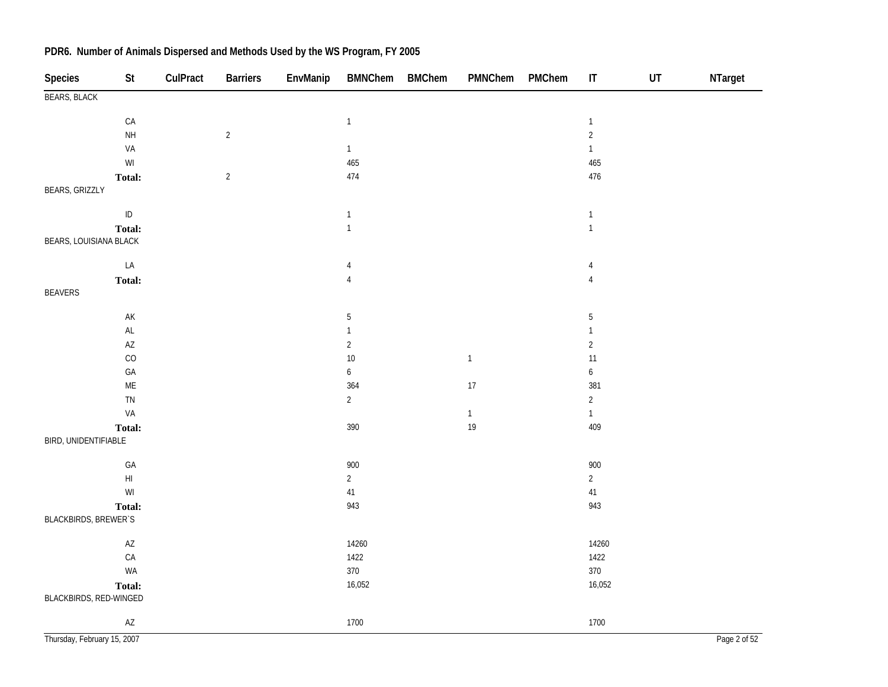## PDR6. Number of Animals Dispersed and Methods Used by the WS Program, FY 2005

| Species | St | CulPract | Barriers | EnvManip | BMNChem | BMChem | PMNChem | PMChem | IT | UT | NTarget |
|---|---|---|---|---|---|---|---|---|---|---|---|
| BEARS, BLACK | | | | | | | | | | | |
| | CA | | | | 1 | | | | 1 | | |
| | NH | | 2 | | | | | | 2 | | |
| | VA | | | | 1 | | | | 1 | | |
| | WI | | | | 465 | | | | 465 | | |
| | **Total:** | | 2 | | 474 | | | | 476 | | |
| BEARS, GRIZZLY | | | | | | | | | | | |
| | ID | | | | 1 | | | | 1 | | |
| | **Total:** | | | | 1 | | | | 1 | | |
| BEARS, LOUISIANA BLACK | | | | | | | | | | | |
| | LA | | | | 4 | | | | 4 | | |
| | **Total:** | | | | 4 | | | | 4 | | |
| BEAVERS | | | | | | | | | | | |
| | AK | | | | 5 | | | | 5 | | |
| | AL | | | | 1 | | | | 1 | | |
| | AZ | | | | 2 | | | | 2 | | |
| | CO | | | | 10 | | 1 | | 11 | | |
| | GA | | | | 6 | | | | 6 | | |
| | ME | | | | 364 | | 17 | | 381 | | |
| | TN | | | | 2 | | | | 2 | | |
| | VA | | | | | | 1 | | 1 | | |
| | **Total:** | | | | 390 | | 19 | | 409 | | |
| BIRD, UNIDENTIFIABLE | | | | | | | | | | | |
| | GA | | | | 900 | | | | 900 | | |
| | HI | | | | 2 | | | | 2 | | |
| | WI | | | | 41 | | | | 41 | | |
| | **Total:** | | | | 943 | | | | 943 | | |
| BLACKBIRDS, BREWER`S | | | | | | | | | | | |
| | AZ | | | | 14260 | | | | 14260 | | |
| | CA | | | | 1422 | | | | 1422 | | |
| | WA | | | | 370 | | | | 370 | | |
| | **Total:** | | | | 16,052 | | | | 16,052 | | |
| BLACKBIRDS, RED-WINGED | | | | | | | | | | | |
| | AZ | | | | 1700 | | | | 1700 | | |

Thursday, February 15, 2007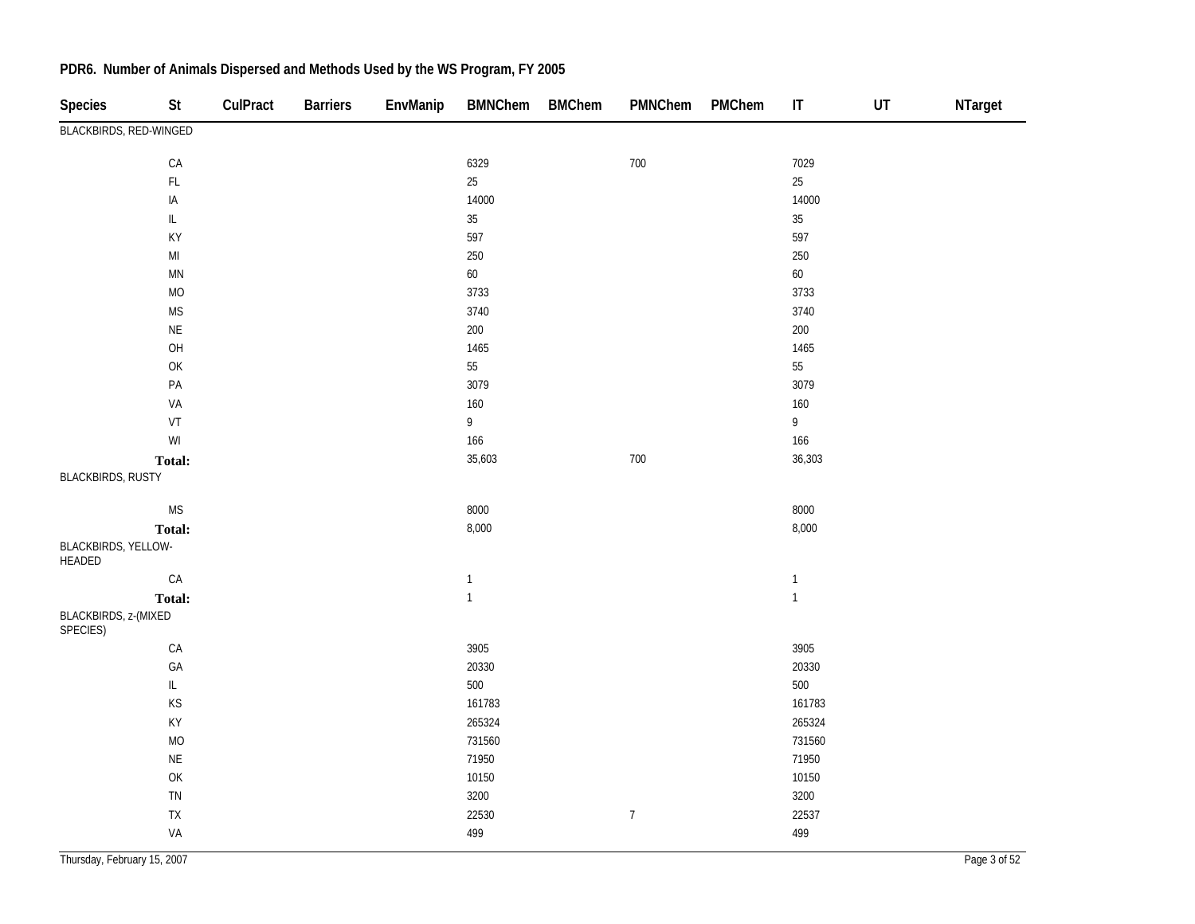## PDR6. Number of Animals Dispersed and Methods Used by the WS Program, FY 2005

| Species | St | CulPract | Barriers | EnvManip | BMNChem | BMChem | PMNChem | PMChem | IT | UT | NTarget |
|---|---|---|---|---|---|---|---|---|---|---|---|
| BLACKBIRDS, RED-WINGED | | | | | | | | | | | |
| | CA | | | | 6329 | | 700 | | 7029 | | |
| | FL | | | | 25 | | | | 25 | | |
| | IA | | | | 14000 | | | | 14000 | | |
| | IL | | | | 35 | | | | 35 | | |
| | KY | | | | 597 | | | | 597 | | |
| | MI | | | | 250 | | | | 250 | | |
| | MN | | | | 60 | | | | 60 | | |
| | MO | | | | 3733 | | | | 3733 | | |
| | MS | | | | 3740 | | | | 3740 | | |
| | NE | | | | 200 | | | | 200 | | |
| | OH | | | | 1465 | | | | 1465 | | |
| | OK | | | | 55 | | | | 55 | | |
| | PA | | | | 3079 | | | | 3079 | | |
| | VA | | | | 160 | | | | 160 | | |
| | VT | | | | 9 | | | | 9 | | |
| | WI | | | | 166 | | | | 166 | | |
| | **Total:** | | | | 35,603 | | 700 | | 36,303 | | |
| BLACKBIRDS, RUSTY | | | | | | | | | | | |
| | MS | | | | 8000 | | | | 8000 | | |
| | **Total:** | | | | 8,000 | | | | 8,000 | | |
| BLACKBIRDS, YELLOW-HEADED | | | | | | | | | | | |
| | CA | | | | 1 | | | | 1 | | |
| | **Total:** | | | | 1 | | | | 1 | | |
| BLACKBIRDS, z-(MIXED SPECIES) | | | | | | | | | | | |
| | CA | | | | 3905 | | | | 3905 | | |
| | GA | | | | 20330 | | | | 20330 | | |
| | IL | | | | 500 | | | | 500 | | |
| | KS | | | | 161783 | | | | 161783 | | |
| | KY | | | | 265324 | | | | 265324 | | |
| | MO | | | | 731560 | | | | 731560 | | |
| | NE | | | | 71950 | | | | 71950 | | |
| | OK | | | | 10150 | | | | 10150 | | |
| | TN | | | | 3200 | | | | 3200 | | |
| | TX | | | | 22530 | | 7 | | 22537 | | |
| | VA | | | | 499 | | | | 499 | | |

Thursday, February 15, 2007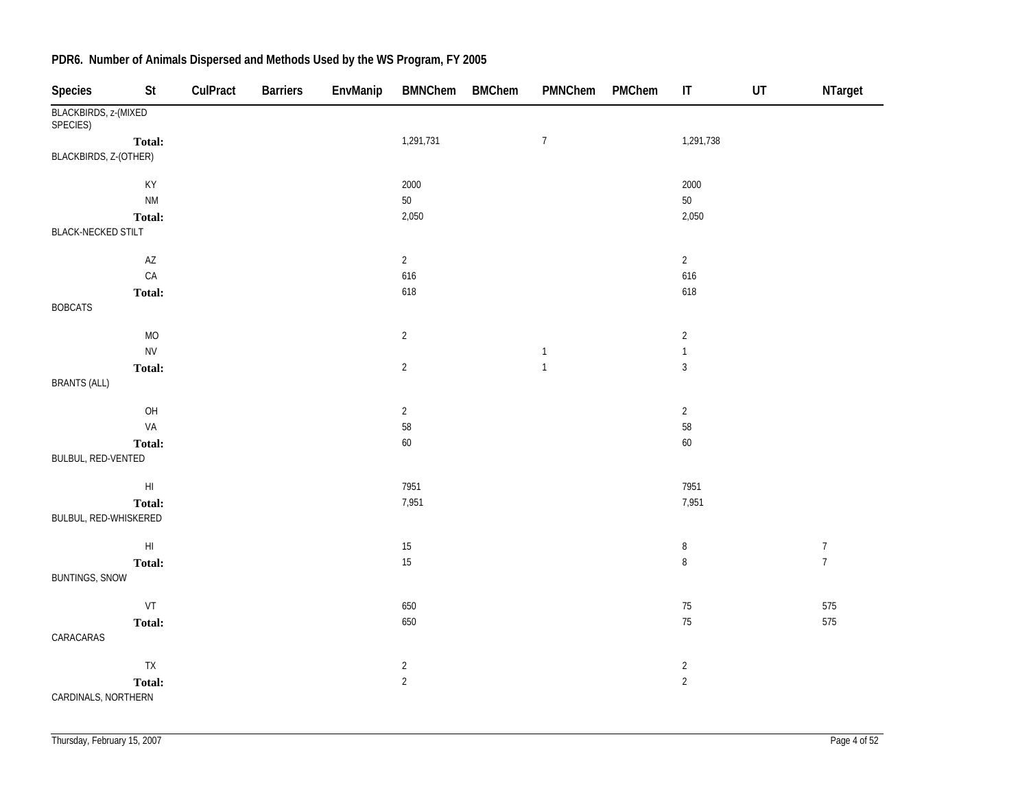## PDR6. Number of Animals Dispersed and Methods Used by the WS Program, FY 2005

| Species | St | CulPract | Barriers | EnvManip | BMNChem | BMChem | PMNChem | PMChem | IT | UT | NTarget |
|---|---|---|---|---|---|---|---|---|---|---|---|
| BLACKBIRDS, z-(MIXED SPECIES) | | | | | | | | | | | |
| | **Total:** | | | | 1,291,731 | | 7 | | 1,291,738 | | |
| BLACKBIRDS, Z-(OTHER) | | | | | | | | | | | |
| | KY | | | | 2000 | | | | 2000 | | |
| | NM | | | | 50 | | | | 50 | | |
| | **Total:** | | | | 2,050 | | | | 2,050 | | |
| BLACK-NECKED STILT | | | | | | | | | | | |
| | AZ | | | | 2 | | | | 2 | | |
| | CA | | | | 616 | | | | 616 | | |
| | **Total:** | | | | 618 | | | | 618 | | |
| BOBCATS | | | | | | | | | | | |
| | MO | | | | 2 | | | | 2 | | |
| | NV | | | | | | 1 | | 1 | | |
| | **Total:** | | | | 2 | | 1 | | 3 | | |
| BRANTS (ALL) | | | | | | | | | | | |
| | OH | | | | 2 | | | | 2 | | |
| | VA | | | | 58 | | | | 58 | | |
| | **Total:** | | | | 60 | | | | 60 | | |
| BULBUL, RED-VENTED | | | | | | | | | | | |
| | HI | | | | 7951 | | | | 7951 | | |
| | **Total:** | | | | 7,951 | | | | 7,951 | | |
| BULBUL, RED-WHISKERED | | | | | | | | | | | |
| | HI | | | | 15 | | | | 8 | | 7 |
| | **Total:** | | | | 15 | | | | 8 | | 7 |
| BUNTINGS, SNOW | | | | | | | | | | | |
| | VT | | | | 650 | | | | 75 | | 575 |
| | **Total:** | | | | 650 | | | | 75 | | 575 |
| CARACARAS | | | | | | | | | | | |
| | TX | | | | 2 | | | | 2 | | |
| | **Total:** | | | | 2 | | | | 2 | | |
| CARDINALS, NORTHERN | | | | | | | | | | | |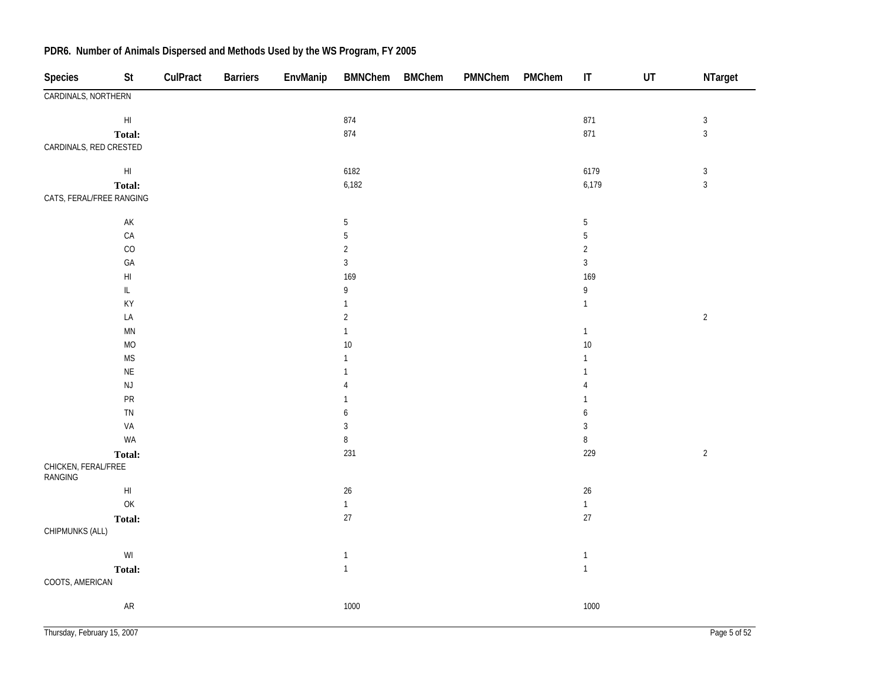**PDR6. Number of Animals Dispersed and Methods Used by the WS Program, FY 2005**

| Species | St | CulPract | Barriers | EnvManip | BMNChem | BMChem | PMNChem | PMChem | IT | UT | NTarget |
|---|---|---|---|---|---|---|---|---|---|---|---|
| CARDINALS, NORTHERN | | | | | | | | | | | |
| | HI | | | | 874 | | | | 871 | | 3 |
| | **Total:** | | | | 874 | | | | 871 | | 3 |
| CARDINALS, RED CRESTED | | | | | | | | | | | |
| | HI | | | | 6182 | | | | 6179 | | 3 |
| | **Total:** | | | | 6,182 | | | | 6,179 | | 3 |
| CATS, FERAL/FREE RANGING | | | | | | | | | | | |
| | AK | | | | 5 | | | | 5 | | |
| | CA | | | | 5 | | | | 5 | | |
| | CO | | | | 2 | | | | 2 | | |
| | GA | | | | 3 | | | | 3 | | |
| | HI | | | | 169 | | | | 169 | | |
| | IL | | | | 9 | | | | 9 | | |
| | KY | | | | 1 | | | | 1 | | |
| | LA | | | | 2 | | | | | | 2 |
| | MN | | | | 1 | | | | 1 | | |
| | MO | | | | 10 | | | | 10 | | |
| | MS | | | | 1 | | | | 1 | | |
| | NE | | | | 1 | | | | 1 | | |
| | NJ | | | | 4 | | | | 4 | | |
| | PR | | | | 1 | | | | 1 | | |
| | TN | | | | 6 | | | | 6 | | |
| | VA | | | | 3 | | | | 3 | | |
| | WA | | | | 8 | | | | 8 | | |
| | **Total:** | | | | 231 | | | | 229 | | 2 |
| CHICKEN, FERAL/FREE RANGING | | | | | | | | | | | |
| | HI | | | | 26 | | | | 26 | | |
| | OK | | | | 1 | | | | 1 | | |
| | **Total:** | | | | 27 | | | | 27 | | |
| CHIPMUNKS (ALL) | | | | | | | | | | | |
| | WI | | | | 1 | | | | 1 | | |
| | **Total:** | | | | 1 | | | | 1 | | |
| COOTS, AMERICAN | | | | | | | | | | | |
| | AR | | | | 1000 | | | | 1000 | | |

Thursday, February 15, 2007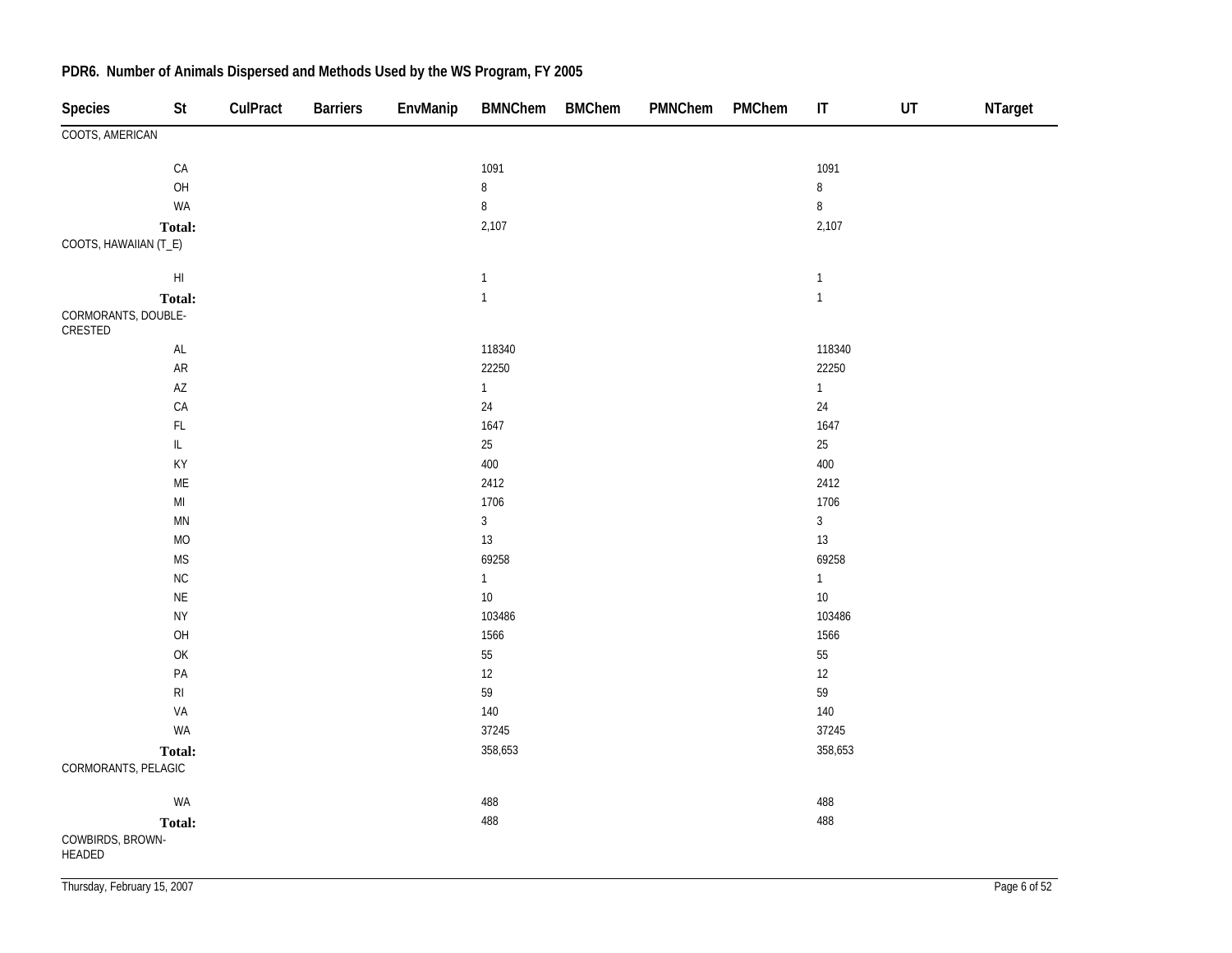## PDR6. Number of Animals Dispersed and Methods Used by the WS Program, FY 2005

| Species | St | CulPract | Barriers | EnvManip | BMNChem | BMChem | PMNChem | PMChem | IT | UT | NTarget |
|---|---|---|---|---|---|---|---|---|---|---|---|
| COOTS, AMERICAN | | | | | | | | | | | |
| | CA | | | | 1091 | | | | 1091 | | |
| | OH | | | | 8 | | | | 8 | | |
| | WA | | | | 8 | | | | 8 | | |
| | **Total:** | | | | 2,107 | | | | 2,107 | | |
| COOTS, HAWAIIAN (T_E) | | | | | | | | | | | |
| | HI | | | | 1 | | | | 1 | | |
| | **Total:** | | | | 1 | | | | 1 | | |
| CORMORANTS, DOUBLE-CRESTED | | | | | | | | | | | |
| | AL | | | | 118340 | | | | 118340 | | |
| | AR | | | | 22250 | | | | 22250 | | |
| | AZ | | | | 1 | | | | 1 | | |
| | CA | | | | 24 | | | | 24 | | |
| | FL | | | | 1647 | | | | 1647 | | |
| | IL | | | | 25 | | | | 25 | | |
| | KY | | | | 400 | | | | 400 | | |
| | ME | | | | 2412 | | | | 2412 | | |
| | MI | | | | 1706 | | | | 1706 | | |
| | MN | | | | 3 | | | | 3 | | |
| | MO | | | | 13 | | | | 13 | | |
| | MS | | | | 69258 | | | | 69258 | | |
| | NC | | | | 1 | | | | 1 | | |
| | NE | | | | 10 | | | | 10 | | |
| | NY | | | | 103486 | | | | 103486 | | |
| | OH | | | | 1566 | | | | 1566 | | |
| | OK | | | | 55 | | | | 55 | | |
| | PA | | | | 12 | | | | 12 | | |
| | RI | | | | 59 | | | | 59 | | |
| | VA | | | | 140 | | | | 140 | | |
| | WA | | | | 37245 | | | | 37245 | | |
| | **Total:** | | | | 358,653 | | | | 358,653 | | |
| CORMORANTS, PELAGIC | | | | | | | | | | | |
| | WA | | | | 488 | | | | 488 | | |
| | **Total:** | | | | 488 | | | | 488 | | |
| COWBIRDS, BROWN-HEADED | | | | | | | | | | | |

Thursday, February 15, 2007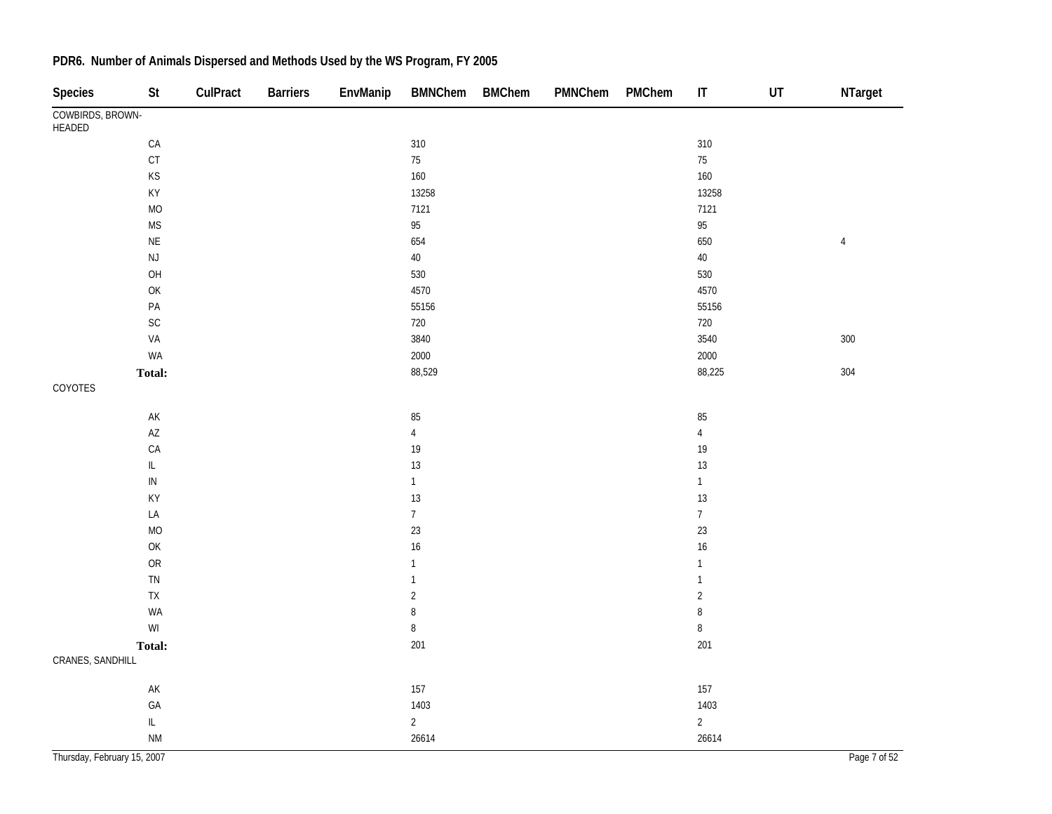## PDR6. Number of Animals Dispersed and Methods Used by the WS Program, FY 2005

| Species | St | CulPract | Barriers | EnvManip | BMNChem | BMChem | PMNChem | PMChem | IT | UT | NTarget |
|---|---|---|---|---|---|---|---|---|---|---|---|
| COWBIRDS, BROWN-HEADED | | | | | | | | | | | |
| | CA | | | | 310 | | | | 310 | | |
| | CT | | | | 75 | | | | 75 | | |
| | KS | | | | 160 | | | | 160 | | |
| | KY | | | | 13258 | | | | 13258 | | |
| | MO | | | | 7121 | | | | 7121 | | |
| | MS | | | | 95 | | | | 95 | | |
| | NE | | | | 654 | | | | 650 | | 4 |
| | NJ | | | | 40 | | | | 40 | | |
| | OH | | | | 530 | | | | 530 | | |
| | OK | | | | 4570 | | | | 4570 | | |
| | PA | | | | 55156 | | | | 55156 | | |
| | SC | | | | 720 | | | | 720 | | |
| | VA | | | | 3840 | | | | 3540 | | 300 |
| | WA | | | | 2000 | | | | 2000 | | |
| | **Total:** | | | | 88,529 | | | | 88,225 | | 304 |
| COYOTES | | | | | | | | | | | |
| | AK | | | | 85 | | | | 85 | | |
| | AZ | | | | 4 | | | | 4 | | |
| | CA | | | | 19 | | | | 19 | | |
| | IL | | | | 13 | | | | 13 | | |
| | IN | | | | 1 | | | | 1 | | |
| | KY | | | | 13 | | | | 13 | | |
| | LA | | | | 7 | | | | 7 | | |
| | MO | | | | 23 | | | | 23 | | |
| | OK | | | | 16 | | | | 16 | | |
| | OR | | | | 1 | | | | 1 | | |
| | TN | | | | 1 | | | | 1 | | |
| | TX | | | | 2 | | | | 2 | | |
| | WA | | | | 8 | | | | 8 | | |
| | WI | | | | 8 | | | | 8 | | |
| | **Total:** | | | | 201 | | | | 201 | | |
| CRANES, SANDHILL | | | | | | | | | | | |
| | AK | | | | 157 | | | | 157 | | |
| | GA | | | | 1403 | | | | 1403 | | |
| | IL | | | | 2 | | | | 2 | | |
| | NM | | | | 26614 | | | | 26614 | | |

Thursday, February 15, 2007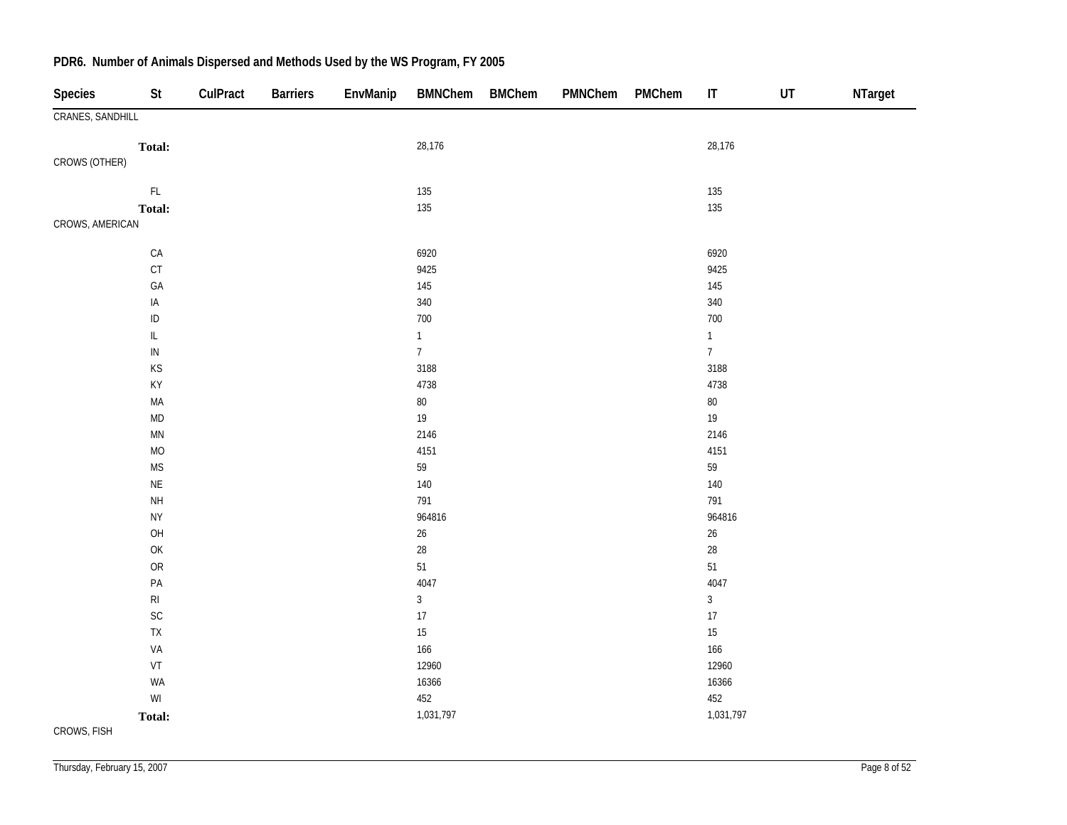## PDR6. Number of Animals Dispersed and Methods Used by the WS Program, FY 2005

| Species | St | CulPract | Barriers | EnvManip | BMNChem | BMChem | PMNChem | PMChem | IT | UT | NTarget |
|---|---|---|---|---|---|---|---|---|---|---|---|
| CRANES, SANDHILL | | | | | | | | | | | |
| | **Total:** | | | | 28,176 | | | | 28,176 | | |
| CROWS (OTHER) | | | | | | | | | | | |
| | FL | | | | 135 | | | | 135 | | |
| | **Total:** | | | | 135 | | | | 135 | | |
| CROWS, AMERICAN | | | | | | | | | | | |
| | CA | | | | 6920 | | | | 6920 | | |
| | CT | | | | 9425 | | | | 9425 | | |
| | GA | | | | 145 | | | | 145 | | |
| | IA | | | | 340 | | | | 340 | | |
| | ID | | | | 700 | | | | 700 | | |
| | IL | | | | 1 | | | | 1 | | |
| | IN | | | | 7 | | | | 7 | | |
| | KS | | | | 3188 | | | | 3188 | | |
| | KY | | | | 4738 | | | | 4738 | | |
| | MA | | | | 80 | | | | 80 | | |
| | MD | | | | 19 | | | | 19 | | |
| | MN | | | | 2146 | | | | 2146 | | |
| | MO | | | | 4151 | | | | 4151 | | |
| | MS | | | | 59 | | | | 59 | | |
| | NE | | | | 140 | | | | 140 | | |
| | NH | | | | 791 | | | | 791 | | |
| | NY | | | | 964816 | | | | 964816 | | |
| | OH | | | | 26 | | | | 26 | | |
| | OK | | | | 28 | | | | 28 | | |
| | OR | | | | 51 | | | | 51 | | |
| | PA | | | | 4047 | | | | 4047 | | |
| | RI | | | | 3 | | | | 3 | | |
| | SC | | | | 17 | | | | 17 | | |
| | TX | | | | 15 | | | | 15 | | |
| | VA | | | | 166 | | | | 166 | | |
| | VT | | | | 12960 | | | | 12960 | | |
| | WA | | | | 16366 | | | | 16366 | | |
| | WI | | | | 452 | | | | 452 | | |
| | **Total:** | | | | 1,031,797 | | | | 1,031,797 | | |
| CROWS, FISH | | | | | | | | | | | |

Thursday, February 15, 2007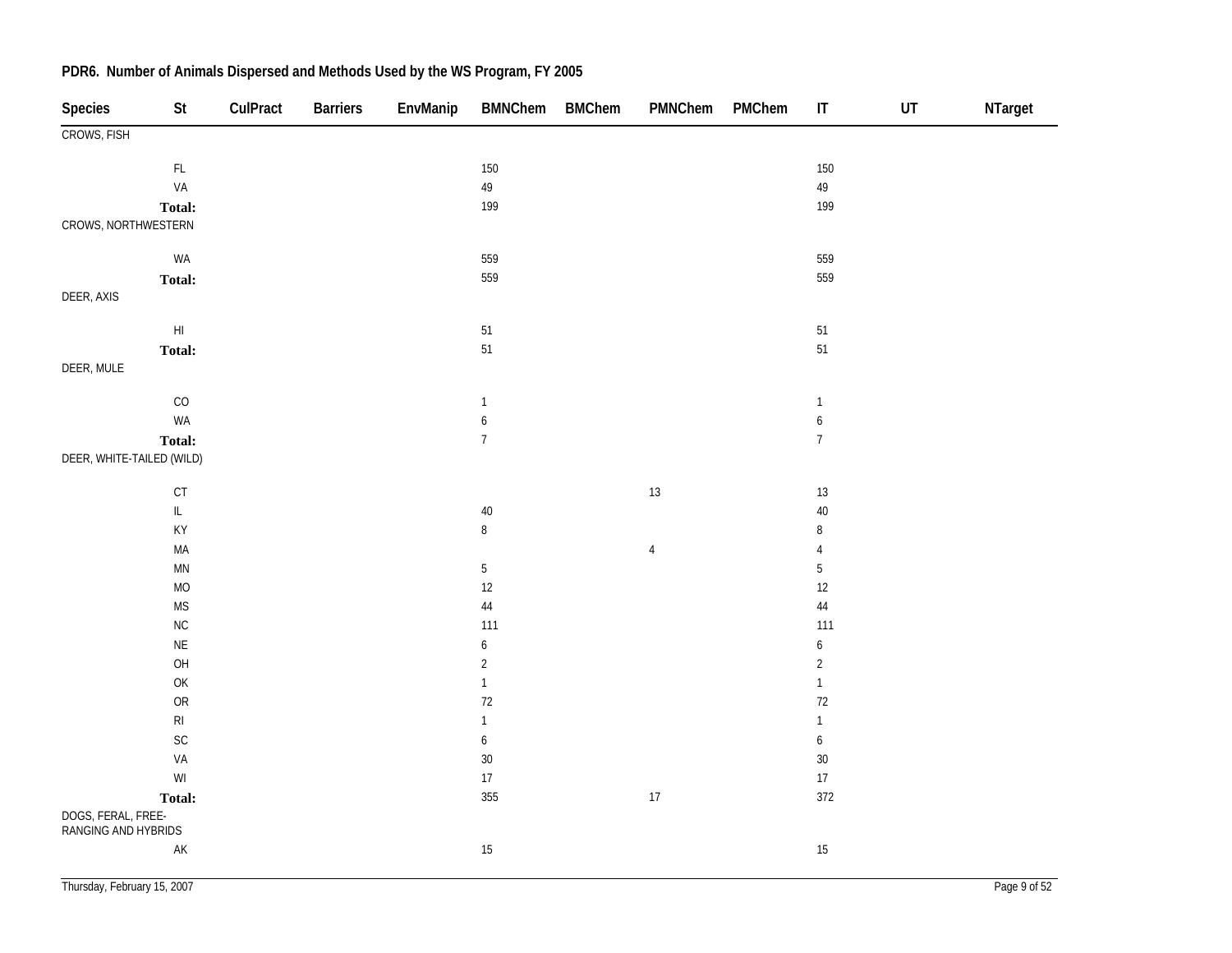## PDR6. Number of Animals Dispersed and Methods Used by the WS Program, FY 2005

| Species | St | CulPract | Barriers | EnvManip | BMNChem | BMChem | PMNChem | PMChem | IT | UT | NTarget |
|---|---|---|---|---|---|---|---|---|---|---|---|
| CROWS, FISH | | | | | | | | | | | |
| | FL | | | | 150 | | | | 150 | | |
| | VA | | | | 49 | | | | 49 | | |
| | **Total:** | | | | 199 | | | | 199 | | |
| CROWS, NORTHWESTERN | | | | | | | | | | | |
| | WA | | | | 559 | | | | 559 | | |
| | **Total:** | | | | 559 | | | | 559 | | |
| DEER, AXIS | | | | | | | | | | | |
| | HI | | | | 51 | | | | 51 | | |
| | **Total:** | | | | 51 | | | | 51 | | |
| DEER, MULE | | | | | | | | | | | |
| | CO | | | | 1 | | | | 1 | | |
| | WA | | | | 6 | | | | 6 | | |
| | **Total:** | | | | 7 | | | | 7 | | |
| DEER, WHITE-TAILED (WILD) | | | | | | | | | | | |
| | CT | | | | | | 13 | | 13 | | |
| | IL | | | | 40 | | | | 40 | | |
| | KY | | | | 8 | | | | 8 | | |
| | MA | | | | | | 4 | | 4 | | |
| | MN | | | | 5 | | | | 5 | | |
| | MO | | | | 12 | | | | 12 | | |
| | MS | | | | 44 | | | | 44 | | |
| | NC | | | | 111 | | | | 111 | | |
| | NE | | | | 6 | | | | 6 | | |
| | OH | | | | 2 | | | | 2 | | |
| | OK | | | | 1 | | | | 1 | | |
| | OR | | | | 72 | | | | 72 | | |
| | RI | | | | 1 | | | | 1 | | |
| | SC | | | | 6 | | | | 6 | | |
| | VA | | | | 30 | | | | 30 | | |
| | WI | | | | 17 | | | | 17 | | |
| | **Total:** | | | | 355 | | 17 | | 372 | | |
| DOGS, FERAL, FREE-RANGING AND HYBRIDS | | | | | | | | | | | |
| | AK | | | | 15 | | | | 15 | | |

Thursday, February 15, 2007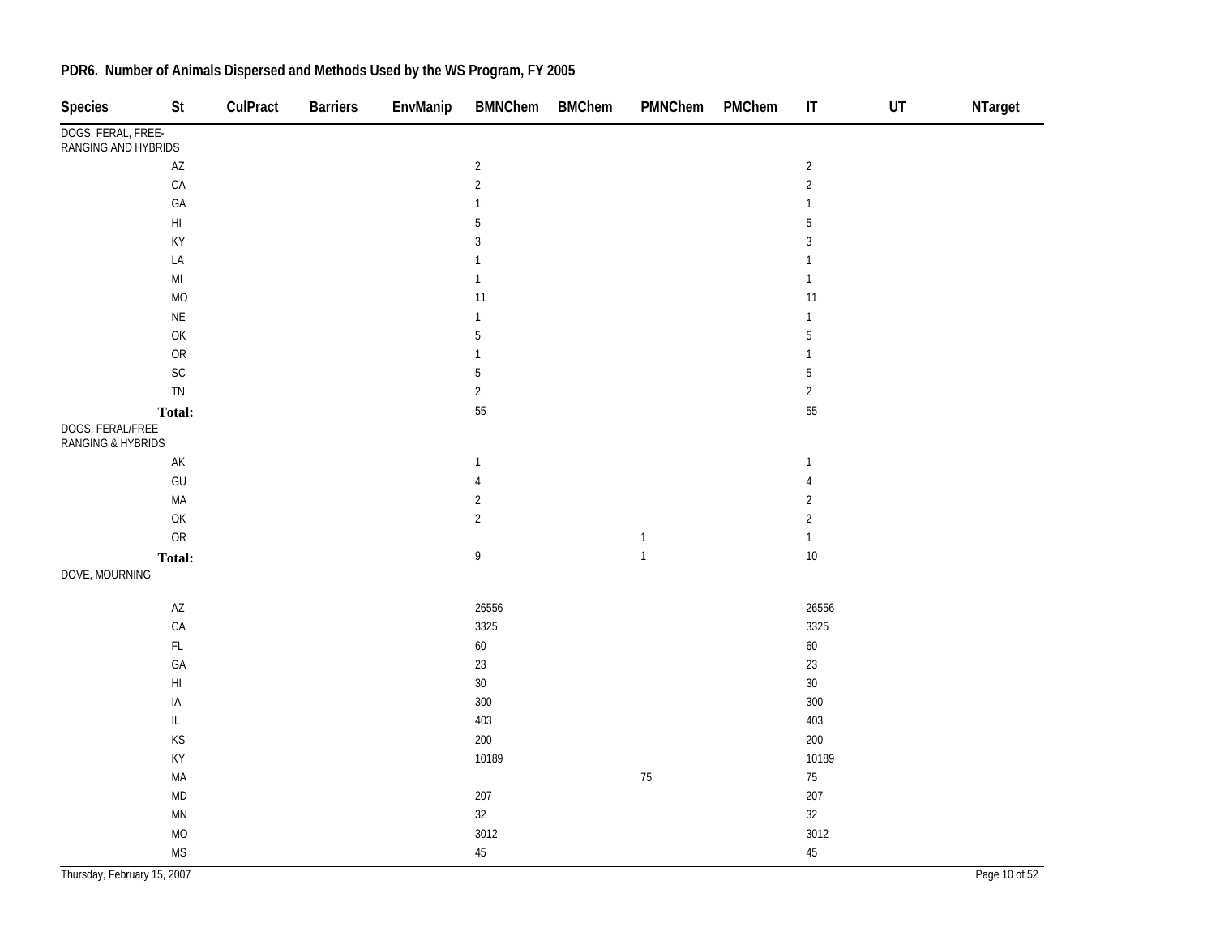## PDR6. Number of Animals Dispersed and Methods Used by the WS Program, FY 2005

| Species | St | CulPract | Barriers | EnvManip | BMNChem | BMChem | PMNChem | PMChem | IT | UT | NTarget |
|---|---|---|---|---|---|---|---|---|---|---|---|
| DOGS, FERAL, FREE-RANGING AND HYBRIDS | | | | | | | | | | | |
| | AZ | | | | 2 | | | | 2 | | |
| | CA | | | | 2 | | | | 2 | | |
| | GA | | | | 1 | | | | 1 | | |
| | HI | | | | 5 | | | | 5 | | |
| | KY | | | | 3 | | | | 3 | | |
| | LA | | | | 1 | | | | 1 | | |
| | MI | | | | 1 | | | | 1 | | |
| | MO | | | | 11 | | | | 11 | | |
| | NE | | | | 1 | | | | 1 | | |
| | OK | | | | 5 | | | | 5 | | |
| | OR | | | | 1 | | | | 1 | | |
| | SC | | | | 5 | | | | 5 | | |
| | TN | | | | 2 | | | | 2 | | |
| | **Total:** | | | | 55 | | | | 55 | | |
| DOGS, FERAL/FREE RANGING & HYBRIDS | | | | | | | | | | | |
| | AK | | | | 1 | | | | 1 | | |
| | GU | | | | 4 | | | | 4 | | |
| | MA | | | | 2 | | | | 2 | | |
| | OK | | | | 2 | | | | 2 | | |
| | OR | | | | | | 1 | | 1 | | |
| | **Total:** | | | | 9 | | 1 | | 10 | | |
| DOVE, MOURNING | | | | | | | | | | | |
| | AZ | | | | 26556 | | | | 26556 | | |
| | CA | | | | 3325 | | | | 3325 | | |
| | FL | | | | 60 | | | | 60 | | |
| | GA | | | | 23 | | | | 23 | | |
| | HI | | | | 30 | | | | 30 | | |
| | IA | | | | 300 | | | | 300 | | |
| | IL | | | | 403 | | | | 403 | | |
| | KS | | | | 200 | | | | 200 | | |
| | KY | | | | 10189 | | | | 10189 | | |
| | MA | | | | | | 75 | | 75 | | |
| | MD | | | | 207 | | | | 207 | | |
| | MN | | | | 32 | | | | 32 | | |
| | MO | | | | 3012 | | | | 3012 | | |
| | MS | | | | 45 | | | | 45 | | |

Thursday, February 15, 2007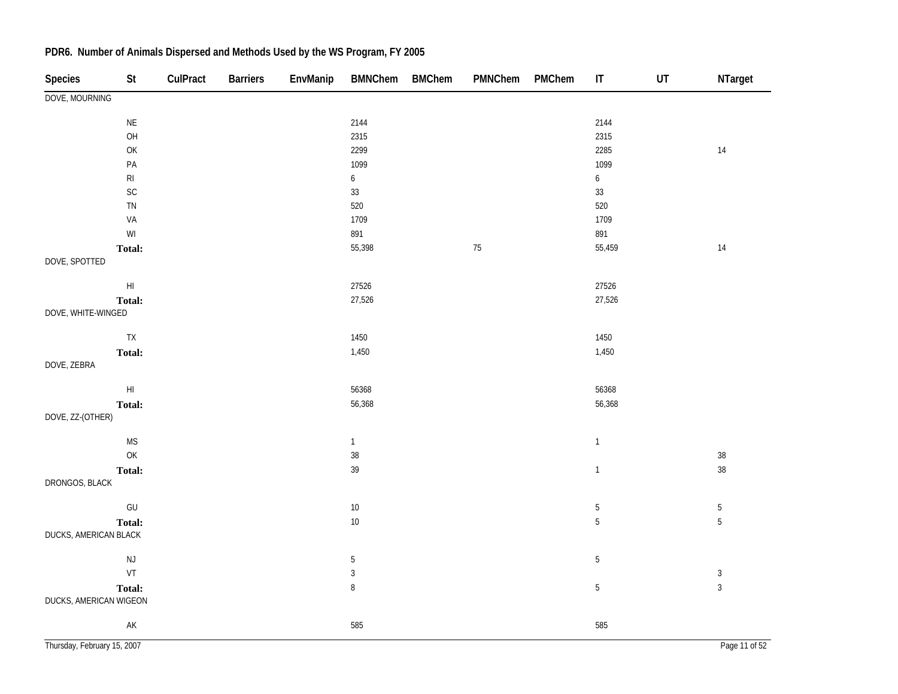**PDR6. Number of Animals Dispersed and Methods Used by the WS Program, FY 2005**

| Species | St | CulPract | Barriers | EnvManip | BMNChem | BMChem | PMNChem | PMChem | IT | UT | NTarget |
|---|---|---|---|---|---|---|---|---|---|---|---|
| DOVE, MOURNING | | | | | | | | | | | |
| | NE | | | | 2144 | | | | 2144 | | |
| | OH | | | | 2315 | | | | 2315 | | |
| | OK | | | | 2299 | | | | 2285 | | 14 |
| | PA | | | | 1099 | | | | 1099 | | |
| | RI | | | | 6 | | | | 6 | | |
| | SC | | | | 33 | | | | 33 | | |
| | TN | | | | 520 | | | | 520 | | |
| | VA | | | | 1709 | | | | 1709 | | |
| | WI | | | | 891 | | | | 891 | | |
| | **Total:** | | | | 55,398 | | 75 | | 55,459 | | 14 |
| DOVE, SPOTTED | | | | | | | | | | | |
| | HI | | | | 27526 | | | | 27526 | | |
| | **Total:** | | | | 27,526 | | | | 27,526 | | |
| DOVE, WHITE-WINGED | | | | | | | | | | | |
| | TX | | | | 1450 | | | | 1450 | | |
| | **Total:** | | | | 1,450 | | | | 1,450 | | |
| DOVE, ZEBRA | | | | | | | | | | | |
| | HI | | | | 56368 | | | | 56368 | | |
| | **Total:** | | | | 56,368 | | | | 56,368 | | |
| DOVE, ZZ-(OTHER) | | | | | | | | | | | |
| | MS | | | | 1 | | | | 1 | | |
| | OK | | | | 38 | | | | | | 38 |
| | **Total:** | | | | 39 | | | | 1 | | 38 |
| DRONGOS, BLACK | | | | | | | | | | | |
| | GU | | | | 10 | | | | 5 | | 5 |
| | **Total:** | | | | 10 | | | | 5 | | 5 |
| DUCKS, AMERICAN BLACK | | | | | | | | | | | |
| | NJ | | | | 5 | | | | 5 | | |
| | VT | | | | 3 | | | | | | 3 |
| | **Total:** | | | | 8 | | | | 5 | | 3 |
| DUCKS, AMERICAN WIGEON | | | | | | | | | | | |
| | AK | | | | 585 | | | | 585 | | |

Thursday, February 15, 2007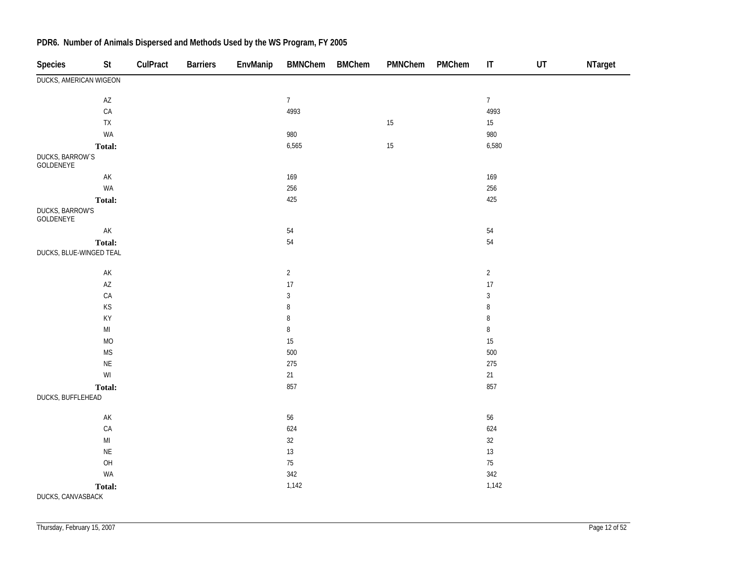## PDR6. Number of Animals Dispersed and Methods Used by the WS Program, FY 2005

| Species | St | CulPract | Barriers | EnvManip | BMNChem | BMChem | PMNChem | PMChem | IT | UT | NTarget |
|---|---|---|---|---|---|---|---|---|---|---|---|
| DUCKS, AMERICAN WIGEON | | | | | | | | | | | |
| | AZ | | | | 7 | | | | 7 | | |
| | CA | | | | 4993 | | | | 4993 | | |
| | TX | | | | | | 15 | | 15 | | |
| | WA | | | | 980 | | | | 980 | | |
| | **Total:** | | | | 6,565 | | 15 | | 6,580 | | |
| DUCKS, BARROW`S GOLDENEYE | | | | | | | | | | | |
| | AK | | | | 169 | | | | 169 | | |
| | WA | | | | 256 | | | | 256 | | |
| | **Total:** | | | | 425 | | | | 425 | | |
| DUCKS, BARROW'S GOLDENEYE | | | | | | | | | | | |
| | AK | | | | 54 | | | | 54 | | |
| | **Total:** | | | | 54 | | | | 54 | | |
| DUCKS, BLUE-WINGED TEAL | | | | | | | | | | | |
| | AK | | | | 2 | | | | 2 | | |
| | AZ | | | | 17 | | | | 17 | | |
| | CA | | | | 3 | | | | 3 | | |
| | KS | | | | 8 | | | | 8 | | |
| | KY | | | | 8 | | | | 8 | | |
| | MI | | | | 8 | | | | 8 | | |
| | MO | | | | 15 | | | | 15 | | |
| | MS | | | | 500 | | | | 500 | | |
| | NE | | | | 275 | | | | 275 | | |
| | WI | | | | 21 | | | | 21 | | |
| | **Total:** | | | | 857 | | | | 857 | | |
| DUCKS, BUFFLEHEAD | | | | | | | | | | | |
| | AK | | | | 56 | | | | 56 | | |
| | CA | | | | 624 | | | | 624 | | |
| | MI | | | | 32 | | | | 32 | | |
| | NE | | | | 13 | | | | 13 | | |
| | OH | | | | 75 | | | | 75 | | |
| | WA | | | | 342 | | | | 342 | | |
| | **Total:** | | | | 1,142 | | | | 1,142 | | |
| DUCKS, CANVASBACK | | | | | | | | | | | |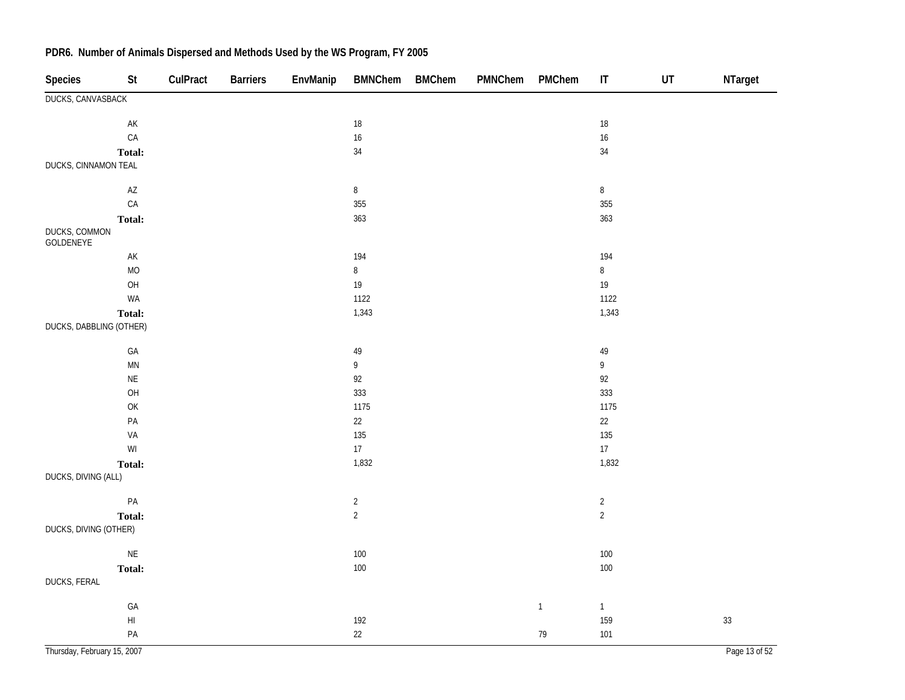## PDR6. Number of Animals Dispersed and Methods Used by the WS Program, FY 2005

| Species | St | CulPract | Barriers | EnvManip | BMNChem | BMChem | PMNChem | PMChem | IT | UT | NTarget |
|---|---|---|---|---|---|---|---|---|---|---|---|
| DUCKS, CANVASBACK | | | | | | | | | | | |
| | AK | | | | 18 | | | | 18 | | |
| | CA | | | | 16 | | | | 16 | | |
| | **Total:** | | | | 34 | | | | 34 | | |
| DUCKS, CINNAMON TEAL | | | | | | | | | | | |
| | AZ | | | | 8 | | | | 8 | | |
| | CA | | | | 355 | | | | 355 | | |
| | **Total:** | | | | 363 | | | | 363 | | |
| DUCKS, COMMON GOLDENEYE | | | | | | | | | | | |
| | AK | | | | 194 | | | | 194 | | |
| | MO | | | | 8 | | | | 8 | | |
| | OH | | | | 19 | | | | 19 | | |
| | WA | | | | 1122 | | | | 1122 | | |
| | **Total:** | | | | 1,343 | | | | 1,343 | | |
| DUCKS, DABBLING (OTHER) | | | | | | | | | | | |
| | GA | | | | 49 | | | | 49 | | |
| | MN | | | | 9 | | | | 9 | | |
| | NE | | | | 92 | | | | 92 | | |
| | OH | | | | 333 | | | | 333 | | |
| | OK | | | | 1175 | | | | 1175 | | |
| | PA | | | | 22 | | | | 22 | | |
| | VA | | | | 135 | | | | 135 | | |
| | WI | | | | 17 | | | | 17 | | |
| | **Total:** | | | | 1,832 | | | | 1,832 | | |
| DUCKS, DIVING (ALL) | | | | | | | | | | | |
| | PA | | | | 2 | | | | 2 | | |
| | **Total:** | | | | 2 | | | | 2 | | |
| DUCKS, DIVING (OTHER) | | | | | | | | | | | |
| | NE | | | | 100 | | | | 100 | | |
| | **Total:** | | | | 100 | | | | 100 | | |
| DUCKS, FERAL | | | | | | | | | | | |
| | GA | | | | | | | 1 | 1 | | |
| | HI | | | | 192 | | | | 159 | | 33 |
| | PA | | | | 22 | | | 79 | 101 | | |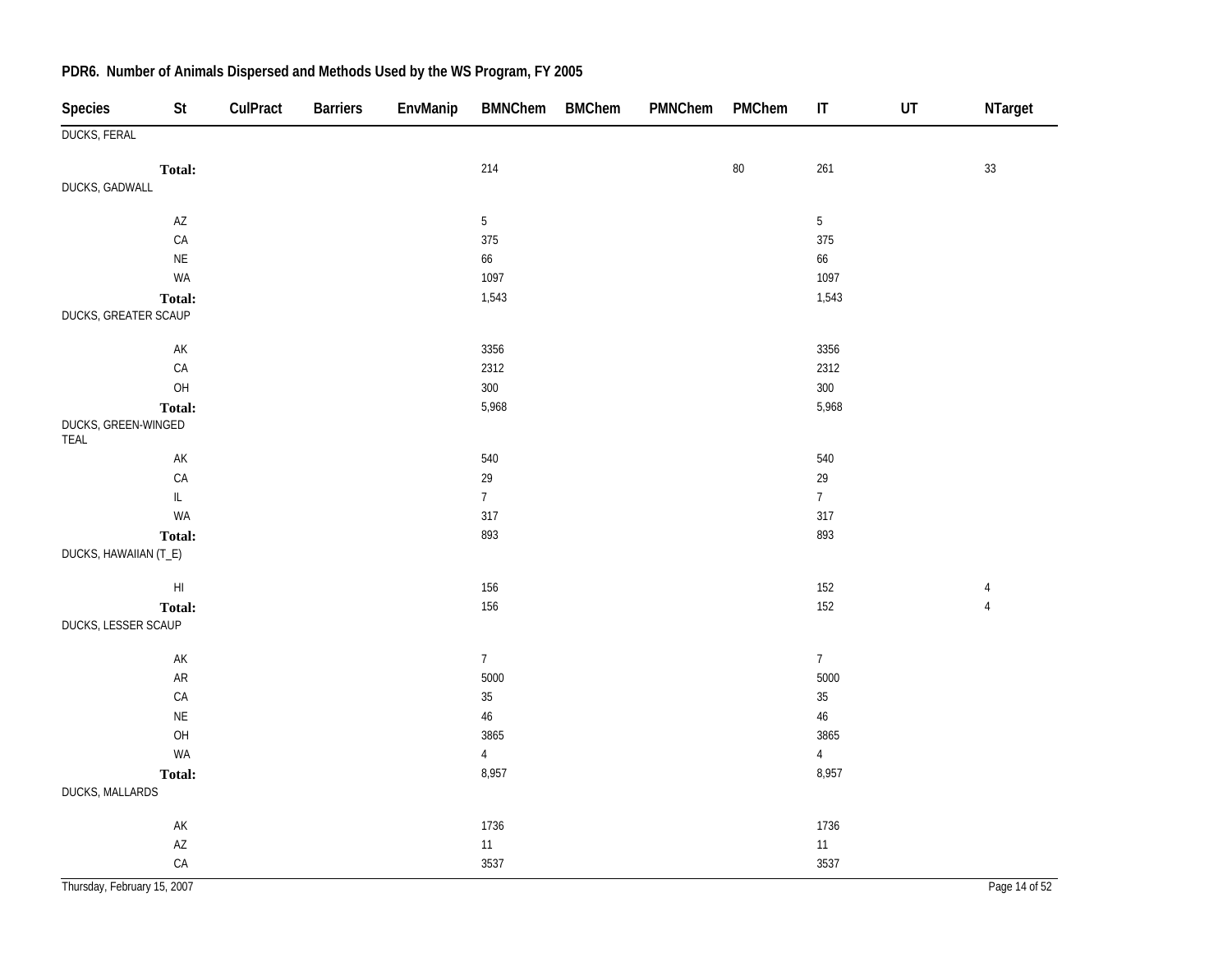## PDR6. Number of Animals Dispersed and Methods Used by the WS Program, FY 2005

| Species | St | CulPract | Barriers | EnvManip | BMNChem | BMChem | PMNChem | PMChem | IT | UT | NTarget |
|---|---|---|---|---|---|---|---|---|---|---|---|
| DUCKS, FERAL | | | | | | | | | | | |
| | **Total:** | | | | 214 | | | 80 | 261 | | 33 |
| DUCKS, GADWALL | | | | | | | | | | | |
| | AZ | | | | 5 | | | | 5 | | |
| | CA | | | | 375 | | | | 375 | | |
| | NE | | | | 66 | | | | 66 | | |
| | WA | | | | 1097 | | | | 1097 | | |
| | **Total:** | | | | 1,543 | | | | 1,543 | | |
| DUCKS, GREATER SCAUP | | | | | | | | | | | |
| | AK | | | | 3356 | | | | 3356 | | |
| | CA | | | | 2312 | | | | 2312 | | |
| | OH | | | | 300 | | | | 300 | | |
| | **Total:** | | | | 5,968 | | | | 5,968 | | |
| DUCKS, GREEN-WINGED TEAL | | | | | | | | | | | |
| | AK | | | | 540 | | | | 540 | | |
| | CA | | | | 29 | | | | 29 | | |
| | IL | | | | 7 | | | | 7 | | |
| | WA | | | | 317 | | | | 317 | | |
| | **Total:** | | | | 893 | | | | 893 | | |
| DUCKS, HAWAIIAN (T_E) | | | | | | | | | | | |
| | HI | | | | 156 | | | | 152 | | 4 |
| | **Total:** | | | | 156 | | | | 152 | | 4 |
| DUCKS, LESSER SCAUP | | | | | | | | | | | |
| | AK | | | | 7 | | | | 7 | | |
| | AR | | | | 5000 | | | | 5000 | | |
| | CA | | | | 35 | | | | 35 | | |
| | NE | | | | 46 | | | | 46 | | |
| | OH | | | | 3865 | | | | 3865 | | |
| | WA | | | | 4 | | | | 4 | | |
| | **Total:** | | | | 8,957 | | | | 8,957 | | |
| DUCKS, MALLARDS | | | | | | | | | | | |
| | AK | | | | 1736 | | | | 1736 | | |
| | AZ | | | | 11 | | | | 11 | | |
| | CA | | | | 3537 | | | | 3537 | | |

Thursday, February 15, 2007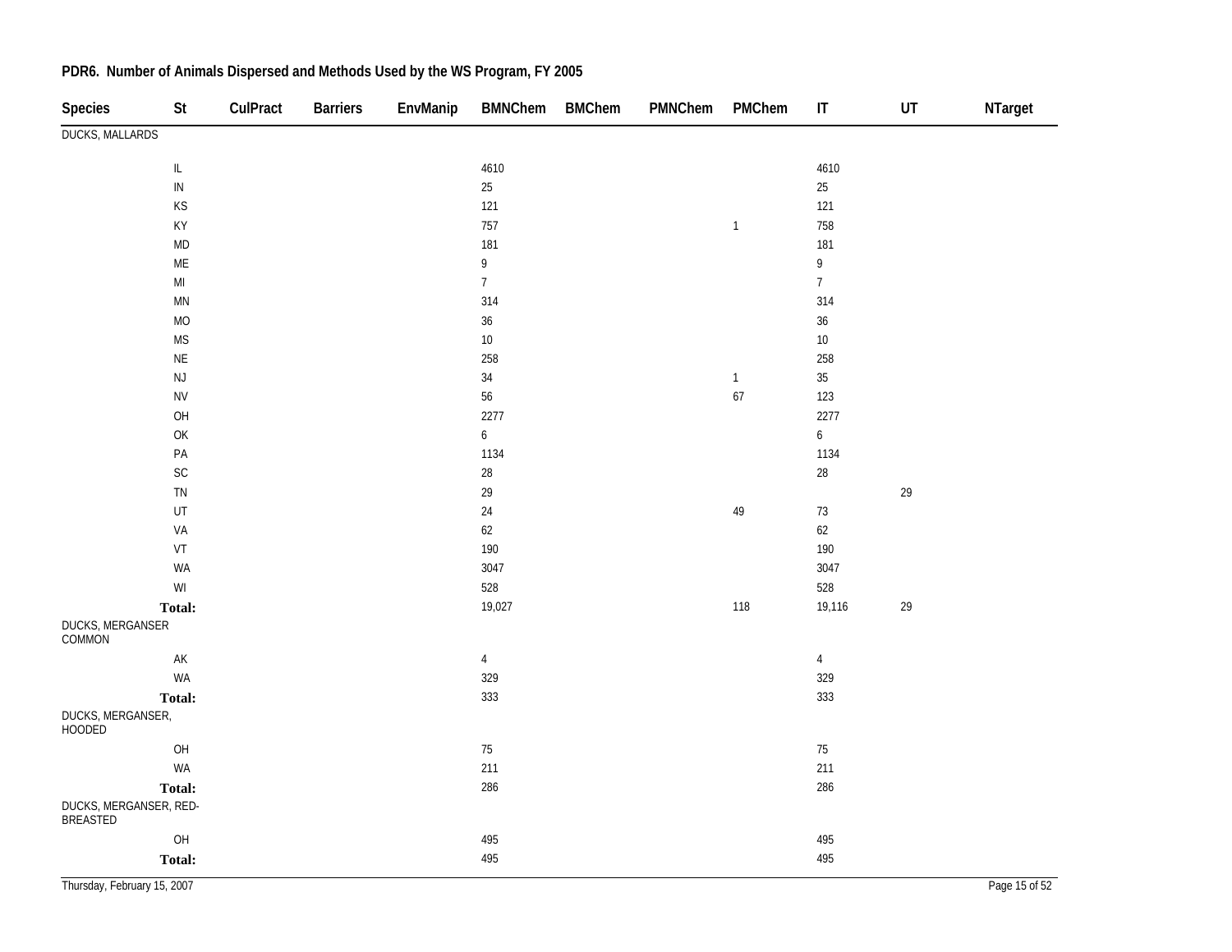## PDR6. Number of Animals Dispersed and Methods Used by the WS Program, FY 2005

| Species | St | CulPract | Barriers | EnvManip | BMNChem | BMChem | PMNChem | PMChem | IT | UT | NTarget |
|---|---|---|---|---|---|---|---|---|---|---|---|
| DUCKS, MALLARDS | | | | | | | | | | | |
| | IL | | | | 4610 | | | | 4610 | | |
| | IN | | | | 25 | | | | 25 | | |
| | KS | | | | 121 | | | | 121 | | |
| | KY | | | | 757 | | | 1 | 758 | | |
| | MD | | | | 181 | | | | 181 | | |
| | ME | | | | 9 | | | | 9 | | |
| | MI | | | | 7 | | | | 7 | | |
| | MN | | | | 314 | | | | 314 | | |
| | MO | | | | 36 | | | | 36 | | |
| | MS | | | | 10 | | | | 10 | | |
| | NE | | | | 258 | | | | 258 | | |
| | NJ | | | | 34 | | | 1 | 35 | | |
| | NV | | | | 56 | | | 67 | 123 | | |
| | OH | | | | 2277 | | | | 2277 | | |
| | OK | | | | 6 | | | | 6 | | |
| | PA | | | | 1134 | | | | 1134 | | |
| | SC | | | | 28 | | | | 28 | | |
| | TN | | | | 29 | | | | | 29 | |
| | UT | | | | 24 | | | 49 | 73 | | |
| | VA | | | | 62 | | | | 62 | | |
| | VT | | | | 190 | | | | 190 | | |
| | WA | | | | 3047 | | | | 3047 | | |
| | WI | | | | 528 | | | | 528 | | |
| | **Total:** | | | | 19,027 | | | 118 | 19,116 | 29 | |
| DUCKS, MERGANSER COMMON | | | | | | | | | | | |
| | AK | | | | 4 | | | | 4 | | |
| | WA | | | | 329 | | | | 329 | | |
| | **Total:** | | | | 333 | | | | 333 | | |
| DUCKS, MERGANSER, HOODED | | | | | | | | | | | |
| | OH | | | | 75 | | | | 75 | | |
| | WA | | | | 211 | | | | 211 | | |
| | **Total:** | | | | 286 | | | | 286 | | |
| DUCKS, MERGANSER, RED-BREASTED | | | | | | | | | | | |
| | OH | | | | 495 | | | | 495 | | |
| | **Total:** | | | | 495 | | | | 495 | | |

Thursday, February 15, 2007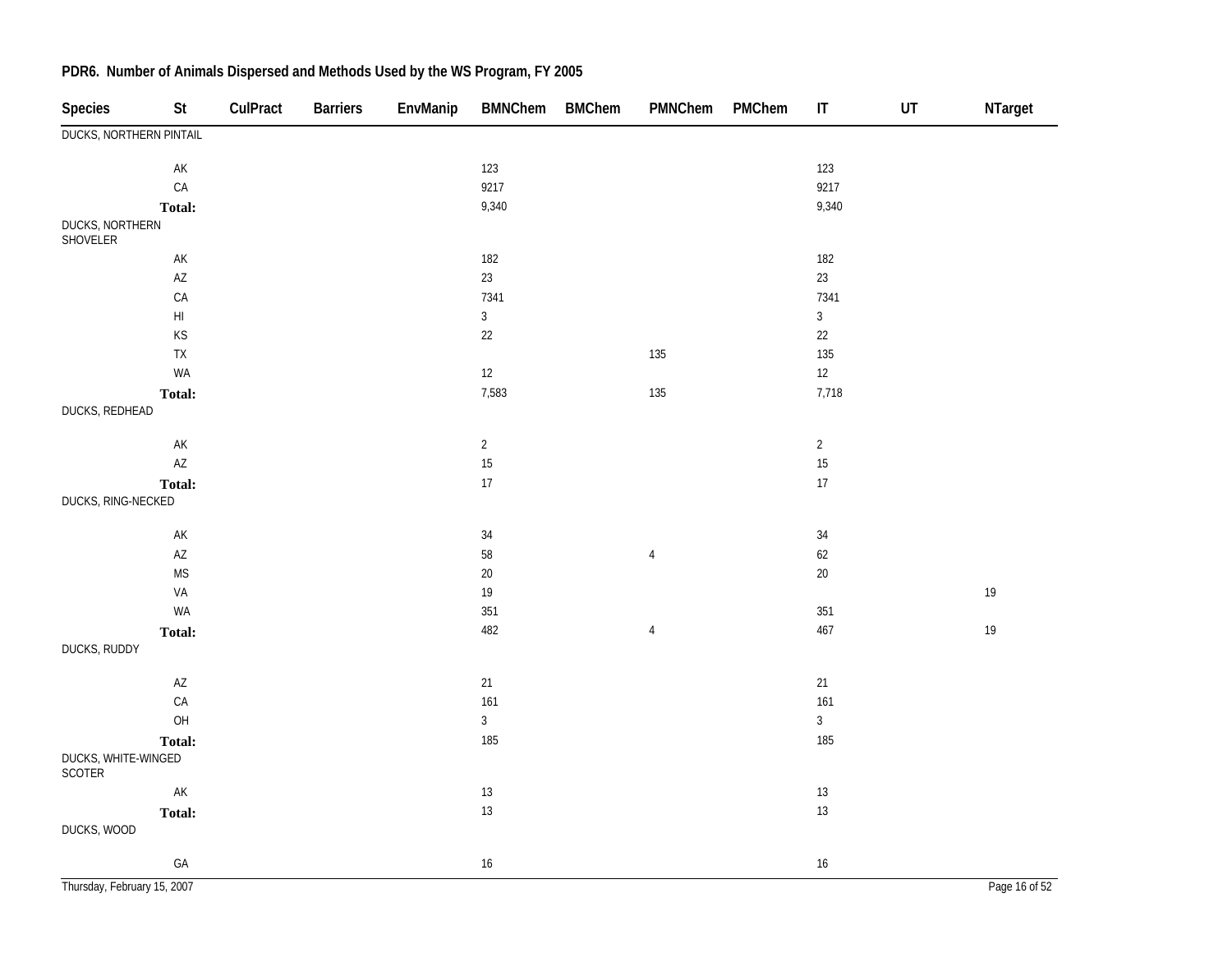## PDR6. Number of Animals Dispersed and Methods Used by the WS Program, FY 2005

| Species | St | CulPract | Barriers | EnvManip | BMNChem | BMChem | PMNChem | PMChem | IT | UT | NTarget |
|---|---|---|---|---|---|---|---|---|---|---|---|
| DUCKS, NORTHERN PINTAIL | | | | | | | | | | | |
| | AK | | | | 123 | | | | 123 | | |
| | CA | | | | 9217 | | | | 9217 | | |
| | **Total:** | | | | 9,340 | | | | 9,340 | | |
| DUCKS, NORTHERN SHOVELER | | | | | | | | | | | |
| | AK | | | | 182 | | | | 182 | | |
| | AZ | | | | 23 | | | | 23 | | |
| | CA | | | | 7341 | | | | 7341 | | |
| | HI | | | | 3 | | | | 3 | | |
| | KS | | | | 22 | | | | 22 | | |
| | TX | | | | | | 135 | | 135 | | |
| | WA | | | | 12 | | | | 12 | | |
| | **Total:** | | | | 7,583 | | 135 | | 7,718 | | |
| DUCKS, REDHEAD | | | | | | | | | | | |
| | AK | | | | 2 | | | | 2 | | |
| | AZ | | | | 15 | | | | 15 | | |
| | **Total:** | | | | 17 | | | | 17 | | |
| DUCKS, RING-NECKED | | | | | | | | | | | |
| | AK | | | | 34 | | | | 34 | | |
| | AZ | | | | 58 | | 4 | | 62 | | |
| | MS | | | | 20 | | | | 20 | | |
| | VA | | | | 19 | | | | | | 19 |
| | WA | | | | 351 | | | | 351 | | |
| | **Total:** | | | | 482 | | 4 | | 467 | | 19 |
| DUCKS, RUDDY | | | | | | | | | | | |
| | AZ | | | | 21 | | | | 21 | | |
| | CA | | | | 161 | | | | 161 | | |
| | OH | | | | 3 | | | | 3 | | |
| | **Total:** | | | | 185 | | | | 185 | | |
| DUCKS, WHITE-WINGED SCOTER | | | | | | | | | | | |
| | AK | | | | 13 | | | | 13 | | |
| | **Total:** | | | | 13 | | | | 13 | | |
| DUCKS, WOOD | | | | | | | | | | | |
| | GA | | | | 16 | | | | 16 | | |

Thursday, February 15, 2007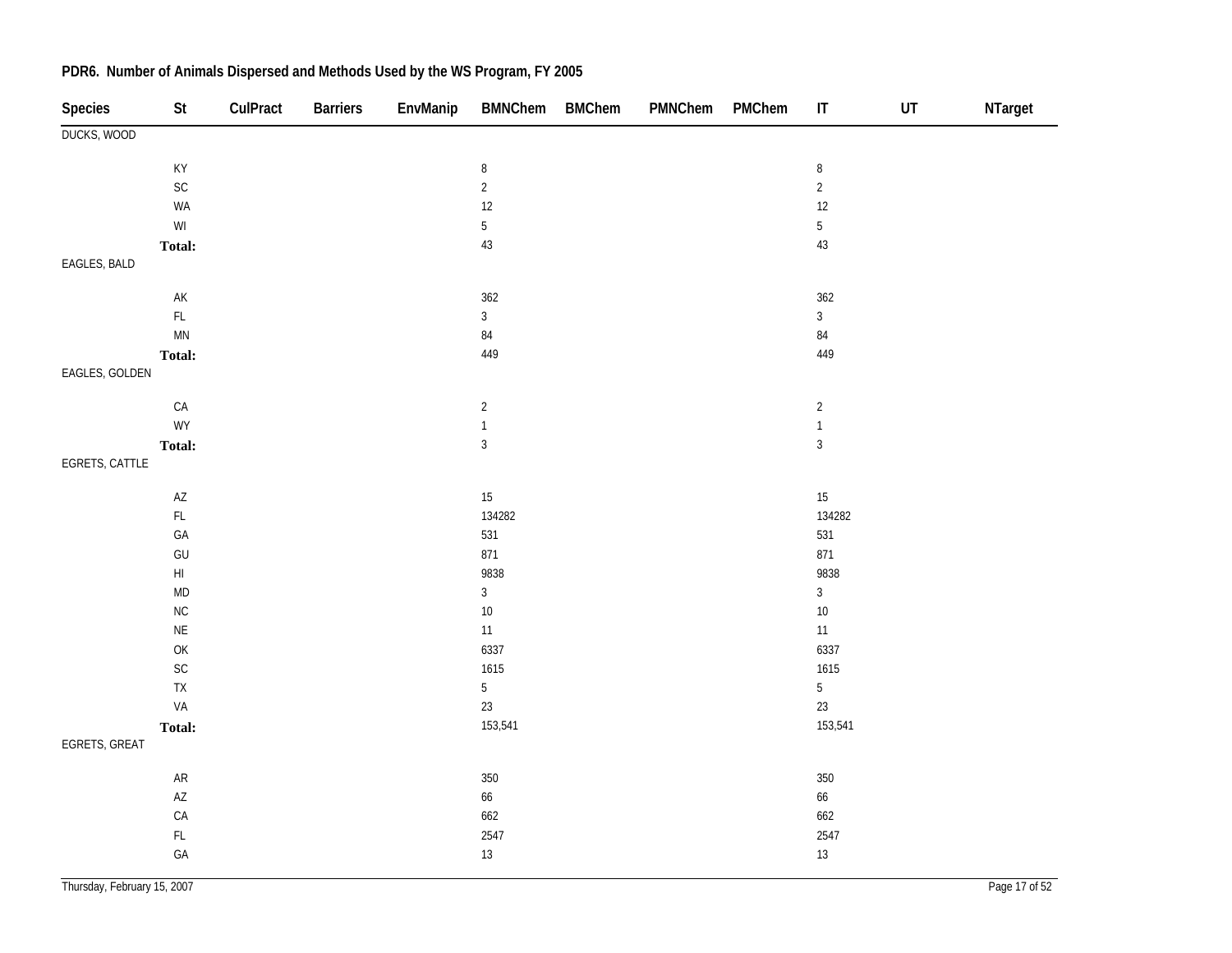**PDR6. Number of Animals Dispersed and Methods Used by the WS Program, FY 2005**

| Species | St | CulPract | Barriers | EnvManip | BMNChem | BMChem | PMNChem | PMChem | IT | UT | NTarget |
|---|---|---|---|---|---|---|---|---|---|---|---|
| DUCKS, WOOD | | | | | | | | | | | |
| | KY | | | | 8 | | | | 8 | | |
| | SC | | | | 2 | | | | 2 | | |
| | WA | | | | 12 | | | | 12 | | |
| | WI | | | | 5 | | | | 5 | | |
| | **Total:** | | | | 43 | | | | 43 | | |
| EAGLES, BALD | | | | | | | | | | | |
| | AK | | | | 362 | | | | 362 | | |
| | FL | | | | 3 | | | | 3 | | |
| | MN | | | | 84 | | | | 84 | | |
| | **Total:** | | | | 449 | | | | 449 | | |
| EAGLES, GOLDEN | | | | | | | | | | | |
| | CA | | | | 2 | | | | 2 | | |
| | WY | | | | 1 | | | | 1 | | |
| | **Total:** | | | | 3 | | | | 3 | | |
| EGRETS, CATTLE | | | | | | | | | | | |
| | AZ | | | | 15 | | | | 15 | | |
| | FL | | | | 134282 | | | | 134282 | | |
| | GA | | | | 531 | | | | 531 | | |
| | GU | | | | 871 | | | | 871 | | |
| | HI | | | | 9838 | | | | 9838 | | |
| | MD | | | | 3 | | | | 3 | | |
| | NC | | | | 10 | | | | 10 | | |
| | NE | | | | 11 | | | | 11 | | |
| | OK | | | | 6337 | | | | 6337 | | |
| | SC | | | | 1615 | | | | 1615 | | |
| | TX | | | | 5 | | | | 5 | | |
| | VA | | | | 23 | | | | 23 | | |
| | **Total:** | | | | 153,541 | | | | 153,541 | | |
| EGRETS, GREAT | | | | | | | | | | | |
| | AR | | | | 350 | | | | 350 | | |
| | AZ | | | | 66 | | | | 66 | | |
| | CA | | | | 662 | | | | 662 | | |
| | FL | | | | 2547 | | | | 2547 | | |
| | GA | | | | 13 | | | | 13 | | |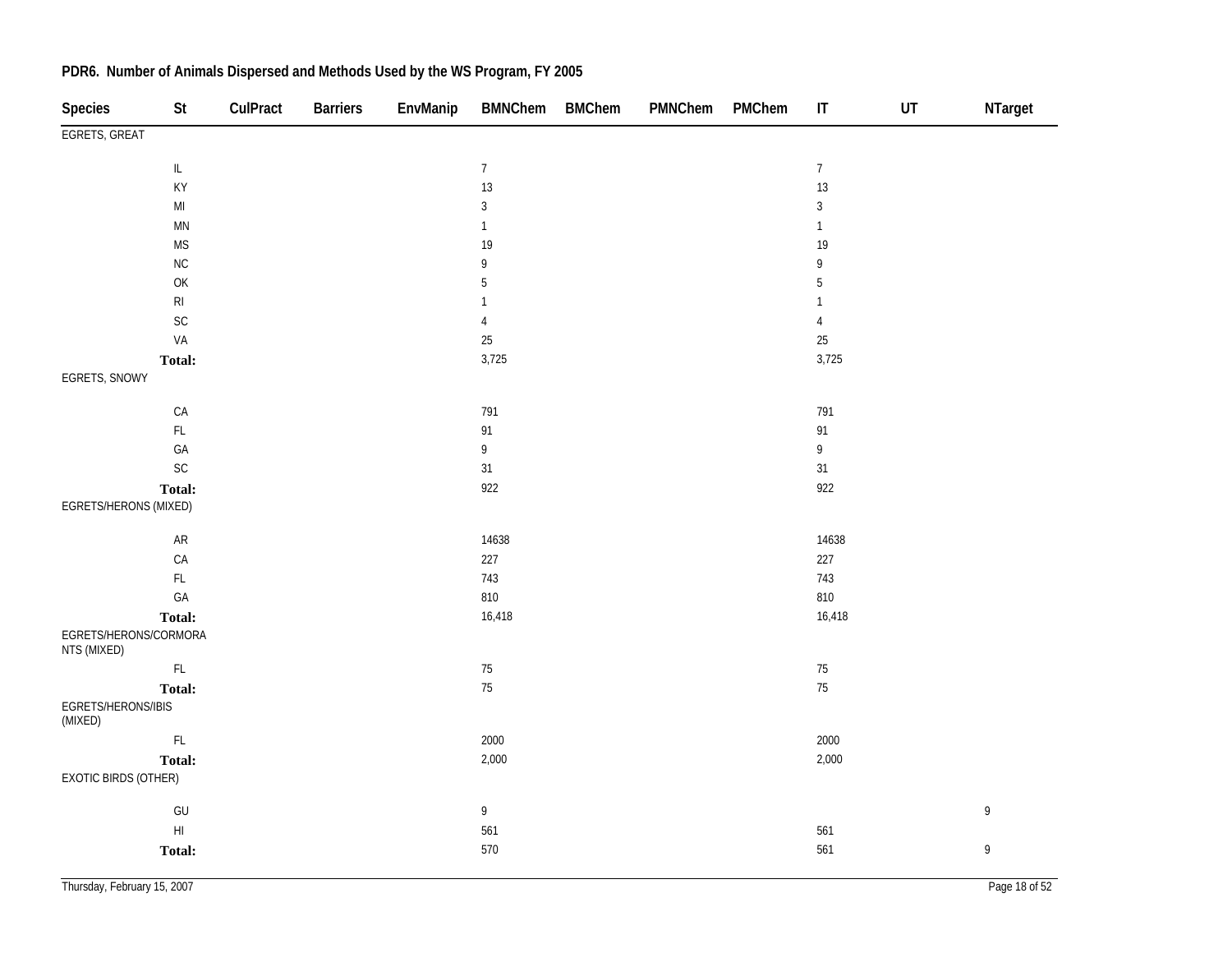**PDR6. Number of Animals Dispersed and Methods Used by the WS Program, FY 2005**

| Species | St | CulPract | Barriers | EnvManip | BMNChem | BMChem | PMNChem | PMChem | IT | UT | NTarget |
|---|---|---|---|---|---|---|---|---|---|---|---|
| EGRETS, GREAT | | | | | | | | | | | |
| | IL | | | | 7 | | | | 7 | | |
| | KY | | | | 13 | | | | 13 | | |
| | MI | | | | 3 | | | | 3 | | |
| | MN | | | | 1 | | | | 1 | | |
| | MS | | | | 19 | | | | 19 | | |
| | NC | | | | 9 | | | | 9 | | |
| | OK | | | | 5 | | | | 5 | | |
| | RI | | | | 1 | | | | 1 | | |
| | SC | | | | 4 | | | | 4 | | |
| | VA | | | | 25 | | | | 25 | | |
| | **Total:** | | | | 3,725 | | | | 3,725 | | |
| EGRETS, SNOWY | | | | | | | | | | | |
| | CA | | | | 791 | | | | 791 | | |
| | FL | | | | 91 | | | | 91 | | |
| | GA | | | | 9 | | | | 9 | | |
| | SC | | | | 31 | | | | 31 | | |
| | **Total:** | | | | 922 | | | | 922 | | |
| EGRETS/HERONS (MIXED) | | | | | | | | | | | |
| | AR | | | | 14638 | | | | 14638 | | |
| | CA | | | | 227 | | | | 227 | | |
| | FL | | | | 743 | | | | 743 | | |
| | GA | | | | 810 | | | | 810 | | |
| | **Total:** | | | | 16,418 | | | | 16,418 | | |
| EGRETS/HERONS/CORMORANTS (MIXED) | | | | | | | | | | | |
| | FL | | | | 75 | | | | 75 | | |
| | **Total:** | | | | 75 | | | | 75 | | |
| EGRETS/HERONS/IBIS (MIXED) | | | | | | | | | | | |
| | FL | | | | 2000 | | | | 2000 | | |
| | **Total:** | | | | 2,000 | | | | 2,000 | | |
| EXOTIC BIRDS (OTHER) | | | | | | | | | | | |
| | GU | | | | 9 | | | | | | 9 |
| | HI | | | | 561 | | | | 561 | | |
| | **Total:** | | | | 570 | | | | 561 | | 9 |

Thursday, February 15, 2007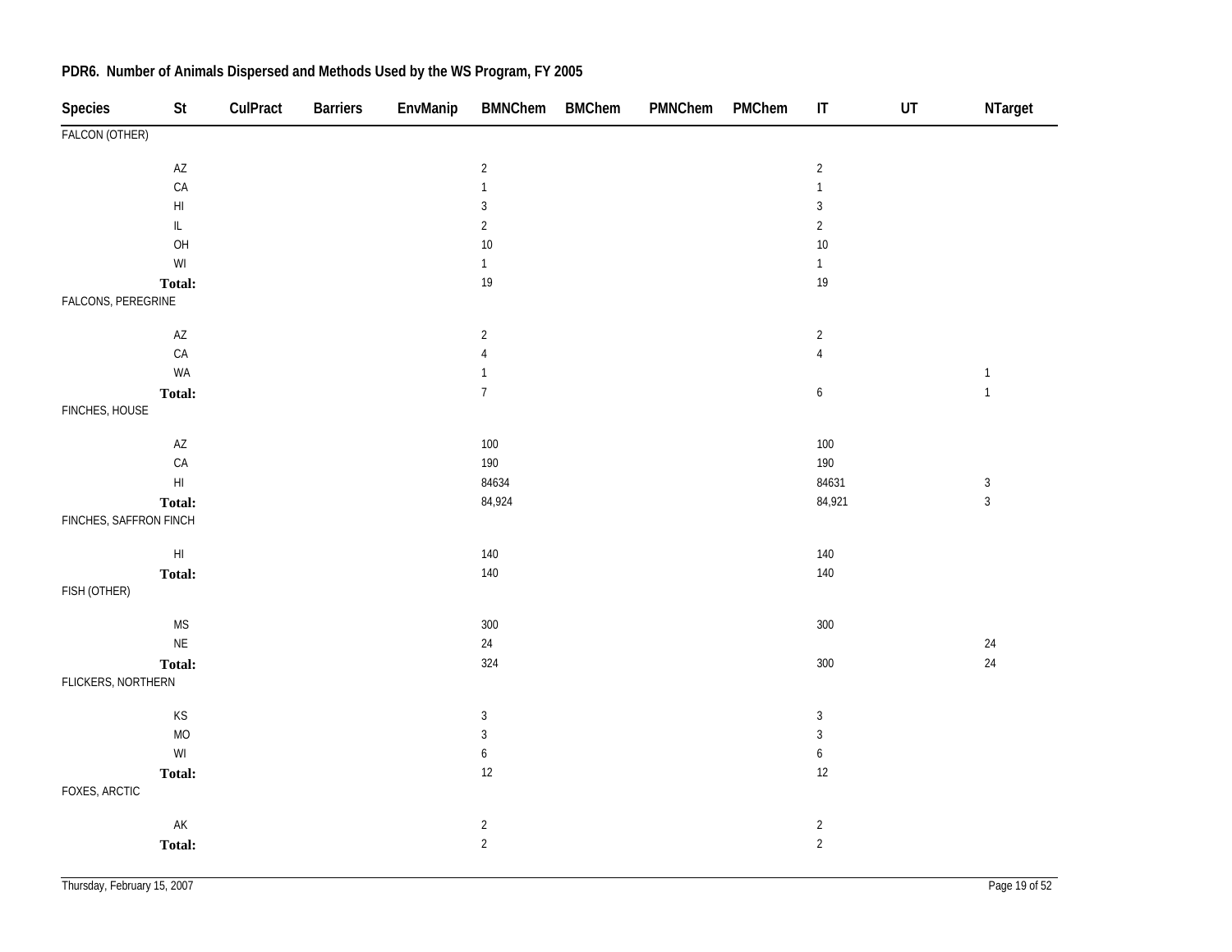## PDR6. Number of Animals Dispersed and Methods Used by the WS Program, FY 2005

| Species | St | CulPract | Barriers | EnvManip | BMNChem | BMChem | PMNChem | PMChem | IT | UT | NTarget |
|---|---|---|---|---|---|---|---|---|---|---|---|
| FALCON (OTHER) | | | | | | | | | | | |
| | AZ | | | | 2 | | | | 2 | | |
| | CA | | | | 1 | | | | 1 | | |
| | HI | | | | 3 | | | | 3 | | |
| | IL | | | | 2 | | | | 2 | | |
| | OH | | | | 10 | | | | 10 | | |
| | WI | | | | 1 | | | | 1 | | |
| | **Total:** | | | | 19 | | | | 19 | | |
| FALCONS, PEREGRINE | | | | | | | | | | | |
| | AZ | | | | 2 | | | | 2 | | |
| | CA | | | | 4 | | | | 4 | | |
| | WA | | | | 1 | | | | | | 1 |
| | **Total:** | | | | 7 | | | | 6 | | 1 |
| FINCHES, HOUSE | | | | | | | | | | | |
| | AZ | | | | 100 | | | | 100 | | |
| | CA | | | | 190 | | | | 190 | | |
| | HI | | | | 84634 | | | | 84631 | | 3 |
| | **Total:** | | | | 84,924 | | | | 84,921 | | 3 |
| FINCHES, SAFFRON FINCH | | | | | | | | | | | |
| | HI | | | | 140 | | | | 140 | | |
| | **Total:** | | | | 140 | | | | 140 | | |
| FISH (OTHER) | | | | | | | | | | | |
| | MS | | | | 300 | | | | 300 | | |
| | NE | | | | 24 | | | | | | 24 |
| | **Total:** | | | | 324 | | | | 300 | | 24 |
| FLICKERS, NORTHERN | | | | | | | | | | | |
| | KS | | | | 3 | | | | 3 | | |
| | MO | | | | 3 | | | | 3 | | |
| | WI | | | | 6 | | | | 6 | | |
| | **Total:** | | | | 12 | | | | 12 | | |
| FOXES, ARCTIC | | | | | | | | | | | |
| | AK | | | | 2 | | | | 2 | | |
| | **Total:** | | | | 2 | | | | 2 | | |

Thursday, February 15, 2007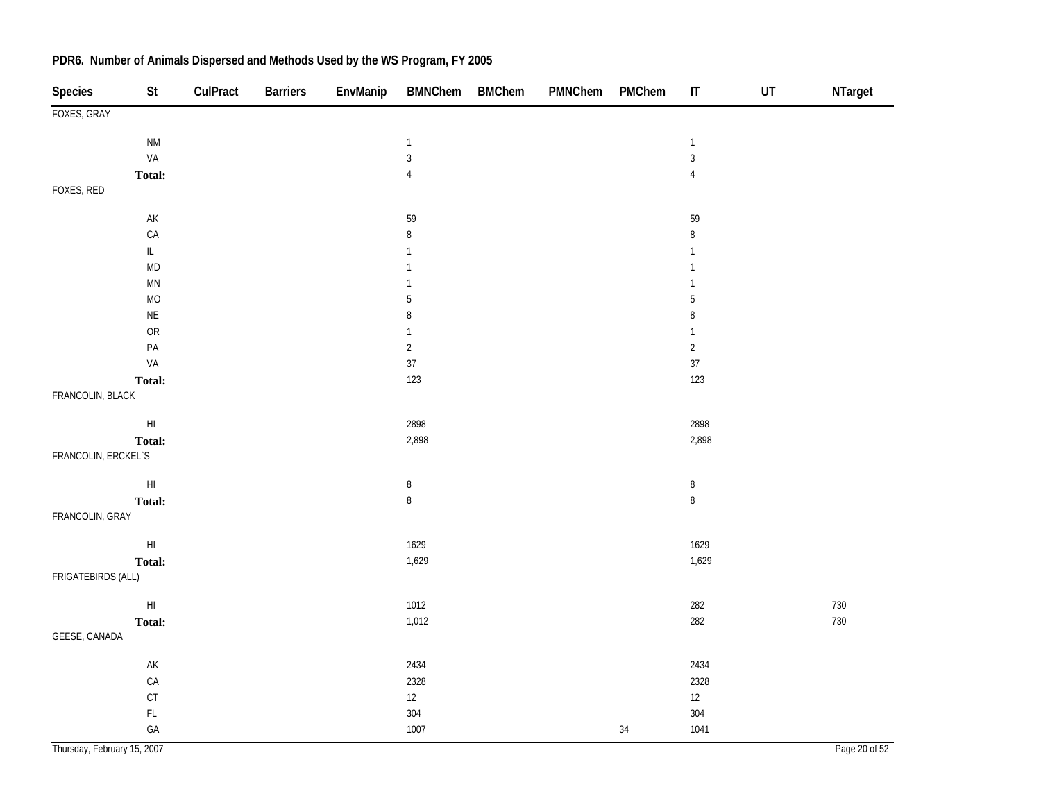## PDR6. Number of Animals Dispersed and Methods Used by the WS Program, FY 2005

| Species | St | CulPract | Barriers | EnvManip | BMNChem | BMChem | PMNChem | PMChem | IT | UT | NTarget |
|---|---|---|---|---|---|---|---|---|---|---|---|
| FOXES, GRAY | | | | | | | | | | | |
| | NM | | | | 1 | | | | 1 | | |
| | VA | | | | 3 | | | | 3 | | |
| | **Total:** | | | | 4 | | | | 4 | | |
| FOXES, RED | | | | | | | | | | | |
| | AK | | | | 59 | | | | 59 | | |
| | CA | | | | 8 | | | | 8 | | |
| | IL | | | | 1 | | | | 1 | | |
| | MD | | | | 1 | | | | 1 | | |
| | MN | | | | 1 | | | | 1 | | |
| | MO | | | | 5 | | | | 5 | | |
| | NE | | | | 8 | | | | 8 | | |
| | OR | | | | 1 | | | | 1 | | |
| | PA | | | | 2 | | | | 2 | | |
| | VA | | | | 37 | | | | 37 | | |
| | **Total:** | | | | 123 | | | | 123 | | |
| FRANCOLIN, BLACK | | | | | | | | | | | |
| | HI | | | | 2898 | | | | 2898 | | |
| | **Total:** | | | | 2,898 | | | | 2,898 | | |
| FRANCOLIN, ERCKEL`S | | | | | | | | | | | |
| | HI | | | | 8 | | | | 8 | | |
| | **Total:** | | | | 8 | | | | 8 | | |
| FRANCOLIN, GRAY | | | | | | | | | | | |
| | HI | | | | 1629 | | | | 1629 | | |
| | **Total:** | | | | 1,629 | | | | 1,629 | | |
| FRIGATEBIRDS (ALL) | | | | | | | | | | | |
| | HI | | | | 1012 | | | | 282 | | 730 |
| | **Total:** | | | | 1,012 | | | | 282 | | 730 |
| GEESE, CANADA | | | | | | | | | | | |
| | AK | | | | 2434 | | | | 2434 | | |
| | CA | | | | 2328 | | | | 2328 | | |
| | CT | | | | 12 | | | | 12 | | |
| | FL | | | | 304 | | | | 304 | | |
| | GA | | | | 1007 | | | 34 | 1041 | | |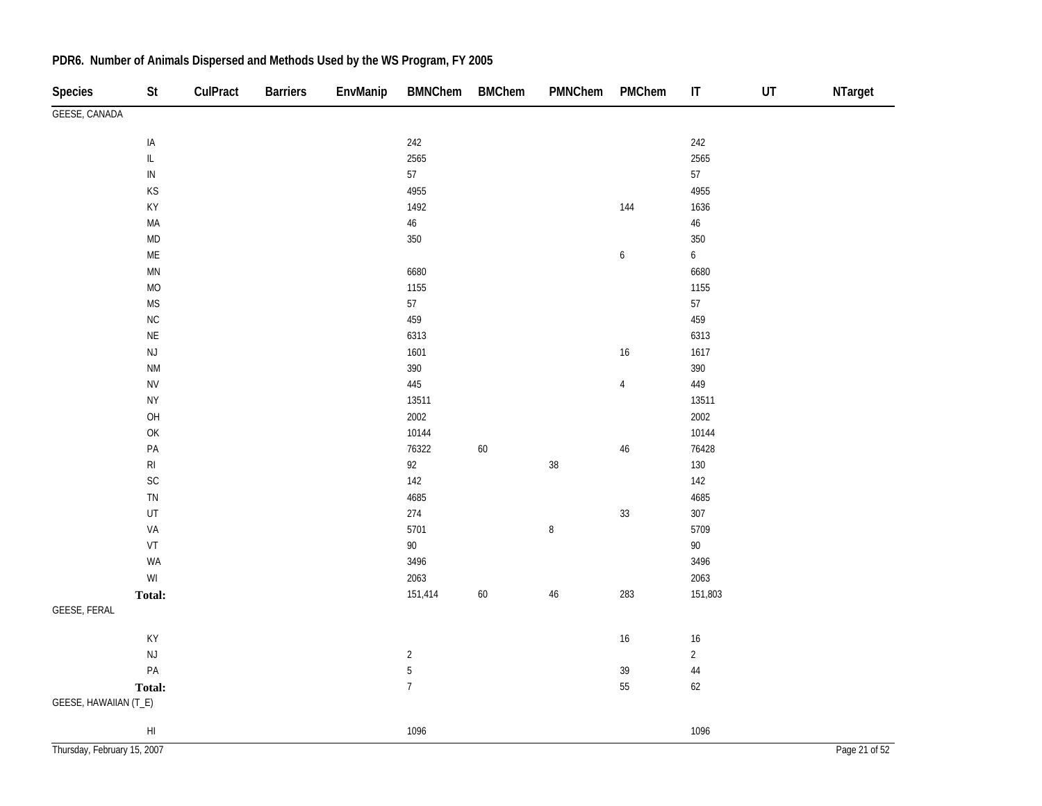**PDR6. Number of Animals Dispersed and Methods Used by the WS Program, FY 2005**

| Species | St | CulPract | Barriers | EnvManip | BMNChem | BMChem | PMNChem | PMChem | IT | UT | NTarget |
|---|---|---|---|---|---|---|---|---|---|---|---|
| GEESE, CANADA | | | | | | | | | | | |
| | IA | | | | 242 | | | | 242 | | |
| | IL | | | | 2565 | | | | 2565 | | |
| | IN | | | | 57 | | | | 57 | | |
| | KS | | | | 4955 | | | | 4955 | | |
| | KY | | | | 1492 | | | 144 | 1636 | | |
| | MA | | | | 46 | | | | 46 | | |
| | MD | | | | 350 | | | | 350 | | |
| | ME | | | | | | | 6 | 6 | | |
| | MN | | | | 6680 | | | | 6680 | | |
| | MO | | | | 1155 | | | | 1155 | | |
| | MS | | | | 57 | | | | 57 | | |
| | NC | | | | 459 | | | | 459 | | |
| | NE | | | | 6313 | | | | 6313 | | |
| | NJ | | | | 1601 | | | 16 | 1617 | | |
| | NM | | | | 390 | | | | 390 | | |
| | NV | | | | 445 | | | 4 | 449 | | |
| | NY | | | | 13511 | | | | 13511 | | |
| | OH | | | | 2002 | | | | 2002 | | |
| | OK | | | | 10144 | | | | 10144 | | |
| | PA | | | | 76322 | 60 | | 46 | 76428 | | |
| | RI | | | | 92 | | 38 | | 130 | | |
| | SC | | | | 142 | | | | 142 | | |
| | TN | | | | 4685 | | | | 4685 | | |
| | UT | | | | 274 | | | 33 | 307 | | |
| | VA | | | | 5701 | | 8 | | 5709 | | |
| | VT | | | | 90 | | | | 90 | | |
| | WA | | | | 3496 | | | | 3496 | | |
| | WI | | | | 2063 | | | | 2063 | | |
| | **Total:** | | | | 151,414 | 60 | 46 | 283 | 151,803 | | |
| GEESE, FERAL | | | | | | | | | | | |
| | KY | | | | | | | 16 | 16 | | |
| | NJ | | | | 2 | | | | 2 | | |
| | PA | | | | 5 | | | 39 | 44 | | |
| | **Total:** | | | | 7 | | | 55 | 62 | | |
| GEESE, HAWAIIAN (T_E) | | | | | | | | | | | |
| | HI | | | | 1096 | | | | 1096 | | |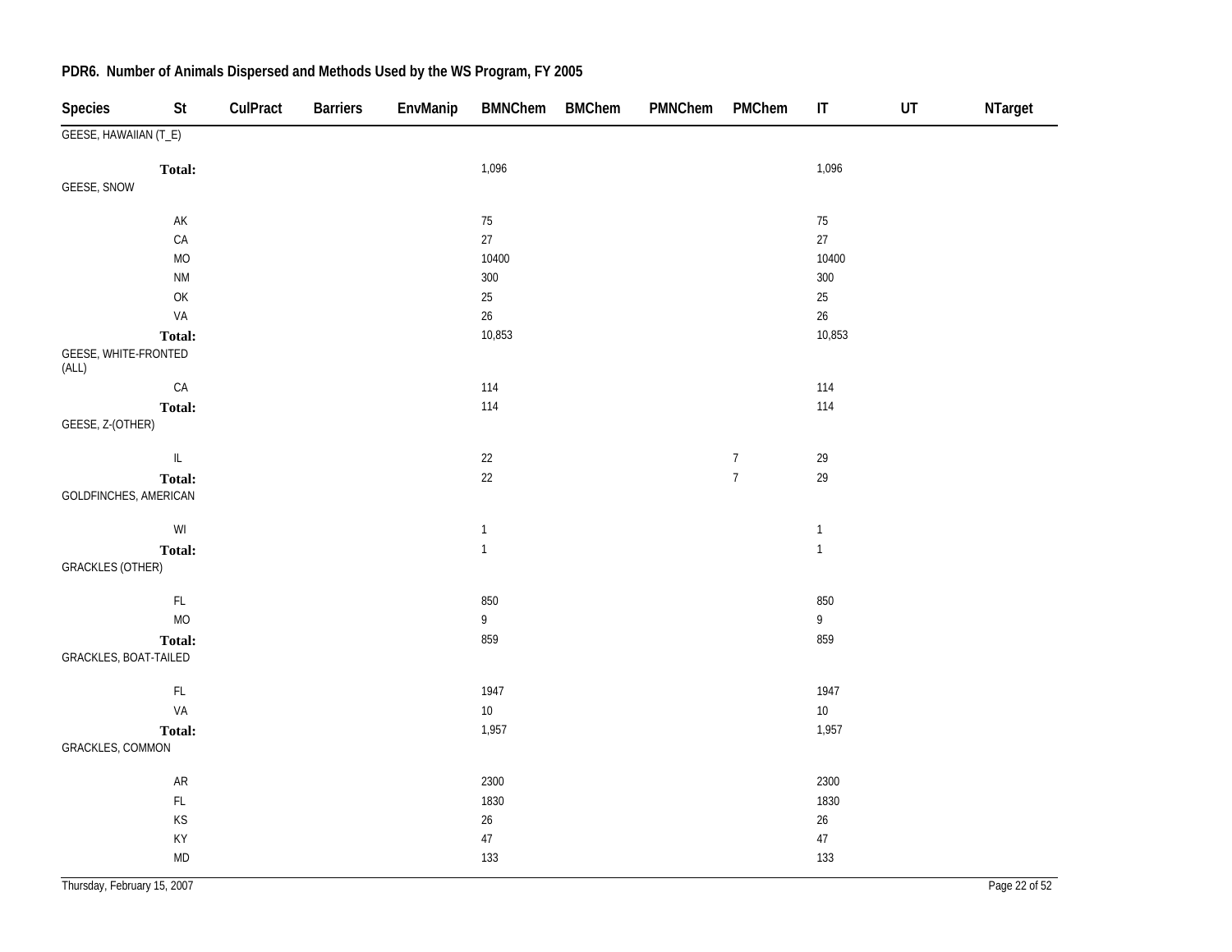## PDR6. Number of Animals Dispersed and Methods Used by the WS Program, FY 2005

| Species | St | CulPract | Barriers | EnvManip | BMNChem | BMChem | PMNChem | PMChem | IT | UT | NTarget |
|---|---|---|---|---|---|---|---|---|---|---|---|
| GEESE, HAWAIIAN (T_E) | | | | | | | | | | | |
| | **Total:** | | | | 1,096 | | | | 1,096 | | |
| GEESE, SNOW | | | | | | | | | | | |
| | AK | | | | 75 | | | | 75 | | |
| | CA | | | | 27 | | | | 27 | | |
| | MO | | | | 10400 | | | | 10400 | | |
| | NM | | | | 300 | | | | 300 | | |
| | OK | | | | 25 | | | | 25 | | |
| | VA | | | | 26 | | | | 26 | | |
| | **Total:** | | | | 10,853 | | | | 10,853 | | |
| GEESE, WHITE-FRONTED (ALL) | | | | | | | | | | | |
| | CA | | | | 114 | | | | 114 | | |
| | **Total:** | | | | 114 | | | | 114 | | |
| GEESE, Z-(OTHER) | | | | | | | | | | | |
| | IL | | | | 22 | | | 7 | 29 | | |
| | **Total:** | | | | 22 | | | 7 | 29 | | |
| GOLDFINCHES, AMERICAN | | | | | | | | | | | |
| | WI | | | | 1 | | | | 1 | | |
| | **Total:** | | | | 1 | | | | 1 | | |
| GRACKLES (OTHER) | | | | | | | | | | | |
| | FL | | | | 850 | | | | 850 | | |
| | MO | | | | 9 | | | | 9 | | |
| | **Total:** | | | | 859 | | | | 859 | | |
| GRACKLES, BOAT-TAILED | | | | | | | | | | | |
| | FL | | | | 1947 | | | | 1947 | | |
| | VA | | | | 10 | | | | 10 | | |
| | **Total:** | | | | 1,957 | | | | 1,957 | | |
| GRACKLES, COMMON | | | | | | | | | | | |
| | AR | | | | 2300 | | | | 2300 | | |
| | FL | | | | 1830 | | | | 1830 | | |
| | KS | | | | 26 | | | | 26 | | |
| | KY | | | | 47 | | | | 47 | | |
| | MD | | | | 133 | | | | 133 | | |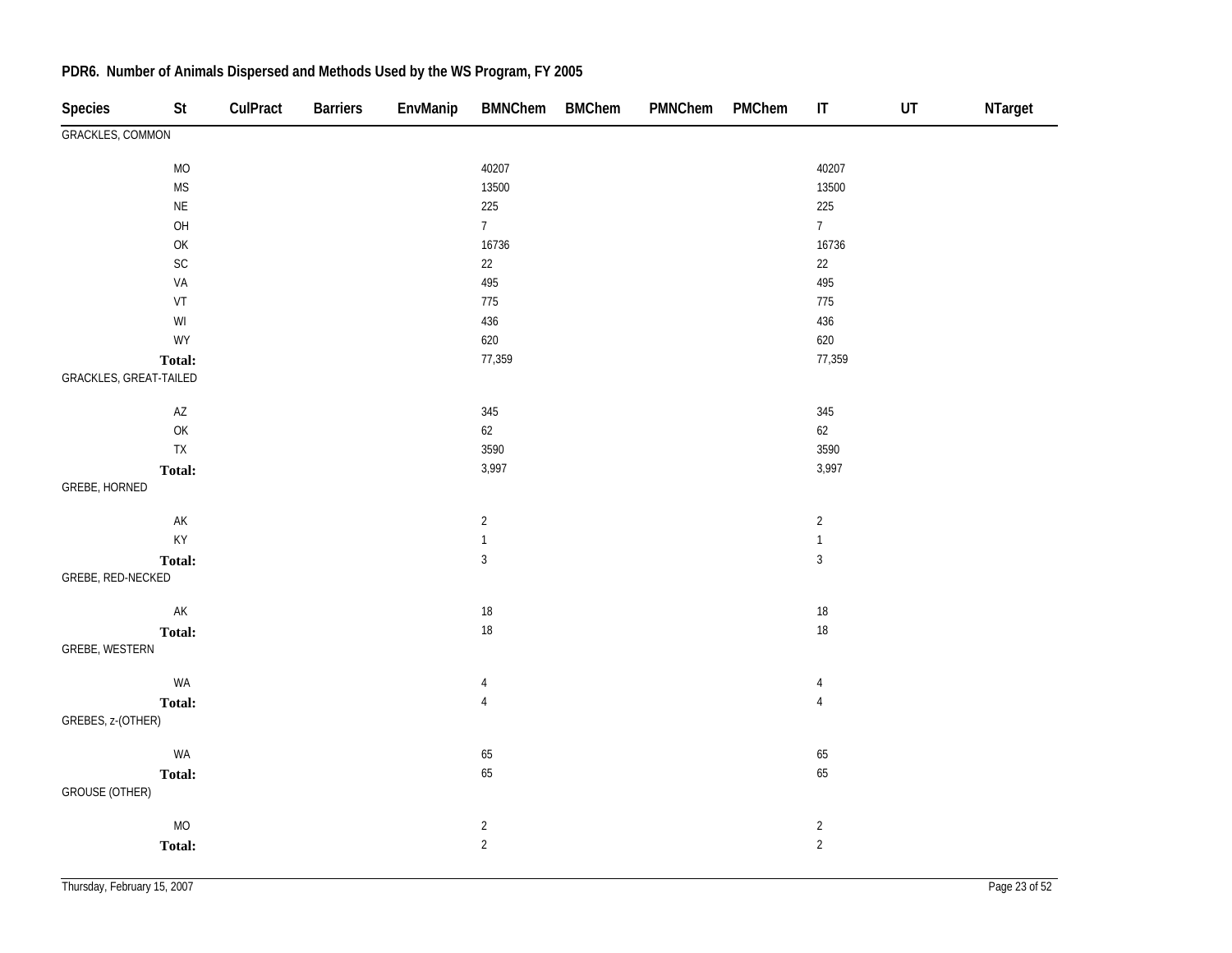## PDR6. Number of Animals Dispersed and Methods Used by the WS Program, FY 2005

| Species | St | CulPract | Barriers | EnvManip | BMNChem | BMChem | PMNChem | PMChem | IT | UT | NTarget |
|---|---|---|---|---|---|---|---|---|---|---|---|
| GRACKLES, COMMON | | | | | | | | | | | |
| | MO | | | | 40207 | | | | 40207 | | |
| | MS | | | | 13500 | | | | 13500 | | |
| | NE | | | | 225 | | | | 225 | | |
| | OH | | | | 7 | | | | 7 | | |
| | OK | | | | 16736 | | | | 16736 | | |
| | SC | | | | 22 | | | | 22 | | |
| | VA | | | | 495 | | | | 495 | | |
| | VT | | | | 775 | | | | 775 | | |
| | WI | | | | 436 | | | | 436 | | |
| | WY | | | | 620 | | | | 620 | | |
| | **Total:** | | | | 77,359 | | | | 77,359 | | |
| GRACKLES, GREAT-TAILED | | | | | | | | | | | |
| | AZ | | | | 345 | | | | 345 | | |
| | OK | | | | 62 | | | | 62 | | |
| | TX | | | | 3590 | | | | 3590 | | |
| | **Total:** | | | | 3,997 | | | | 3,997 | | |
| GREBE, HORNED | | | | | | | | | | | |
| | AK | | | | 2 | | | | 2 | | |
| | KY | | | | 1 | | | | 1 | | |
| | **Total:** | | | | 3 | | | | 3 | | |
| GREBE, RED-NECKED | | | | | | | | | | | |
| | AK | | | | 18 | | | | 18 | | |
| | **Total:** | | | | 18 | | | | 18 | | |
| GREBE, WESTERN | | | | | | | | | | | |
| | WA | | | | 4 | | | | 4 | | |
| | **Total:** | | | | 4 | | | | 4 | | |
| GREBES, z-(OTHER) | | | | | | | | | | | |
| | WA | | | | 65 | | | | 65 | | |
| | **Total:** | | | | 65 | | | | 65 | | |
| GROUSE (OTHER) | | | | | | | | | | | |
| | MO | | | | 2 | | | | 2 | | |
| | **Total:** | | | | 2 | | | | 2 | | |

Thursday, February 15, 2007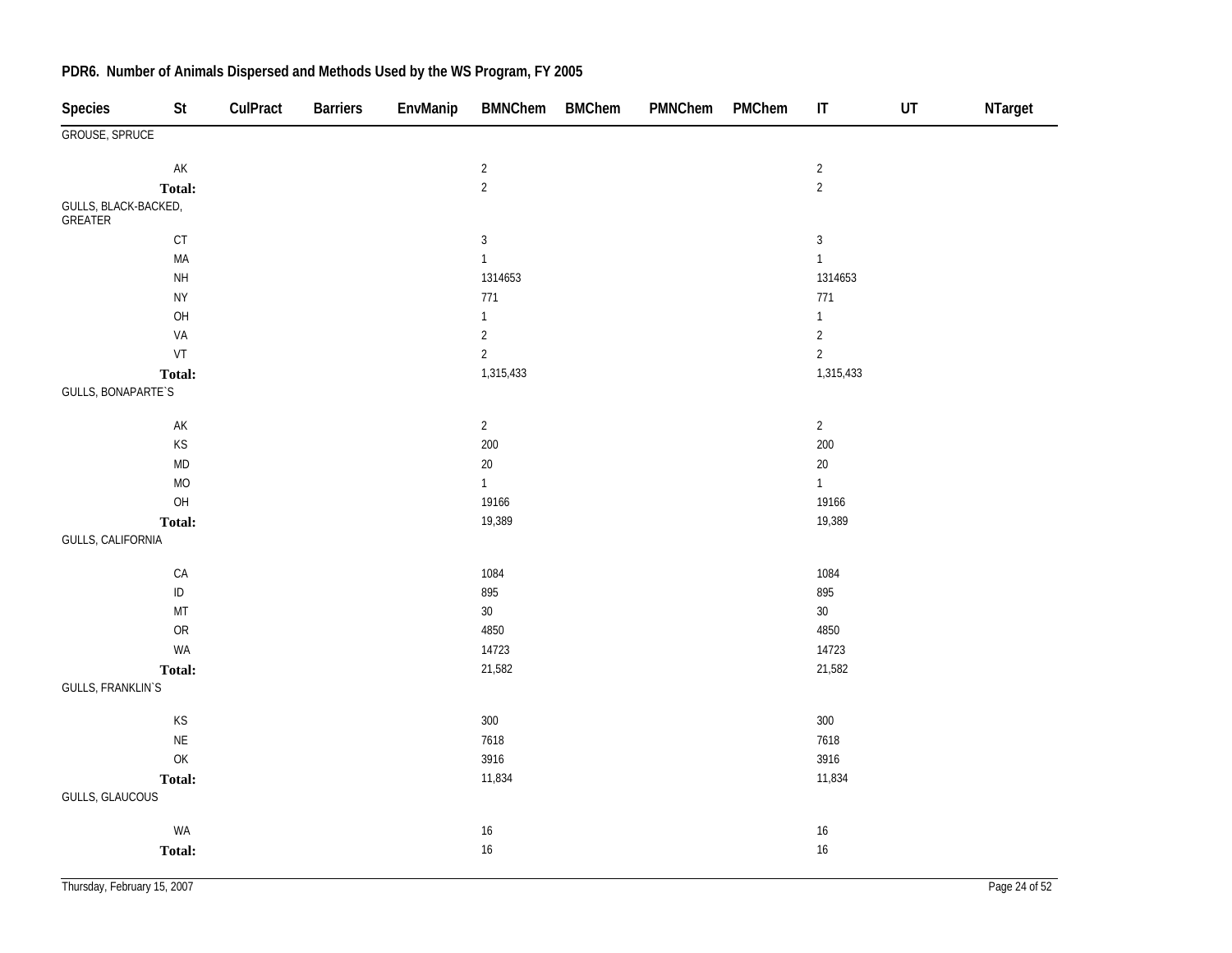## PDR6. Number of Animals Dispersed and Methods Used by the WS Program, FY 2005

| Species | St | CulPract | Barriers | EnvManip | BMNChem | BMChem | PMNChem | PMChem | IT | UT | NTarget |
|---|---|---|---|---|---|---|---|---|---|---|---|
| GROUSE, SPRUCE | | | | | | | | | | | |
| | AK | | | | 2 | | | | 2 | | |
| | **Total:** | | | | 2 | | | | 2 | | |
| GULLS, BLACK-BACKED, GREATER | | | | | | | | | | | |
| | CT | | | | 3 | | | | 3 | | |
| | MA | | | | 1 | | | | 1 | | |
| | NH | | | | 1314653 | | | | 1314653 | | |
| | NY | | | | 771 | | | | 771 | | |
| | OH | | | | 1 | | | | 1 | | |
| | VA | | | | 2 | | | | 2 | | |
| | VT | | | | 2 | | | | 2 | | |
| | **Total:** | | | | 1,315,433 | | | | 1,315,433 | | |
| GULLS, BONAPARTE`S | | | | | | | | | | | |
| | AK | | | | 2 | | | | 2 | | |
| | KS | | | | 200 | | | | 200 | | |
| | MD | | | | 20 | | | | 20 | | |
| | MO | | | | 1 | | | | 1 | | |
| | OH | | | | 19166 | | | | 19166 | | |
| | **Total:** | | | | 19,389 | | | | 19,389 | | |
| GULLS, CALIFORNIA | | | | | | | | | | | |
| | CA | | | | 1084 | | | | 1084 | | |
| | ID | | | | 895 | | | | 895 | | |
| | MT | | | | 30 | | | | 30 | | |
| | OR | | | | 4850 | | | | 4850 | | |
| | WA | | | | 14723 | | | | 14723 | | |
| | **Total:** | | | | 21,582 | | | | 21,582 | | |
| GULLS, FRANKLIN`S | | | | | | | | | | | |
| | KS | | | | 300 | | | | 300 | | |
| | NE | | | | 7618 | | | | 7618 | | |
| | OK | | | | 3916 | | | | 3916 | | |
| | **Total:** | | | | 11,834 | | | | 11,834 | | |
| GULLS, GLAUCOUS | | | | | | | | | | | |
| | WA | | | | 16 | | | | 16 | | |
| | **Total:** | | | | 16 | | | | 16 | | |

Thursday, February 15, 2007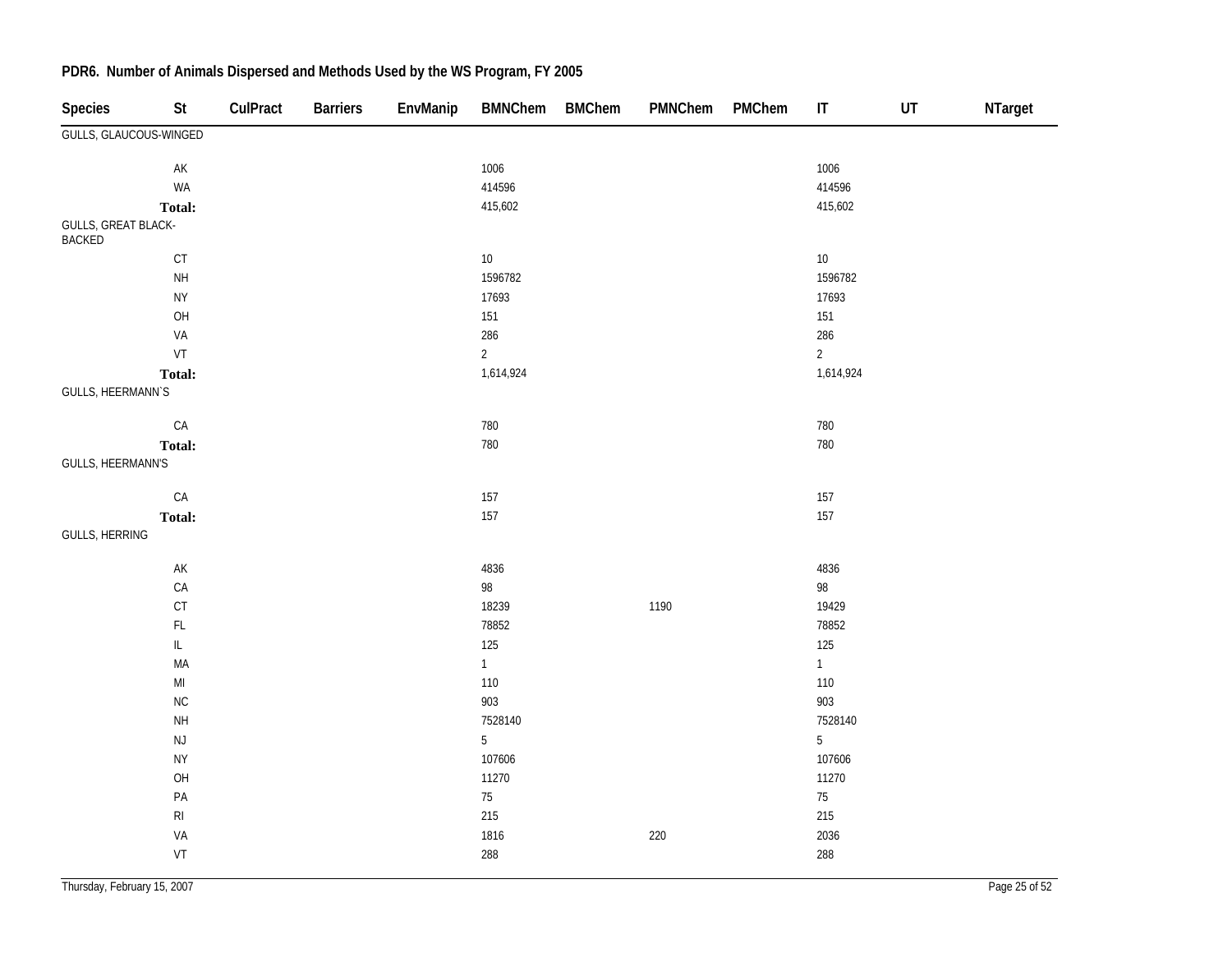## PDR6. Number of Animals Dispersed and Methods Used by the WS Program, FY 2005

| Species | St | CulPract | Barriers | EnvManip | BMNChem | BMChem | PMNChem | PMChem | IT | UT | NTarget |
|---|---|---|---|---|---|---|---|---|---|---|---|
| GULLS, GLAUCOUS-WINGED | | | | | | | | | | | |
| | AK | | | | 1006 | | | | 1006 | | |
| | WA | | | | 414596 | | | | 414596 | | |
| | **Total:** | | | | 415,602 | | | | 415,602 | | |
| GULLS, GREAT BLACK-BACKED | | | | | | | | | | | |
| | CT | | | | 10 | | | | 10 | | |
| | NH | | | | 1596782 | | | | 1596782 | | |
| | NY | | | | 17693 | | | | 17693 | | |
| | OH | | | | 151 | | | | 151 | | |
| | VA | | | | 286 | | | | 286 | | |
| | VT | | | | 2 | | | | 2 | | |
| | **Total:** | | | | 1,614,924 | | | | 1,614,924 | | |
| GULLS, HEERMANN`S | | | | | | | | | | | |
| | CA | | | | 780 | | | | 780 | | |
| | **Total:** | | | | 780 | | | | 780 | | |
| GULLS, HEERMANN'S | | | | | | | | | | | |
| | CA | | | | 157 | | | | 157 | | |
| | **Total:** | | | | 157 | | | | 157 | | |
| GULLS, HERRING | | | | | | | | | | | |
| | AK | | | | 4836 | | | | 4836 | | |
| | CA | | | | 98 | | | | 98 | | |
| | CT | | | | 18239 | | 1190 | | 19429 | | |
| | FL | | | | 78852 | | | | 78852 | | |
| | IL | | | | 125 | | | | 125 | | |
| | MA | | | | 1 | | | | 1 | | |
| | MI | | | | 110 | | | | 110 | | |
| | NC | | | | 903 | | | | 903 | | |
| | NH | | | | 7528140 | | | | 7528140 | | |
| | NJ | | | | 5 | | | | 5 | | |
| | NY | | | | 107606 | | | | 107606 | | |
| | OH | | | | 11270 | | | | 11270 | | |
| | PA | | | | 75 | | | | 75 | | |
| | RI | | | | 215 | | | | 215 | | |
| | VA | | | | 1816 | | 220 | | 2036 | | |
| | VT | | | | 288 | | | | 288 | | |

Thursday, February 15, 2007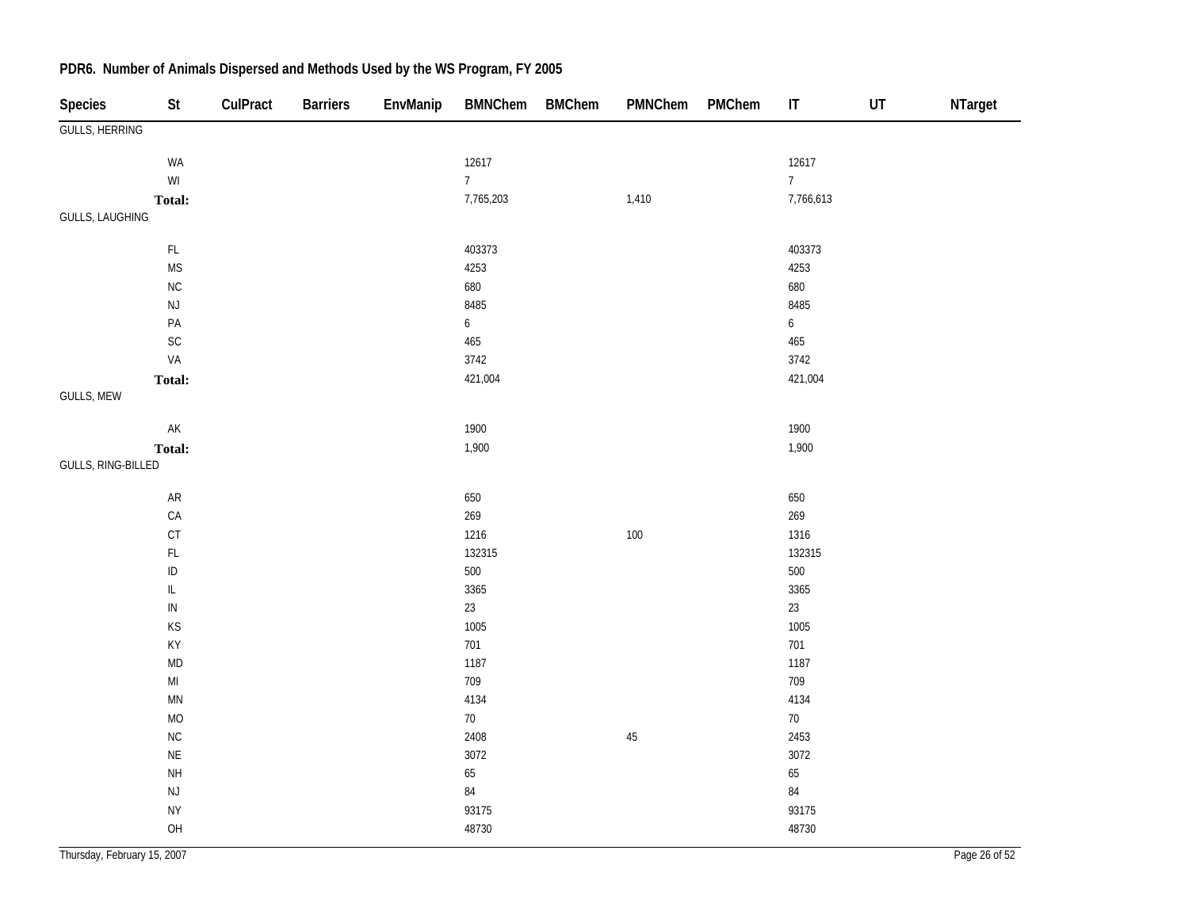## PDR6. Number of Animals Dispersed and Methods Used by the WS Program, FY 2005

| Species | St | CulPract | Barriers | EnvManip | BMNChem | BMChem | PMNChem | PMChem | IT | UT | NTarget |
|---|---|---|---|---|---|---|---|---|---|---|---|
| GULLS, HERRING | | | | | | | | | | | |
| | WA | | | | 12617 | | | | 12617 | | |
| | WI | | | | 7 | | | | 7 | | |
| | **Total:** | | | | 7,765,203 | | 1,410 | | 7,766,613 | | |
| GULLS, LAUGHING | | | | | | | | | | | |
| | FL | | | | 403373 | | | | 403373 | | |
| | MS | | | | 4253 | | | | 4253 | | |
| | NC | | | | 680 | | | | 680 | | |
| | NJ | | | | 8485 | | | | 8485 | | |
| | PA | | | | 6 | | | | 6 | | |
| | SC | | | | 465 | | | | 465 | | |
| | VA | | | | 3742 | | | | 3742 | | |
| | **Total:** | | | | 421,004 | | | | 421,004 | | |
| GULLS, MEW | | | | | | | | | | | |
| | AK | | | | 1900 | | | | 1900 | | |
| | **Total:** | | | | 1,900 | | | | 1,900 | | |
| GULLS, RING-BILLED | | | | | | | | | | | |
| | AR | | | | 650 | | | | 650 | | |
| | CA | | | | 269 | | | | 269 | | |
| | CT | | | | 1216 | | 100 | | 1316 | | |
| | FL | | | | 132315 | | | | 132315 | | |
| | ID | | | | 500 | | | | 500 | | |
| | IL | | | | 3365 | | | | 3365 | | |
| | IN | | | | 23 | | | | 23 | | |
| | KS | | | | 1005 | | | | 1005 | | |
| | KY | | | | 701 | | | | 701 | | |
| | MD | | | | 1187 | | | | 1187 | | |
| | MI | | | | 709 | | | | 709 | | |
| | MN | | | | 4134 | | | | 4134 | | |
| | MO | | | | 70 | | | | 70 | | |
| | NC | | | | 2408 | | 45 | | 2453 | | |
| | NE | | | | 3072 | | | | 3072 | | |
| | NH | | | | 65 | | | | 65 | | |
| | NJ | | | | 84 | | | | 84 | | |
| | NY | | | | 93175 | | | | 93175 | | |
| | OH | | | | 48730 | | | | 48730 | | |

Thursday, February 15, 2007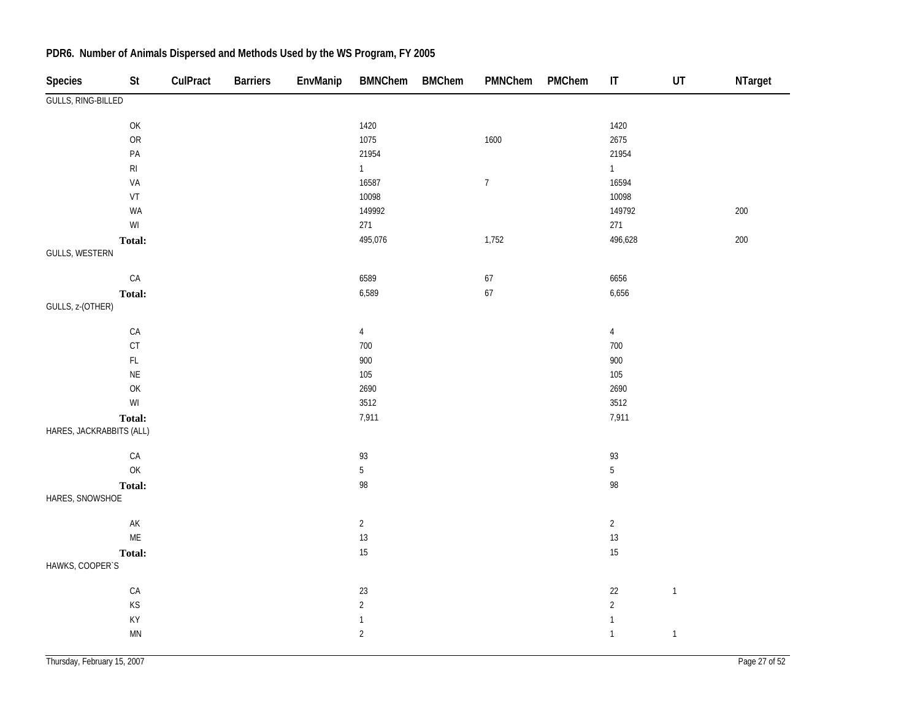## PDR6. Number of Animals Dispersed and Methods Used by the WS Program, FY 2005

| Species | St | CulPract | Barriers | EnvManip | BMNChem | BMChem | PMNChem | PMChem | IT | UT | NTarget |
|---|---|---|---|---|---|---|---|---|---|---|---|
| GULLS, RING-BILLED | | | | | | | | | | | |
| | OK | | | | 1420 | | | | 1420 | | |
| | OR | | | | 1075 | | 1600 | | 2675 | | |
| | PA | | | | 21954 | | | | 21954 | | |
| | RI | | | | 1 | | | | 1 | | |
| | VA | | | | 16587 | | 7 | | 16594 | | |
| | VT | | | | 10098 | | | | 10098 | | |
| | WA | | | | 149992 | | | | 149792 | | 200 |
| | WI | | | | 271 | | | | 271 | | |
| | **Total:** | | | | 495,076 | | 1,752 | | 496,628 | | 200 |
| GULLS, WESTERN | | | | | | | | | | | |
| | CA | | | | 6589 | | 67 | | 6656 | | |
| | **Total:** | | | | 6,589 | | 67 | | 6,656 | | |
| GULLS, z-(OTHER) | | | | | | | | | | | |
| | CA | | | | 4 | | | | 4 | | |
| | CT | | | | 700 | | | | 700 | | |
| | FL | | | | 900 | | | | 900 | | |
| | NE | | | | 105 | | | | 105 | | |
| | OK | | | | 2690 | | | | 2690 | | |
| | WI | | | | 3512 | | | | 3512 | | |
| | **Total:** | | | | 7,911 | | | | 7,911 | | |
| HARES, JACKRABBITS (ALL) | | | | | | | | | | | |
| | CA | | | | 93 | | | | 93 | | |
| | OK | | | | 5 | | | | 5 | | |
| | **Total:** | | | | 98 | | | | 98 | | |
| HARES, SNOWSHOE | | | | | | | | | | | |
| | AK | | | | 2 | | | | 2 | | |
| | ME | | | | 13 | | | | 13 | | |
| | **Total:** | | | | 15 | | | | 15 | | |
| HAWKS, COOPER`S | | | | | | | | | | | |
| | CA | | | | 23 | | | | 22 | 1 | |
| | KS | | | | 2 | | | | 2 | | |
| | KY | | | | 1 | | | | 1 | | |
| | MN | | | | 2 | | | | 1 | 1 | |

Thursday, February 15, 2007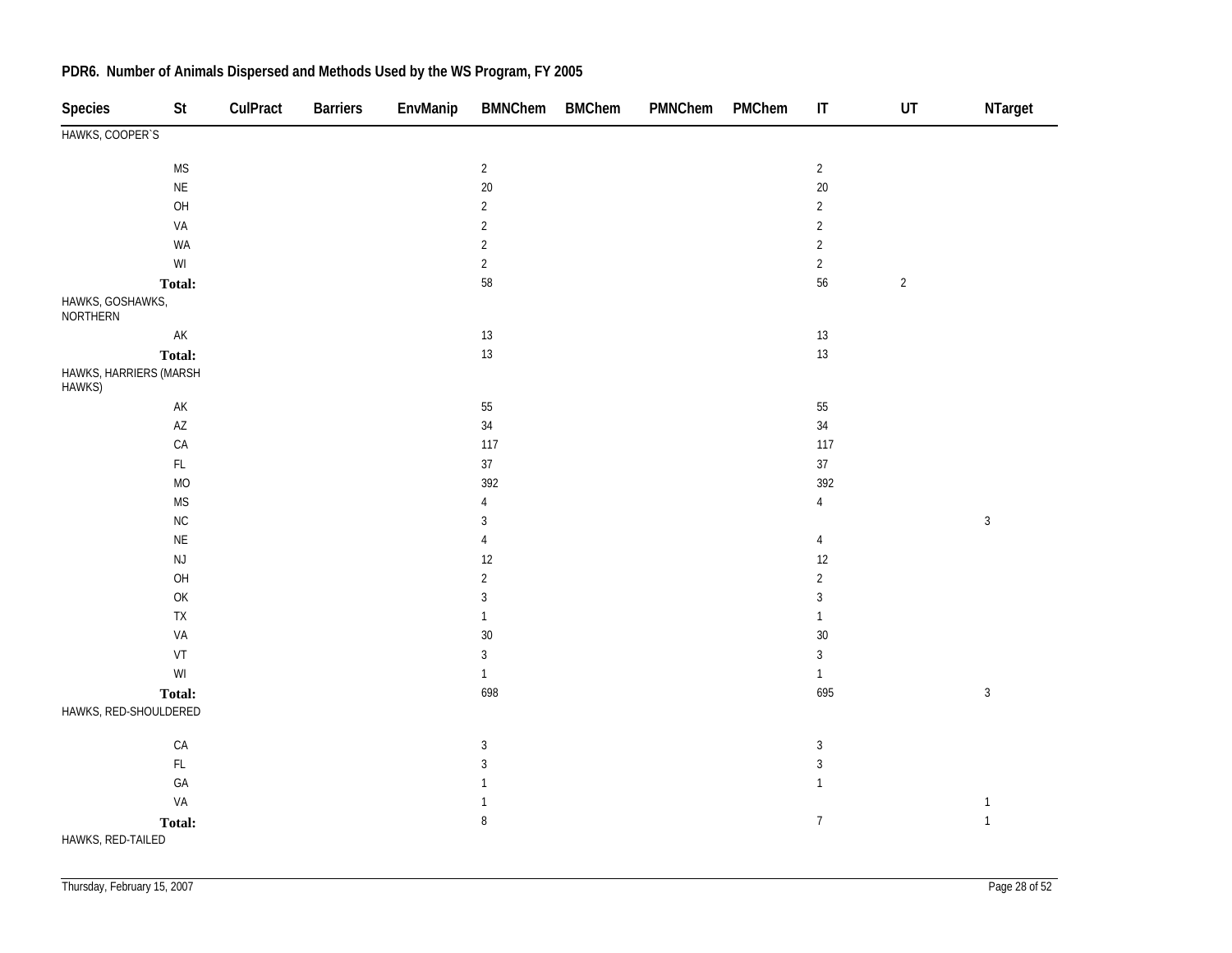## PDR6. Number of Animals Dispersed and Methods Used by the WS Program, FY 2005

| Species | St | CulPract | Barriers | EnvManip | BMNChem | BMChem | PMNChem | PMChem | IT | UT | NTarget |
|---|---|---|---|---|---|---|---|---|---|---|---|
| HAWKS, COOPER`S | | | | | | | | | | | |
| | MS | | | | 2 | | | | 2 | | |
| | NE | | | | 20 | | | | 20 | | |
| | OH | | | | 2 | | | | 2 | | |
| | VA | | | | 2 | | | | 2 | | |
| | WA | | | | 2 | | | | 2 | | |
| | WI | | | | 2 | | | | 2 | | |
| | **Total:** | | | | 58 | | | | 56 | 2 | |
| HAWKS, GOSHAWKS, NORTHERN | | | | | | | | | | | |
| | AK | | | | 13 | | | | 13 | | |
| | **Total:** | | | | 13 | | | | 13 | | |
| HAWKS, HARRIERS (MARSH HAWKS) | | | | | | | | | | | |
| | AK | | | | 55 | | | | 55 | | |
| | AZ | | | | 34 | | | | 34 | | |
| | CA | | | | 117 | | | | 117 | | |
| | FL | | | | 37 | | | | 37 | | |
| | MO | | | | 392 | | | | 392 | | |
| | MS | | | | 4 | | | | 4 | | |
| | NC | | | | 3 | | | | | | 3 |
| | NE | | | | 4 | | | | 4 | | |
| | NJ | | | | 12 | | | | 12 | | |
| | OH | | | | 2 | | | | 2 | | |
| | OK | | | | 3 | | | | 3 | | |
| | TX | | | | 1 | | | | 1 | | |
| | VA | | | | 30 | | | | 30 | | |
| | VT | | | | 3 | | | | 3 | | |
| | WI | | | | 1 | | | | 1 | | |
| | **Total:** | | | | 698 | | | | 695 | | 3 |
| HAWKS, RED-SHOULDERED | | | | | | | | | | | |
| | CA | | | | 3 | | | | 3 | | |
| | FL | | | | 3 | | | | 3 | | |
| | GA | | | | 1 | | | | 1 | | |
| | VA | | | | 1 | | | | | | 1 |
| | **Total:** | | | | 8 | | | | 7 | | 1 |
| HAWKS, RED-TAILED | | | | | | | | | | | |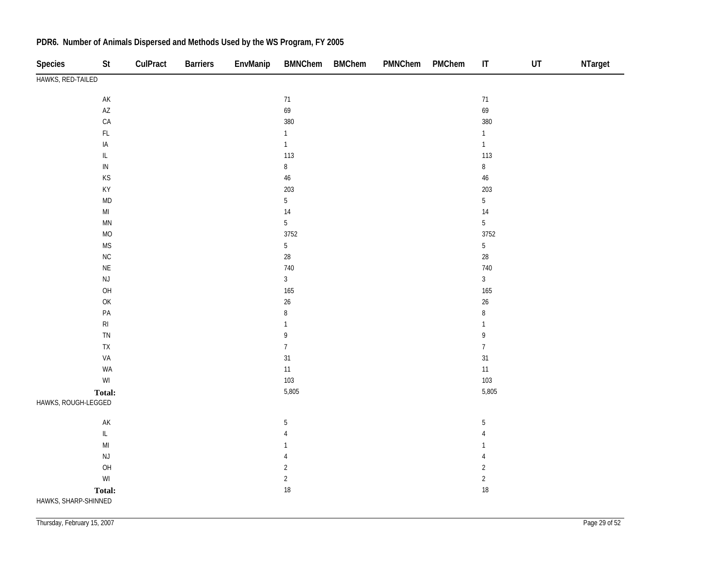## PDR6. Number of Animals Dispersed and Methods Used by the WS Program, FY 2005

| Species | St | CulPract | Barriers | EnvManip | BMNChem | BMChem | PMNChem | PMChem | IT | UT | NTarget |
|---|---|---|---|---|---|---|---|---|---|---|---|
| HAWKS, RED-TAILED | | | | | | | | | | | |
| | AK | | | | 71 | | | | 71 | | |
| | AZ | | | | 69 | | | | 69 | | |
| | CA | | | | 380 | | | | 380 | | |
| | FL | | | | 1 | | | | 1 | | |
| | IA | | | | 1 | | | | 1 | | |
| | IL | | | | 113 | | | | 113 | | |
| | IN | | | | 8 | | | | 8 | | |
| | KS | | | | 46 | | | | 46 | | |
| | KY | | | | 203 | | | | 203 | | |
| | MD | | | | 5 | | | | 5 | | |
| | MI | | | | 14 | | | | 14 | | |
| | MN | | | | 5 | | | | 5 | | |
| | MO | | | | 3752 | | | | 3752 | | |
| | MS | | | | 5 | | | | 5 | | |
| | NC | | | | 28 | | | | 28 | | |
| | NE | | | | 740 | | | | 740 | | |
| | NJ | | | | 3 | | | | 3 | | |
| | OH | | | | 165 | | | | 165 | | |
| | OK | | | | 26 | | | | 26 | | |
| | PA | | | | 8 | | | | 8 | | |
| | RI | | | | 1 | | | | 1 | | |
| | TN | | | | 9 | | | | 9 | | |
| | TX | | | | 7 | | | | 7 | | |
| | VA | | | | 31 | | | | 31 | | |
| | WA | | | | 11 | | | | 11 | | |
| | WI | | | | 103 | | | | 103 | | |
| | **Total:** | | | | 5,805 | | | | 5,805 | | |
| HAWKS, ROUGH-LEGGED | | | | | | | | | | | |
| | AK | | | | 5 | | | | 5 | | |
| | IL | | | | 4 | | | | 4 | | |
| | MI | | | | 1 | | | | 1 | | |
| | NJ | | | | 4 | | | | 4 | | |
| | OH | | | | 2 | | | | 2 | | |
| | WI | | | | 2 | | | | 2 | | |
| | **Total:** | | | | 18 | | | | 18 | | |
| HAWKS, SHARP-SHINNED | | | | | | | | | | | |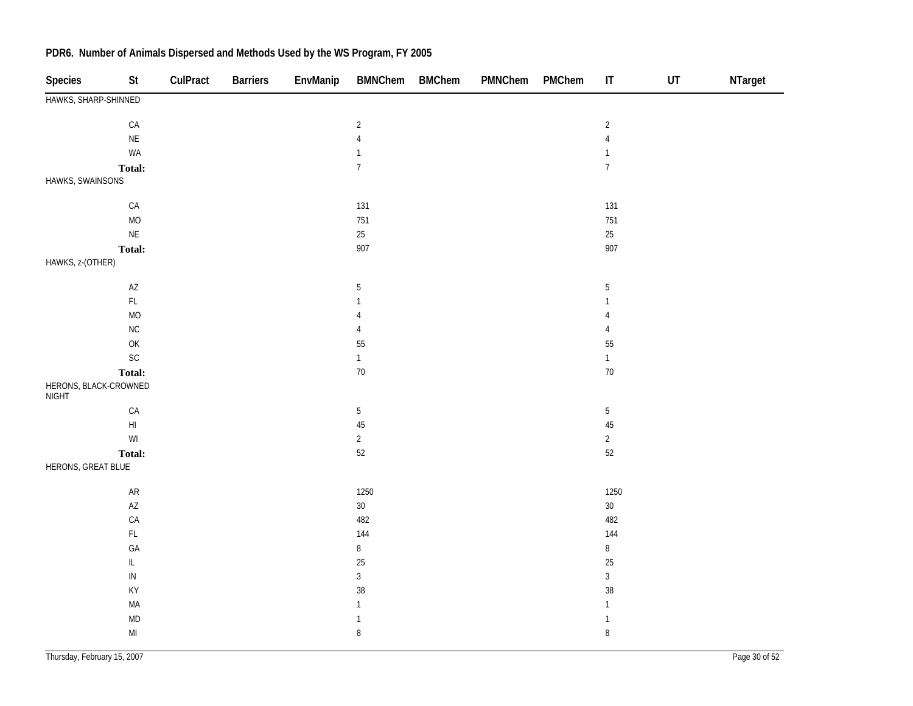**PDR6. Number of Animals Dispersed and Methods Used by the WS Program, FY 2005**

| Species | St | CulPract | Barriers | EnvManip | BMNChem | BMChem | PMNChem | PMChem | IT | UT | NTarget |
|---|---|---|---|---|---|---|---|---|---|---|---|
| HAWKS, SHARP-SHINNED | | | | | | | | | | | |
| | CA | | | | 2 | | | | 2 | | |
| | NE | | | | 4 | | | | 4 | | |
| | WA | | | | 1 | | | | 1 | | |
| | **Total:** | | | | 7 | | | | 7 | | |
| HAWKS, SWAINSONS | | | | | | | | | | | |
| | CA | | | | 131 | | | | 131 | | |
| | MO | | | | 751 | | | | 751 | | |
| | NE | | | | 25 | | | | 25 | | |
| | **Total:** | | | | 907 | | | | 907 | | |
| HAWKS, z-(OTHER) | | | | | | | | | | | |
| | AZ | | | | 5 | | | | 5 | | |
| | FL | | | | 1 | | | | 1 | | |
| | MO | | | | 4 | | | | 4 | | |
| | NC | | | | 4 | | | | 4 | | |
| | OK | | | | 55 | | | | 55 | | |
| | SC | | | | 1 | | | | 1 | | |
| | **Total:** | | | | 70 | | | | 70 | | |
| HERONS, BLACK-CROWNED NIGHT | | | | | | | | | | | |
| | CA | | | | 5 | | | | 5 | | |
| | HI | | | | 45 | | | | 45 | | |
| | WI | | | | 2 | | | | 2 | | |
| | **Total:** | | | | 52 | | | | 52 | | |
| HERONS, GREAT BLUE | | | | | | | | | | | |
| | AR | | | | 1250 | | | | 1250 | | |
| | AZ | | | | 30 | | | | 30 | | |
| | CA | | | | 482 | | | | 482 | | |
| | FL | | | | 144 | | | | 144 | | |
| | GA | | | | 8 | | | | 8 | | |
| | IL | | | | 25 | | | | 25 | | |
| | IN | | | | 3 | | | | 3 | | |
| | KY | | | | 38 | | | | 38 | | |
| | MA | | | | 1 | | | | 1 | | |
| | MD | | | | 1 | | | | 1 | | |
| | MI | | | | 8 | | | | 8 | | |

Thursday, February 15, 2007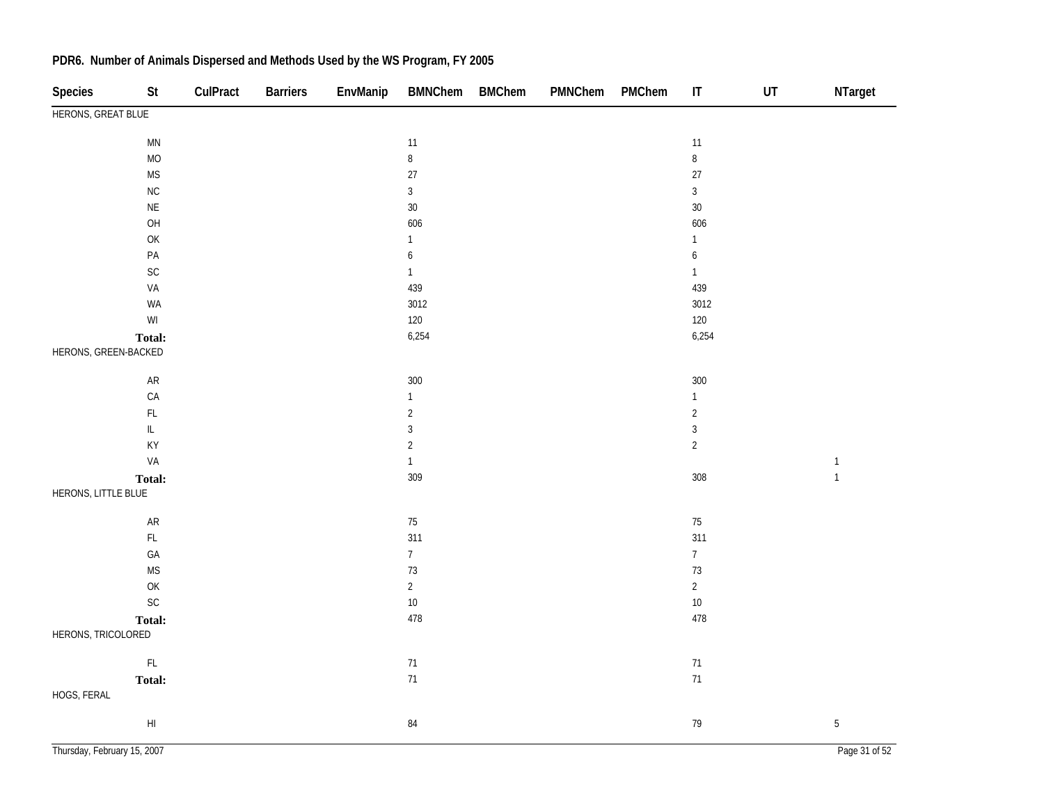## PDR6. Number of Animals Dispersed and Methods Used by the WS Program, FY 2005

| Species | St | CulPract | Barriers | EnvManip | BMNChem | BMChem | PMNChem | PMChem | IT | UT | NTarget |
|---|---|---|---|---|---|---|---|---|---|---|---|
| HERONS, GREAT BLUE | | | | | | | | | | | |
| | MN | | | | 11 | | | | 11 | | |
| | MO | | | | 8 | | | | 8 | | |
| | MS | | | | 27 | | | | 27 | | |
| | NC | | | | 3 | | | | 3 | | |
| | NE | | | | 30 | | | | 30 | | |
| | OH | | | | 606 | | | | 606 | | |
| | OK | | | | 1 | | | | 1 | | |
| | PA | | | | 6 | | | | 6 | | |
| | SC | | | | 1 | | | | 1 | | |
| | VA | | | | 439 | | | | 439 | | |
| | WA | | | | 3012 | | | | 3012 | | |
| | WI | | | | 120 | | | | 120 | | |
| | **Total:** | | | | 6,254 | | | | 6,254 | | |
| HERONS, GREEN-BACKED | | | | | | | | | | | |
| | AR | | | | 300 | | | | 300 | | |
| | CA | | | | 1 | | | | 1 | | |
| | FL | | | | 2 | | | | 2 | | |
| | IL | | | | 3 | | | | 3 | | |
| | KY | | | | 2 | | | | 2 | | |
| | VA | | | | 1 | | | | | | 1 |
| | **Total:** | | | | 309 | | | | 308 | | 1 |
| HERONS, LITTLE BLUE | | | | | | | | | | | |
| | AR | | | | 75 | | | | 75 | | |
| | FL | | | | 311 | | | | 311 | | |
| | GA | | | | 7 | | | | 7 | | |
| | MS | | | | 73 | | | | 73 | | |
| | OK | | | | 2 | | | | 2 | | |
| | SC | | | | 10 | | | | 10 | | |
| | **Total:** | | | | 478 | | | | 478 | | |
| HERONS, TRICOLORED | | | | | | | | | | | |
| | FL | | | | 71 | | | | 71 | | |
| | **Total:** | | | | 71 | | | | 71 | | |
| HOGS, FERAL | | | | | | | | | | | |
| | HI | | | | 84 | | | | 79 | | 5 |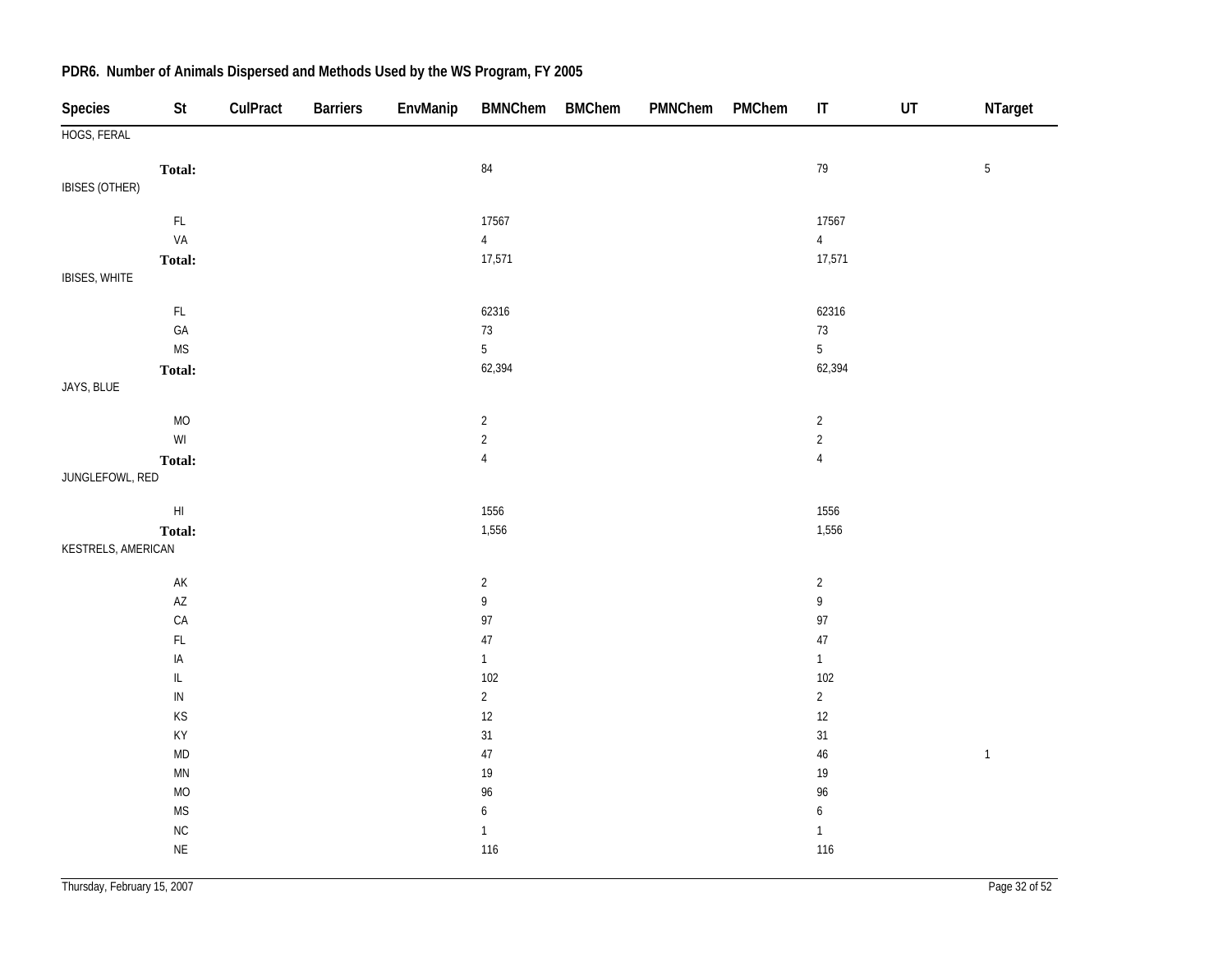## PDR6. Number of Animals Dispersed and Methods Used by the WS Program, FY 2005

| Species | St | CulPract | Barriers | EnvManip | BMNChem | BMChem | PMNChem | PMChem | IT | UT | NTarget |
|---|---|---|---|---|---|---|---|---|---|---|---|
| HOGS, FERAL | | | | | | | | | | | |
| | **Total:** | | | | 84 | | | | 79 | | 5 |
| IBISES (OTHER) | | | | | | | | | | | |
| | FL | | | | 17567 | | | | 17567 | | |
| | VA | | | | 4 | | | | 4 | | |
| | **Total:** | | | | 17,571 | | | | 17,571 | | |
| IBISES, WHITE | | | | | | | | | | | |
| | FL | | | | 62316 | | | | 62316 | | |
| | GA | | | | 73 | | | | 73 | | |
| | MS | | | | 5 | | | | 5 | | |
| | **Total:** | | | | 62,394 | | | | 62,394 | | |
| JAYS, BLUE | | | | | | | | | | | |
| | MO | | | | 2 | | | | 2 | | |
| | WI | | | | 2 | | | | 2 | | |
| | **Total:** | | | | 4 | | | | 4 | | |
| JUNGLEFOWL, RED | | | | | | | | | | | |
| | HI | | | | 1556 | | | | 1556 | | |
| | **Total:** | | | | 1,556 | | | | 1,556 | | |
| KESTRELS, AMERICAN | | | | | | | | | | | |
| | AK | | | | 2 | | | | 2 | | |
| | AZ | | | | 9 | | | | 9 | | |
| | CA | | | | 97 | | | | 97 | | |
| | FL | | | | 47 | | | | 47 | | |
| | IA | | | | 1 | | | | 1 | | |
| | IL | | | | 102 | | | | 102 | | |
| | IN | | | | 2 | | | | 2 | | |
| | KS | | | | 12 | | | | 12 | | |
| | KY | | | | 31 | | | | 31 | | |
| | MD | | | | 47 | | | | 46 | | 1 |
| | MN | | | | 19 | | | | 19 | | |
| | MO | | | | 96 | | | | 96 | | |
| | MS | | | | 6 | | | | 6 | | |
| | NC | | | | 1 | | | | 1 | | |
| | NE | | | | 116 | | | | 116 | | |

Thursday, February 15, 2007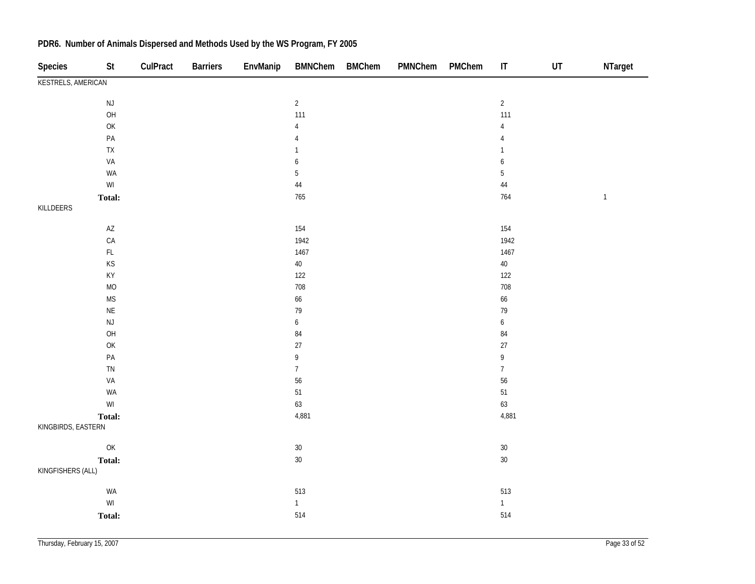## PDR6. Number of Animals Dispersed and Methods Used by the WS Program, FY 2005

| Species | St | CulPract | Barriers | EnvManip | BMNChem | BMChem | PMNChem | PMChem | IT | UT | NTarget |
|---|---|---|---|---|---|---|---|---|---|---|---|
| KESTRELS, AMERICAN | | | | | | | | | | | |
| | NJ | | | | 2 | | | | 2 | | |
| | OH | | | | 111 | | | | 111 | | |
| | OK | | | | 4 | | | | 4 | | |
| | PA | | | | 4 | | | | 4 | | |
| | TX | | | | 1 | | | | 1 | | |
| | VA | | | | 6 | | | | 6 | | |
| | WA | | | | 5 | | | | 5 | | |
| | WI | | | | 44 | | | | 44 | | |
| | **Total:** | | | | 765 | | | | 764 | | 1 |
| KILLDEERS | | | | | | | | | | | |
| | AZ | | | | 154 | | | | 154 | | |
| | CA | | | | 1942 | | | | 1942 | | |
| | FL | | | | 1467 | | | | 1467 | | |
| | KS | | | | 40 | | | | 40 | | |
| | KY | | | | 122 | | | | 122 | | |
| | MO | | | | 708 | | | | 708 | | |
| | MS | | | | 66 | | | | 66 | | |
| | NE | | | | 79 | | | | 79 | | |
| | NJ | | | | 6 | | | | 6 | | |
| | OH | | | | 84 | | | | 84 | | |
| | OK | | | | 27 | | | | 27 | | |
| | PA | | | | 9 | | | | 9 | | |
| | TN | | | | 7 | | | | 7 | | |
| | VA | | | | 56 | | | | 56 | | |
| | WA | | | | 51 | | | | 51 | | |
| | WI | | | | 63 | | | | 63 | | |
| | **Total:** | | | | 4,881 | | | | 4,881 | | |
| KINGBIRDS, EASTERN | | | | | | | | | | | |
| | OK | | | | 30 | | | | 30 | | |
| | **Total:** | | | | 30 | | | | 30 | | |
| KINGFISHERS (ALL) | | | | | | | | | | | |
| | WA | | | | 513 | | | | 513 | | |
| | WI | | | | 1 | | | | 1 | | |
| | **Total:** | | | | 514 | | | | 514 | | |

Thursday, February 15, 2007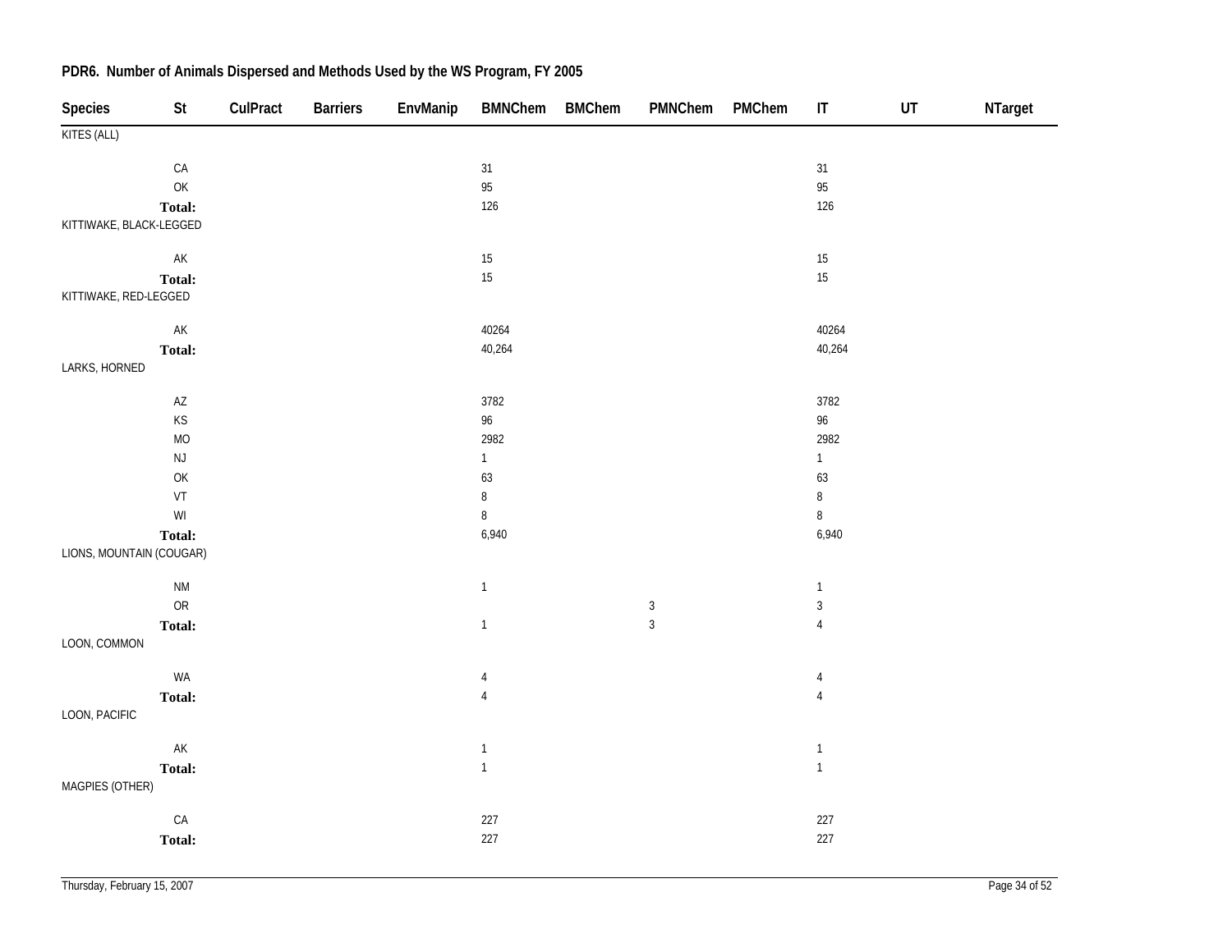**PDR6. Number of Animals Dispersed and Methods Used by the WS Program, FY 2005**

| Species | St | CulPract | Barriers | EnvManip | BMNChem | BMChem | PMNChem | PMChem | IT | UT | NTarget |
|---|---|---|---|---|---|---|---|---|---|---|---|
| KITES (ALL) | | | | | | | | | | | |
| | CA | | | | 31 | | | | 31 | | |
| | OK | | | | 95 | | | | 95 | | |
| | **Total:** | | | | 126 | | | | 126 | | |
| KITTIWAKE, BLACK-LEGGED | | | | | | | | | | | |
| | AK | | | | 15 | | | | 15 | | |
| | **Total:** | | | | 15 | | | | 15 | | |
| KITTIWAKE, RED-LEGGED | | | | | | | | | | | |
| | AK | | | | 40264 | | | | 40264 | | |
| | **Total:** | | | | 40,264 | | | | 40,264 | | |
| LARKS, HORNED | | | | | | | | | | | |
| | AZ | | | | 3782 | | | | 3782 | | |
| | KS | | | | 96 | | | | 96 | | |
| | MO | | | | 2982 | | | | 2982 | | |
| | NJ | | | | 1 | | | | 1 | | |
| | OK | | | | 63 | | | | 63 | | |
| | VT | | | | 8 | | | | 8 | | |
| | WI | | | | 8 | | | | 8 | | |
| | **Total:** | | | | 6,940 | | | | 6,940 | | |
| LIONS, MOUNTAIN (COUGAR) | | | | | | | | | | | |
| | NM | | | | 1 | | | | 1 | | |
| | OR | | | | | | 3 | | 3 | | |
| | **Total:** | | | | 1 | | 3 | | 4 | | |
| LOON, COMMON | | | | | | | | | | | |
| | WA | | | | 4 | | | | 4 | | |
| | **Total:** | | | | 4 | | | | 4 | | |
| LOON, PACIFIC | | | | | | | | | | | |
| | AK | | | | 1 | | | | 1 | | |
| | **Total:** | | | | 1 | | | | 1 | | |
| MAGPIES (OTHER) | | | | | | | | | | | |
| | CA | | | | 227 | | | | 227 | | |
| | **Total:** | | | | 227 | | | | 227 | | |

Thursday, February 15, 2007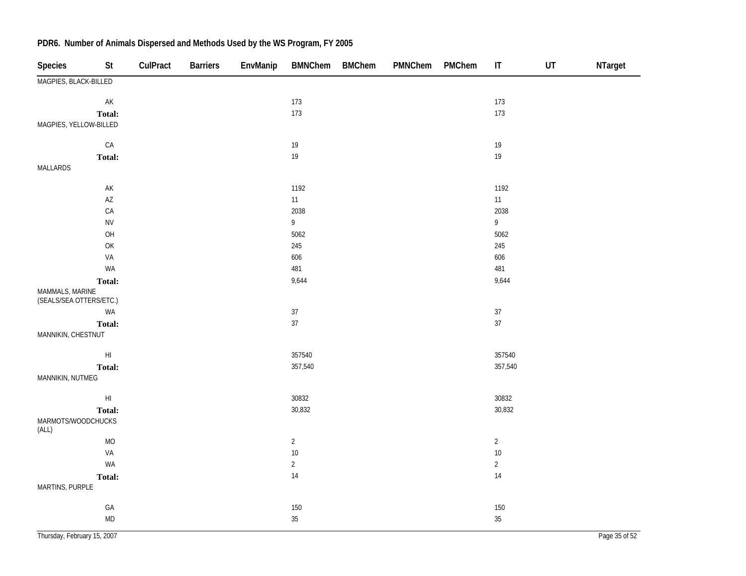## PDR6. Number of Animals Dispersed and Methods Used by the WS Program, FY 2005

| Species | St | CulPract | Barriers | EnvManip | BMNChem | BMChem | PMNChem | PMChem | IT | UT | NTarget |
|---|---|---|---|---|---|---|---|---|---|---|---|
| MAGPIES, BLACK-BILLED | | | | | | | | | | | |
| | AK | | | | 173 | | | | 173 | | |
| | **Total:** | | | | 173 | | | | 173 | | |
| MAGPIES, YELLOW-BILLED | | | | | | | | | | | |
| | CA | | | | 19 | | | | 19 | | |
| | **Total:** | | | | 19 | | | | 19 | | |
| MALLARDS | | | | | | | | | | | |
| | AK | | | | 1192 | | | | 1192 | | |
| | AZ | | | | 11 | | | | 11 | | |
| | CA | | | | 2038 | | | | 2038 | | |
| | NV | | | | 9 | | | | 9 | | |
| | OH | | | | 5062 | | | | 5062 | | |
| | OK | | | | 245 | | | | 245 | | |
| | VA | | | | 606 | | | | 606 | | |
| | WA | | | | 481 | | | | 481 | | |
| | **Total:** | | | | 9,644 | | | | 9,644 | | |
| MAMMALS, MARINE (SEALS/SEA OTTERS/ETC.) | | | | | | | | | | | |
| | WA | | | | 37 | | | | 37 | | |
| | **Total:** | | | | 37 | | | | 37 | | |
| MANNIKIN, CHESTNUT | | | | | | | | | | | |
| | HI | | | | 357540 | | | | 357540 | | |
| | **Total:** | | | | 357,540 | | | | 357,540 | | |
| MANNIKIN, NUTMEG | | | | | | | | | | | |
| | HI | | | | 30832 | | | | 30832 | | |
| | **Total:** | | | | 30,832 | | | | 30,832 | | |
| MARMOTS/WOODCHUCKS (ALL) | | | | | | | | | | | |
| | MO | | | | 2 | | | | 2 | | |
| | VA | | | | 10 | | | | 10 | | |
| | WA | | | | 2 | | | | 2 | | |
| | **Total:** | | | | 14 | | | | 14 | | |
| MARTINS, PURPLE | | | | | | | | | | | |
| | GA | | | | 150 | | | | 150 | | |
| | MD | | | | 35 | | | | 35 | | |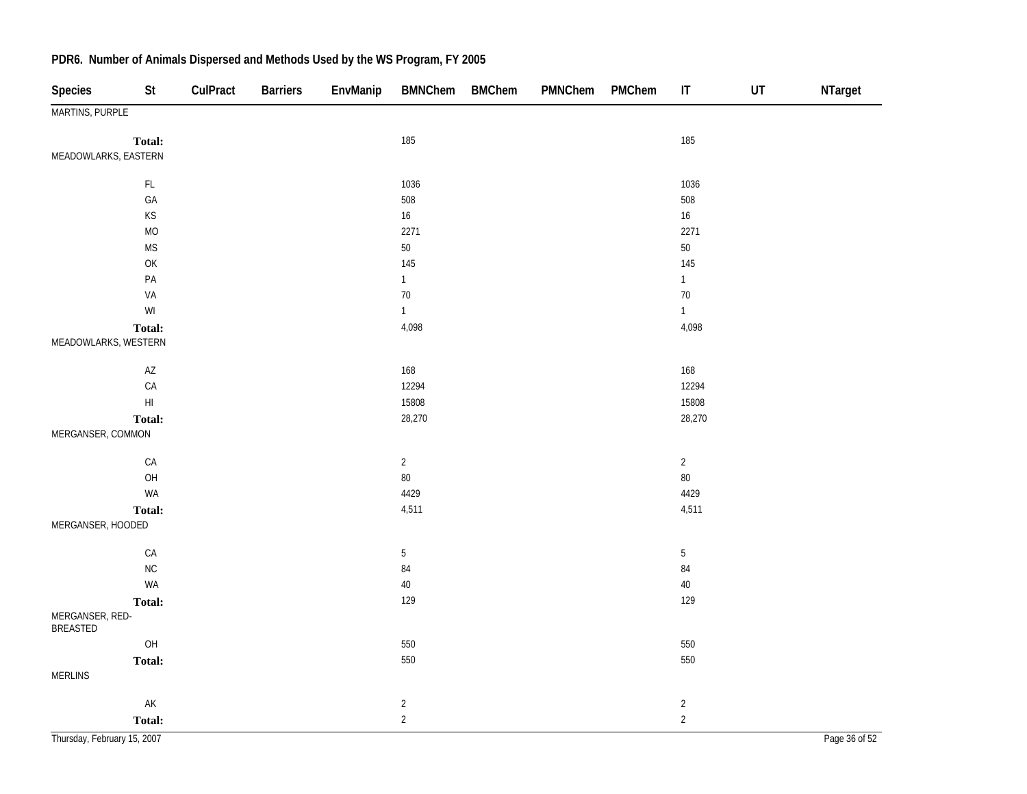## PDR6. Number of Animals Dispersed and Methods Used by the WS Program, FY 2005

| Species | St | CulPract | Barriers | EnvManip | BMNChem | BMChem | PMNChem | PMChem | IT | UT | NTarget |
|---|---|---|---|---|---|---|---|---|---|---|---|
| MARTINS, PURPLE | | | | | | | | | | | |
| | **Total:** | | | | 185 | | | | 185 | | |
| MEADOWLARKS, EASTERN | | | | | | | | | | | |
| | FL | | | | 1036 | | | | 1036 | | |
| | GA | | | | 508 | | | | 508 | | |
| | KS | | | | 16 | | | | 16 | | |
| | MO | | | | 2271 | | | | 2271 | | |
| | MS | | | | 50 | | | | 50 | | |
| | OK | | | | 145 | | | | 145 | | |
| | PA | | | | 1 | | | | 1 | | |
| | VA | | | | 70 | | | | 70 | | |
| | WI | | | | 1 | | | | 1 | | |
| | **Total:** | | | | 4,098 | | | | 4,098 | | |
| MEADOWLARKS, WESTERN | | | | | | | | | | | |
| | AZ | | | | 168 | | | | 168 | | |
| | CA | | | | 12294 | | | | 12294 | | |
| | HI | | | | 15808 | | | | 15808 | | |
| | **Total:** | | | | 28,270 | | | | 28,270 | | |
| MERGANSER, COMMON | | | | | | | | | | | |
| | CA | | | | 2 | | | | 2 | | |
| | OH | | | | 80 | | | | 80 | | |
| | WA | | | | 4429 | | | | 4429 | | |
| | **Total:** | | | | 4,511 | | | | 4,511 | | |
| MERGANSER, HOODED | | | | | | | | | | | |
| | CA | | | | 5 | | | | 5 | | |
| | NC | | | | 84 | | | | 84 | | |
| | WA | | | | 40 | | | | 40 | | |
| | **Total:** | | | | 129 | | | | 129 | | |
| MERGANSER, RED-BREASTED | | | | | | | | | | | |
| | OH | | | | 550 | | | | 550 | | |
| | **Total:** | | | | 550 | | | | 550 | | |
| MERLINS | | | | | | | | | | | |
| | AK | | | | 2 | | | | 2 | | |
| | **Total:** | | | | 2 | | | | 2 | | |

Thursday, February 15, 2007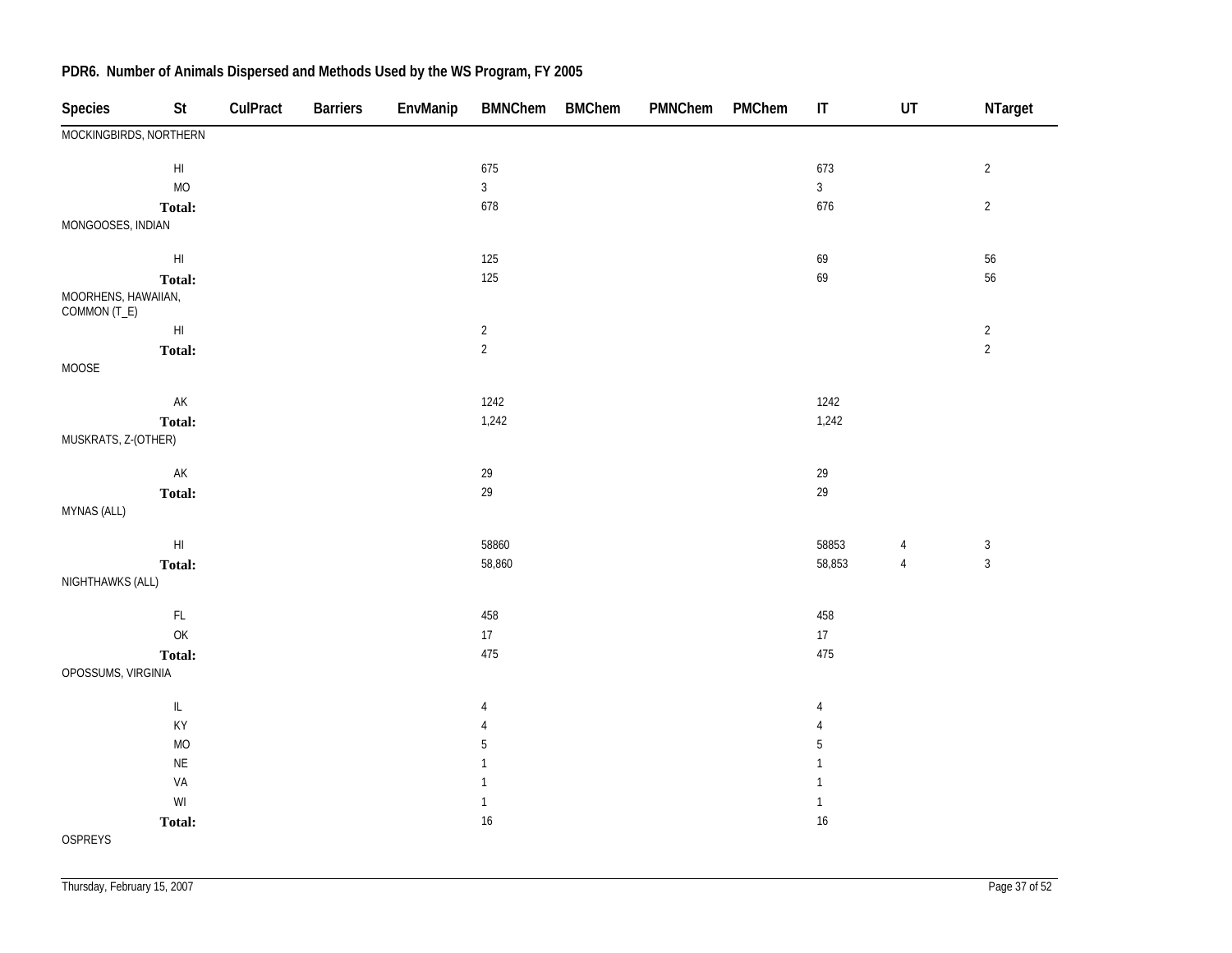## PDR6. Number of Animals Dispersed and Methods Used by the WS Program, FY 2005

| Species | St | CulPract | Barriers | EnvManip | BMNChem | BMChem | PMNChem | PMChem | IT | UT | NTarget |
|---|---|---|---|---|---|---|---|---|---|---|---|
| MOCKINGBIRDS, NORTHERN | | | | | | | | | | | |
| | HI | | | | 675 | | | | 673 | | 2 |
| | MO | | | | 3 | | | | 3 | | |
| | **Total:** | | | | 678 | | | | 676 | | 2 |
| MONGOOSES, INDIAN | | | | | | | | | | | |
| | HI | | | | 125 | | | | 69 | | 56 |
| | **Total:** | | | | 125 | | | | 69 | | 56 |
| MOORHENS, HAWAIIAN, COMMON (T_E) | | | | | | | | | | | |
| | HI | | | | 2 | | | | | | 2 |
| | **Total:** | | | | 2 | | | | | | 2 |
| MOOSE | | | | | | | | | | | |
| | AK | | | | 1242 | | | | 1242 | | |
| | **Total:** | | | | 1,242 | | | | 1,242 | | |
| MUSKRATS, Z-(OTHER) | | | | | | | | | | | |
| | AK | | | | 29 | | | | 29 | | |
| | **Total:** | | | | 29 | | | | 29 | | |
| MYNAS (ALL) | | | | | | | | | | | |
| | HI | | | | 58860 | | | | 58853 | 4 | 3 |
| | **Total:** | | | | 58,860 | | | | 58,853 | 4 | 3 |
| NIGHTHAWKS (ALL) | | | | | | | | | | | |
| | FL | | | | 458 | | | | 458 | | |
| | OK | | | | 17 | | | | 17 | | |
| | **Total:** | | | | 475 | | | | 475 | | |
| OPOSSUMS, VIRGINIA | | | | | | | | | | | |
| | IL | | | | 4 | | | | 4 | | |
| | KY | | | | 4 | | | | 4 | | |
| | MO | | | | 5 | | | | 5 | | |
| | NE | | | | 1 | | | | 1 | | |
| | VA | | | | 1 | | | | 1 | | |
| | WI | | | | 1 | | | | 1 | | |
| | **Total:** | | | | 16 | | | | 16 | | |
| OSPREYS | | | | | | | | | | | |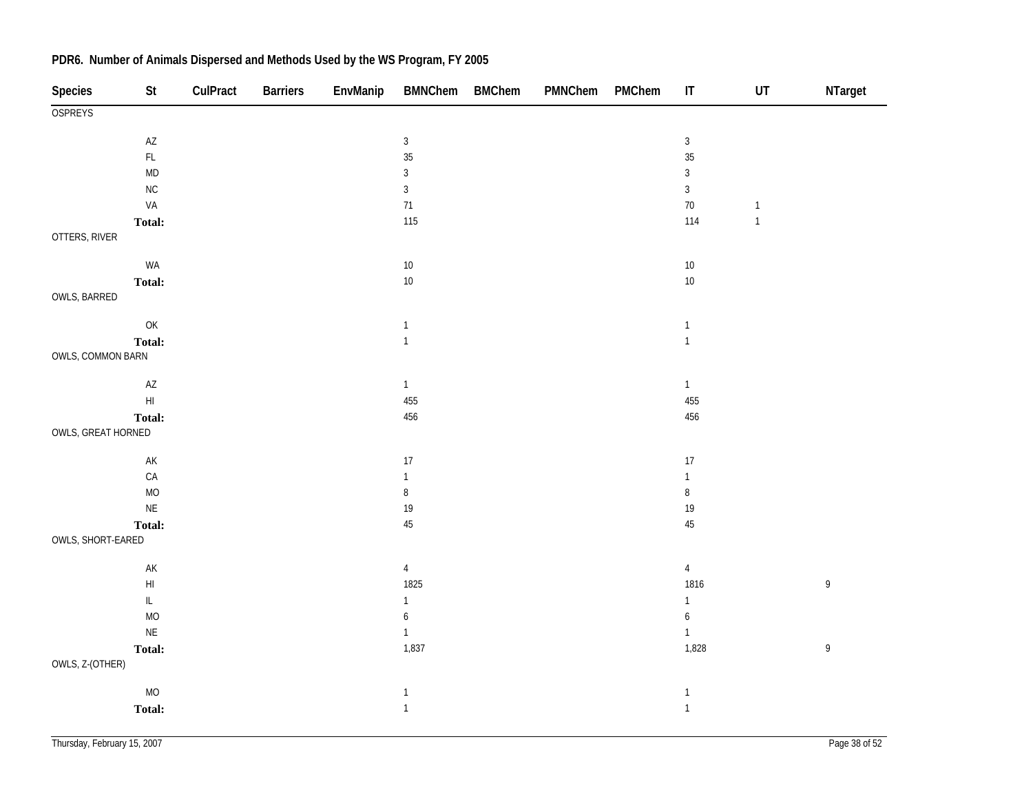## PDR6. Number of Animals Dispersed and Methods Used by the WS Program, FY 2005

| Species | St | CulPract | Barriers | EnvManip | BMNChem | BMChem | PMNChem | PMChem | IT | UT | NTarget |
|---|---|---|---|---|---|---|---|---|---|---|---|
| OSPREYS | | | | | | | | | | | |
| | AZ | | | | 3 | | | | 3 | | |
| | FL | | | | 35 | | | | 35 | | |
| | MD | | | | 3 | | | | 3 | | |
| | NC | | | | 3 | | | | 3 | | |
| | VA | | | | 71 | | | | 70 | 1 | |
| | **Total:** | | | | 115 | | | | 114 | 1 | |
| OTTERS, RIVER | | | | | | | | | | | |
| | WA | | | | 10 | | | | 10 | | |
| | **Total:** | | | | 10 | | | | 10 | | |
| OWLS, BARRED | | | | | | | | | | | |
| | OK | | | | 1 | | | | 1 | | |
| | **Total:** | | | | 1 | | | | 1 | | |
| OWLS, COMMON BARN | | | | | | | | | | | |
| | AZ | | | | 1 | | | | 1 | | |
| | HI | | | | 455 | | | | 455 | | |
| | **Total:** | | | | 456 | | | | 456 | | |
| OWLS, GREAT HORNED | | | | | | | | | | | |
| | AK | | | | 17 | | | | 17 | | |
| | CA | | | | 1 | | | | 1 | | |
| | MO | | | | 8 | | | | 8 | | |
| | NE | | | | 19 | | | | 19 | | |
| | **Total:** | | | | 45 | | | | 45 | | |
| OWLS, SHORT-EARED | | | | | | | | | | | |
| | AK | | | | 4 | | | | 4 | | |
| | HI | | | | 1825 | | | | 1816 | | 9 |
| | IL | | | | 1 | | | | 1 | | |
| | MO | | | | 6 | | | | 6 | | |
| | NE | | | | 1 | | | | 1 | | |
| | **Total:** | | | | 1,837 | | | | 1,828 | | 9 |
| OWLS, Z-(OTHER) | | | | | | | | | | | |
| | MO | | | | 1 | | | | 1 | | |
| | **Total:** | | | | 1 | | | | 1 | | |

Thursday, February 15, 2007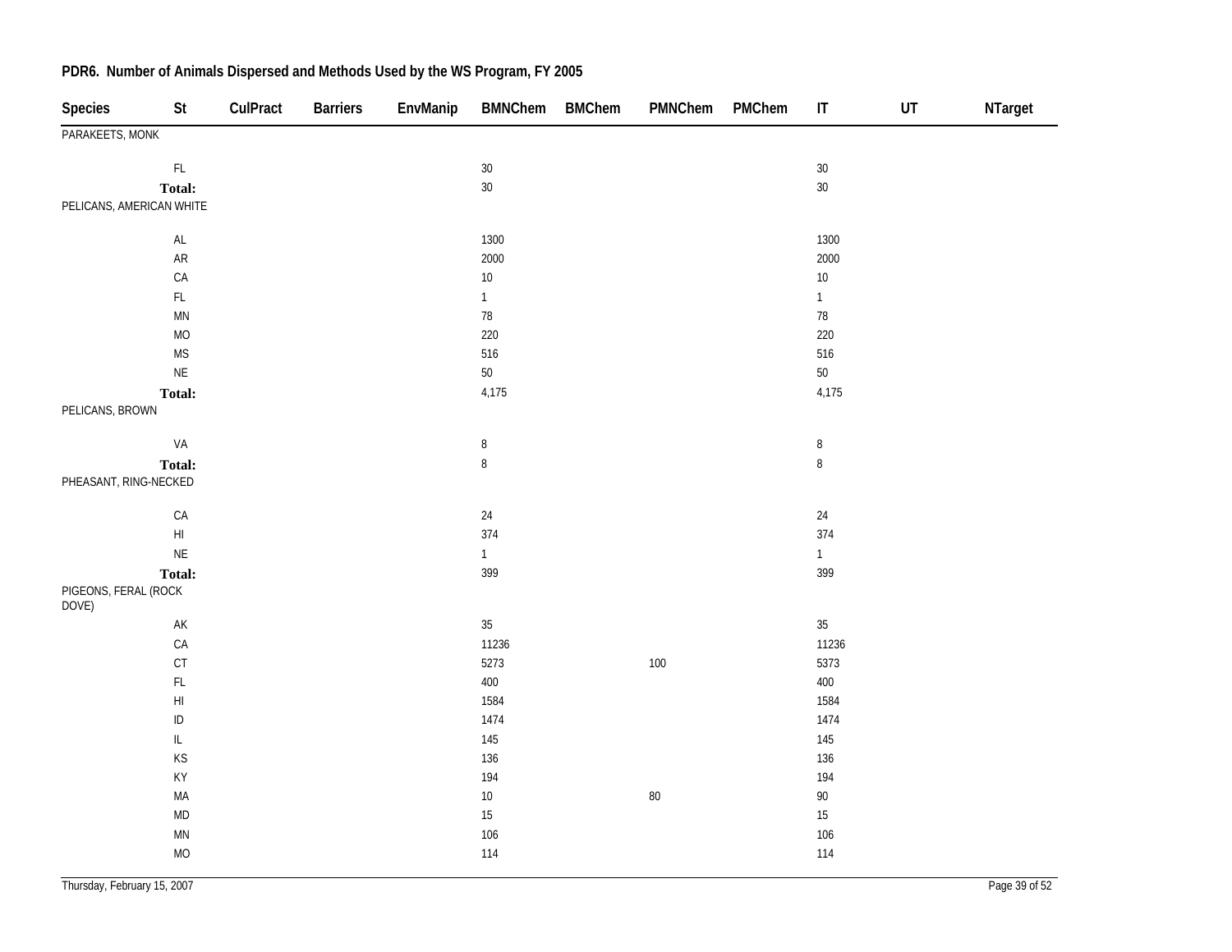## PDR6. Number of Animals Dispersed and Methods Used by the WS Program, FY 2005

| Species | St | CulPract | Barriers | EnvManip | BMNChem | BMChem | PMNChem | PMChem | IT | UT | NTarget |
|---|---|---|---|---|---|---|---|---|---|---|---|
| PARAKEETS, MONK | | | | | | | | | | | |
| | FL | | | | 30 | | | | 30 | | |
| | **Total:** | | | | 30 | | | | 30 | | |
| PELICANS, AMERICAN WHITE | | | | | | | | | | | |
| | AL | | | | 1300 | | | | 1300 | | |
| | AR | | | | 2000 | | | | 2000 | | |
| | CA | | | | 10 | | | | 10 | | |
| | FL | | | | 1 | | | | 1 | | |
| | MN | | | | 78 | | | | 78 | | |
| | MO | | | | 220 | | | | 220 | | |
| | MS | | | | 516 | | | | 516 | | |
| | NE | | | | 50 | | | | 50 | | |
| | **Total:** | | | | 4,175 | | | | 4,175 | | |
| PELICANS, BROWN | | | | | | | | | | | |
| | VA | | | | 8 | | | | 8 | | |
| | **Total:** | | | | 8 | | | | 8 | | |
| PHEASANT, RING-NECKED | | | | | | | | | | | |
| | CA | | | | 24 | | | | 24 | | |
| | HI | | | | 374 | | | | 374 | | |
| | NE | | | | 1 | | | | 1 | | |
| | **Total:** | | | | 399 | | | | 399 | | |
| PIGEONS, FERAL (ROCK DOVE) | | | | | | | | | | | |
| | AK | | | | 35 | | | | 35 | | |
| | CA | | | | 11236 | | | | 11236 | | |
| | CT | | | | 5273 | | 100 | | 5373 | | |
| | FL | | | | 400 | | | | 400 | | |
| | HI | | | | 1584 | | | | 1584 | | |
| | ID | | | | 1474 | | | | 1474 | | |
| | IL | | | | 145 | | | | 145 | | |
| | KS | | | | 136 | | | | 136 | | |
| | KY | | | | 194 | | | | 194 | | |
| | MA | | | | 10 | | 80 | | 90 | | |
| | MD | | | | 15 | | | | 15 | | |
| | MN | | | | 106 | | | | 106 | | |
| | MO | | | | 114 | | | | 114 | | |

Thursday, February 15, 2007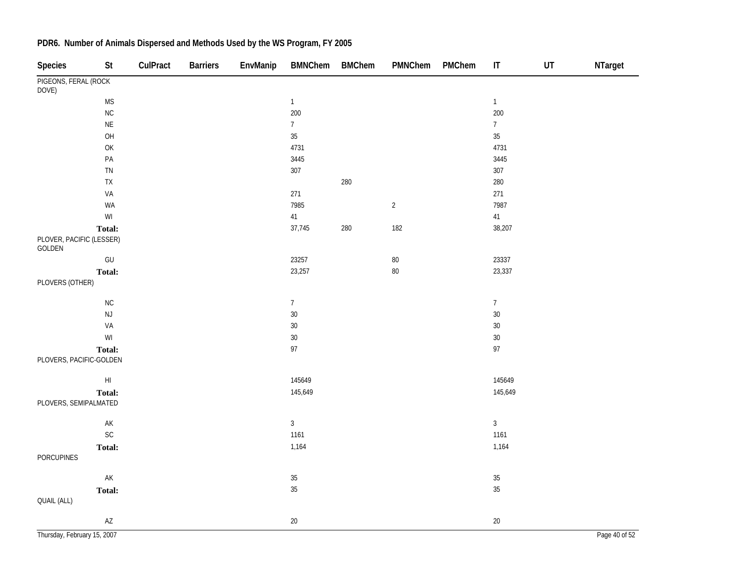## PDR6. Number of Animals Dispersed and Methods Used by the WS Program, FY 2005

| Species | St | CulPract | Barriers | EnvManip | BMNChem | BMChem | PMNChem | PMChem | IT | UT | NTarget |
|---|---|---|---|---|---|---|---|---|---|---|---|
| PIGEONS, FERAL (ROCK DOVE) | | | | | | | | | | | |
| | MS | | | | 1 | | | | 1 | | |
| | NC | | | | 200 | | | | 200 | | |
| | NE | | | | 7 | | | | 7 | | |
| | OH | | | | 35 | | | | 35 | | |
| | OK | | | | 4731 | | | | 4731 | | |
| | PA | | | | 3445 | | | | 3445 | | |
| | TN | | | | 307 | | | | 307 | | |
| | TX | | | | | 280 | | | 280 | | |
| | VA | | | | 271 | | | | 271 | | |
| | WA | | | | 7985 | | 2 | | 7987 | | |
| | WI | | | | 41 | | | | 41 | | |
| | **Total:** | | | | 37,745 | 280 | 182 | | 38,207 | | |
| PLOVER, PACIFIC (LESSER) GOLDEN | | | | | | | | | | | |
| | GU | | | | 23257 | | 80 | | 23337 | | |
| | **Total:** | | | | 23,257 | | 80 | | 23,337 | | |
| PLOVERS (OTHER) | | | | | | | | | | | |
| | NC | | | | 7 | | | | 7 | | |
| | NJ | | | | 30 | | | | 30 | | |
| | VA | | | | 30 | | | | 30 | | |
| | WI | | | | 30 | | | | 30 | | |
| | **Total:** | | | | 97 | | | | 97 | | |
| PLOVERS, PACIFIC-GOLDEN | | | | | | | | | | | |
| | HI | | | | 145649 | | | | 145649 | | |
| | **Total:** | | | | 145,649 | | | | 145,649 | | |
| PLOVERS, SEMIPALMATED | | | | | | | | | | | |
| | AK | | | | 3 | | | | 3 | | |
| | SC | | | | 1161 | | | | 1161 | | |
| | **Total:** | | | | 1,164 | | | | 1,164 | | |
| PORCUPINES | | | | | | | | | | | |
| | AK | | | | 35 | | | | 35 | | |
| | **Total:** | | | | 35 | | | | 35 | | |
| QUAIL (ALL) | | | | | | | | | | | |
| | AZ | | | | 20 | | | | 20 | | |

Thursday, February 15, 2007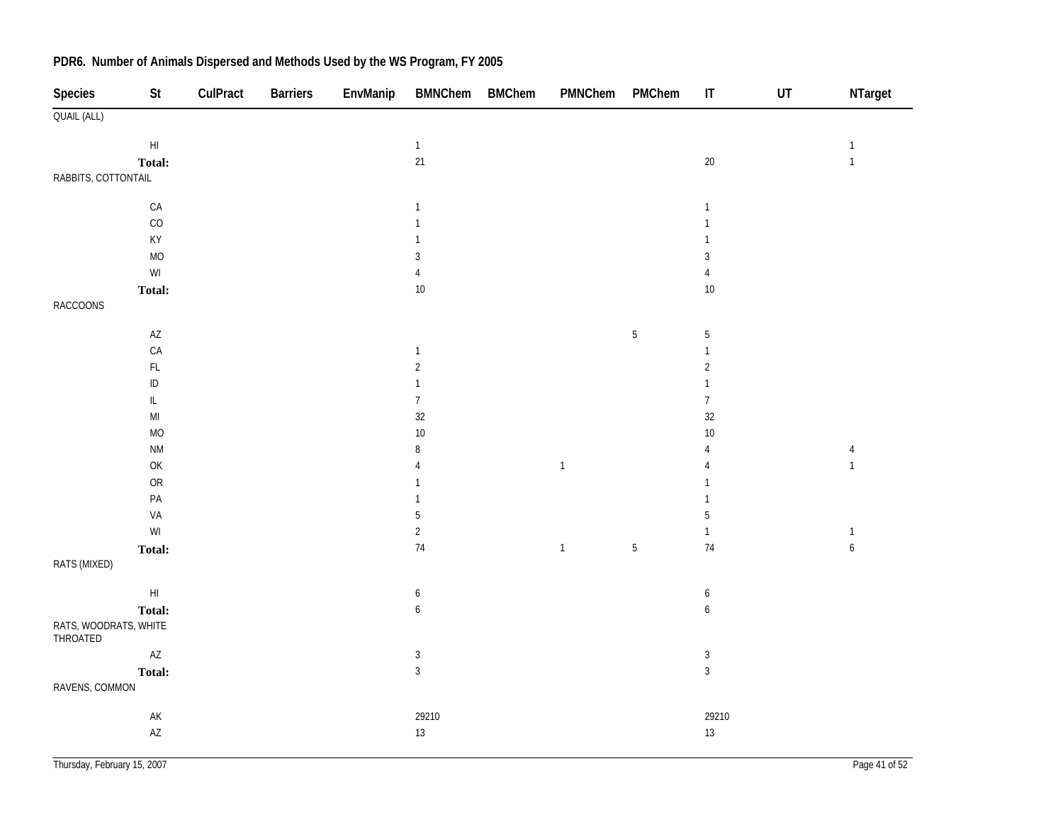**PDR6. Number of Animals Dispersed and Methods Used by the WS Program, FY 2005**

| Species | St | CulPract | Barriers | EnvManip | BMNChem | BMChem | PMNChem | PMChem | IT | UT | NTarget |
|---|---|---|---|---|---|---|---|---|---|---|---|
| QUAIL (ALL) | | | | | | | | | | | |
| | HI | | | | 1 | | | | | | 1 |
| | **Total:** | | | | 21 | | | | 20 | | 1 |
| RABBITS, COTTONTAIL | | | | | | | | | | | |
| | CA | | | | 1 | | | | 1 | | |
| | CO | | | | 1 | | | | 1 | | |
| | KY | | | | 1 | | | | 1 | | |
| | MO | | | | 3 | | | | 3 | | |
| | WI | | | | 4 | | | | 4 | | |
| | **Total:** | | | | 10 | | | | 10 | | |
| RACCOONS | | | | | | | | | | | |
| | AZ | | | | | | | 5 | 5 | | |
| | CA | | | | 1 | | | | 1 | | |
| | FL | | | | 2 | | | | 2 | | |
| | ID | | | | 1 | | | | 1 | | |
| | IL | | | | 7 | | | | 7 | | |
| | MI | | | | 32 | | | | 32 | | |
| | MO | | | | 10 | | | | 10 | | |
| | NM | | | | 8 | | | | 4 | | 4 |
| | OK | | | | 4 | | 1 | | 4 | | 1 |
| | OR | | | | 1 | | | | 1 | | |
| | PA | | | | 1 | | | | 1 | | |
| | VA | | | | 5 | | | | 5 | | |
| | WI | | | | 2 | | | | 1 | | 1 |
| | **Total:** | | | | 74 | | 1 | 5 | 74 | | 6 |
| RATS (MIXED) | | | | | | | | | | | |
| | HI | | | | 6 | | | | 6 | | |
| | **Total:** | | | | 6 | | | | 6 | | |
| RATS, WOODRATS, WHITE THROATED | | | | | | | | | | | |
| | AZ | | | | 3 | | | | 3 | | |
| | **Total:** | | | | 3 | | | | 3 | | |
| RAVENS, COMMON | | | | | | | | | | | |
| | AK | | | | 29210 | | | | 29210 | | |
| | AZ | | | | 13 | | | | 13 | | |

Thursday, February 15, 2007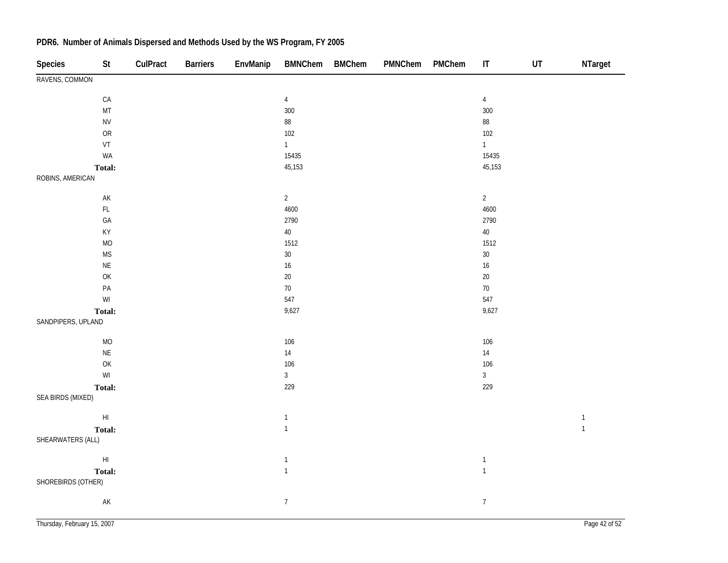## PDR6. Number of Animals Dispersed and Methods Used by the WS Program, FY 2005

| Species | St | CulPract | Barriers | EnvManip | BMNChem | BMChem | PMNChem | PMChem | IT | UT | NTarget |
|---|---|---|---|---|---|---|---|---|---|---|---|
| RAVENS, COMMON | | | | | | | | | | | |
| | CA | | | | 4 | | | | 4 | | |
| | MT | | | | 300 | | | | 300 | | |
| | NV | | | | 88 | | | | 88 | | |
| | OR | | | | 102 | | | | 102 | | |
| | VT | | | | 1 | | | | 1 | | |
| | WA | | | | 15435 | | | | 15435 | | |
| | **Total:** | | | | 45,153 | | | | 45,153 | | |
| ROBINS, AMERICAN | | | | | | | | | | | |
| | AK | | | | 2 | | | | 2 | | |
| | FL | | | | 4600 | | | | 4600 | | |
| | GA | | | | 2790 | | | | 2790 | | |
| | KY | | | | 40 | | | | 40 | | |
| | MO | | | | 1512 | | | | 1512 | | |
| | MS | | | | 30 | | | | 30 | | |
| | NE | | | | 16 | | | | 16 | | |
| | OK | | | | 20 | | | | 20 | | |
| | PA | | | | 70 | | | | 70 | | |
| | WI | | | | 547 | | | | 547 | | |
| | **Total:** | | | | 9,627 | | | | 9,627 | | |
| SANDPIPERS, UPLAND | | | | | | | | | | | |
| | MO | | | | 106 | | | | 106 | | |
| | NE | | | | 14 | | | | 14 | | |
| | OK | | | | 106 | | | | 106 | | |
| | WI | | | | 3 | | | | 3 | | |
| | **Total:** | | | | 229 | | | | 229 | | |
| SEA BIRDS (MIXED) | | | | | | | | | | | |
| | HI | | | | 1 | | | | | | 1 |
| | **Total:** | | | | 1 | | | | | | 1 |
| SHEARWATERS (ALL) | | | | | | | | | | | |
| | HI | | | | 1 | | | | 1 | | |
| | **Total:** | | | | 1 | | | | 1 | | |
| SHOREBIRDS (OTHER) | | | | | | | | | | | |
| | AK | | | | 7 | | | | 7 | | |

Thursday, February 15, 2007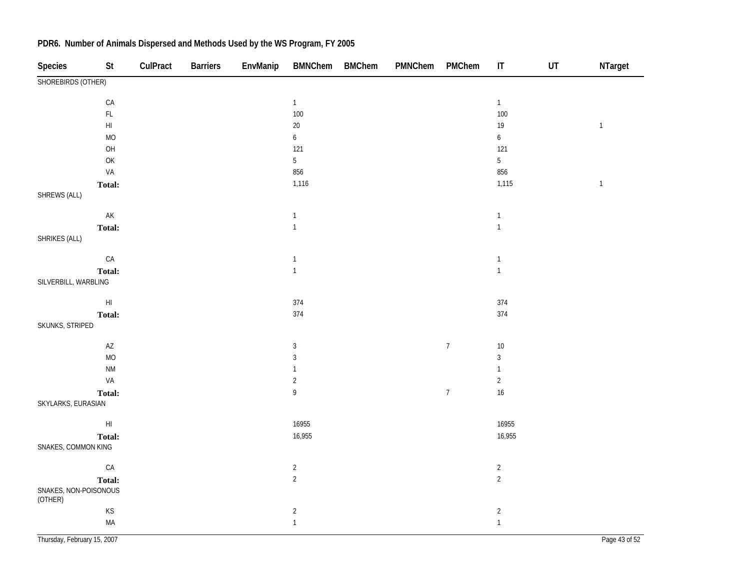## PDR6. Number of Animals Dispersed and Methods Used by the WS Program, FY 2005

| Species | St | CulPract | Barriers | EnvManip | BMNChem | BMChem | PMNChem | PMChem | IT | UT | NTarget |
|---|---|---|---|---|---|---|---|---|---|---|---|
| SHOREBIRDS (OTHER) | | | | | | | | | | | |
| | CA | | | | 1 | | | | 1 | | |
| | FL | | | | 100 | | | | 100 | | |
| | HI | | | | 20 | | | | 19 | | 1 |
| | MO | | | | 6 | | | | 6 | | |
| | OH | | | | 121 | | | | 121 | | |
| | OK | | | | 5 | | | | 5 | | |
| | VA | | | | 856 | | | | 856 | | |
| | **Total:** | | | | 1,116 | | | | 1,115 | | 1 |
| SHREWS (ALL) | | | | | | | | | | | |
| | AK | | | | 1 | | | | 1 | | |
| | **Total:** | | | | 1 | | | | 1 | | |
| SHRIKES (ALL) | | | | | | | | | | | |
| | CA | | | | 1 | | | | 1 | | |
| | **Total:** | | | | 1 | | | | 1 | | |
| SILVERBILL, WARBLING | | | | | | | | | | | |
| | HI | | | | 374 | | | | 374 | | |
| | **Total:** | | | | 374 | | | | 374 | | |
| SKUNKS, STRIPED | | | | | | | | | | | |
| | AZ | | | | 3 | | | 7 | 10 | | |
| | MO | | | | 3 | | | | 3 | | |
| | NM | | | | 1 | | | | 1 | | |
| | VA | | | | 2 | | | | 2 | | |
| | **Total:** | | | | 9 | | | 7 | 16 | | |
| SKYLARKS, EURASIAN | | | | | | | | | | | |
| | HI | | | | 16955 | | | | 16955 | | |
| | **Total:** | | | | 16,955 | | | | 16,955 | | |
| SNAKES, COMMON KING | | | | | | | | | | | |
| | CA | | | | 2 | | | | 2 | | |
| | **Total:** | | | | 2 | | | | 2 | | |
| SNAKES, NON-POISONOUS (OTHER) | | | | | | | | | | | |
| | KS | | | | 2 | | | | 2 | | |
| | MA | | | | 1 | | | | 1 | | |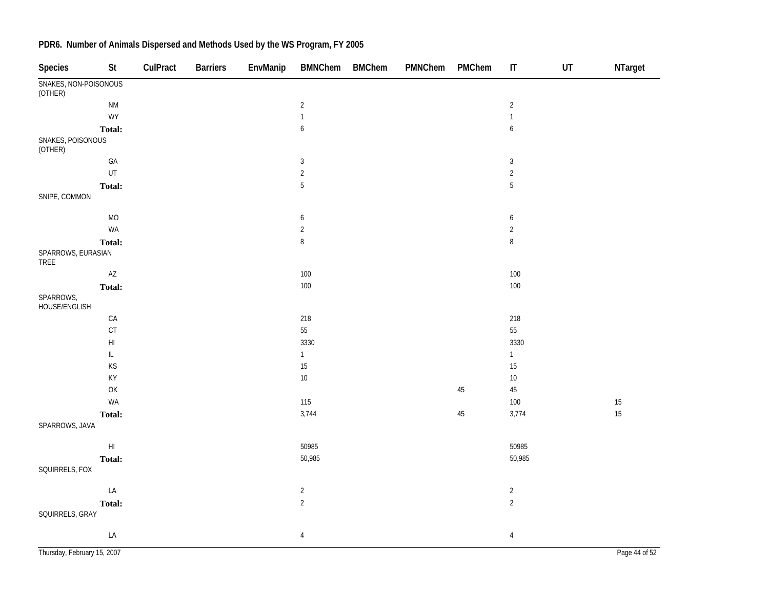## PDR6. Number of Animals Dispersed and Methods Used by the WS Program, FY 2005

| Species | St | CulPract | Barriers | EnvManip | BMNChem | BMChem | PMNChem | PMChem | IT | UT | NTarget |
|---|---|---|---|---|---|---|---|---|---|---|---|
| SNAKES, NON-POISONOUS (OTHER) | | | | | | | | | | | |
| | NM | | | | 2 | | | | 2 | | |
| | WY | | | | 1 | | | | 1 | | |
| | **Total:** | | | | 6 | | | | 6 | | |
| SNAKES, POISONOUS (OTHER) | | | | | | | | | | | |
| | GA | | | | 3 | | | | 3 | | |
| | UT | | | | 2 | | | | 2 | | |
| | **Total:** | | | | 5 | | | | 5 | | |
| SNIPE, COMMON | | | | | | | | | | | |
| | MO | | | | 6 | | | | 6 | | |
| | WA | | | | 2 | | | | 2 | | |
| | **Total:** | | | | 8 | | | | 8 | | |
| SPARROWS, EURASIAN TREE | | | | | | | | | | | |
| | AZ | | | | 100 | | | | 100 | | |
| | **Total:** | | | | 100 | | | | 100 | | |
| SPARROWS, HOUSE/ENGLISH | | | | | | | | | | | |
| | CA | | | | 218 | | | | 218 | | |
| | CT | | | | 55 | | | | 55 | | |
| | HI | | | | 3330 | | | | 3330 | | |
| | IL | | | | 1 | | | | 1 | | |
| | KS | | | | 15 | | | | 15 | | |
| | KY | | | | 10 | | | | 10 | | |
| | OK | | | | | | | 45 | 45 | | |
| | WA | | | | 115 | | | | 100 | | 15 |
| | **Total:** | | | | 3,744 | | | 45 | 3,774 | | 15 |
| SPARROWS, JAVA | | | | | | | | | | | |
| | HI | | | | 50985 | | | | 50985 | | |
| | **Total:** | | | | 50,985 | | | | 50,985 | | |
| SQUIRRELS, FOX | | | | | | | | | | | |
| | LA | | | | 2 | | | | 2 | | |
| | **Total:** | | | | 2 | | | | 2 | | |
| SQUIRRELS, GRAY | | | | | | | | | | | |
| | LA | | | | 4 | | | | 4 | | |

Thursday, February 15, 2007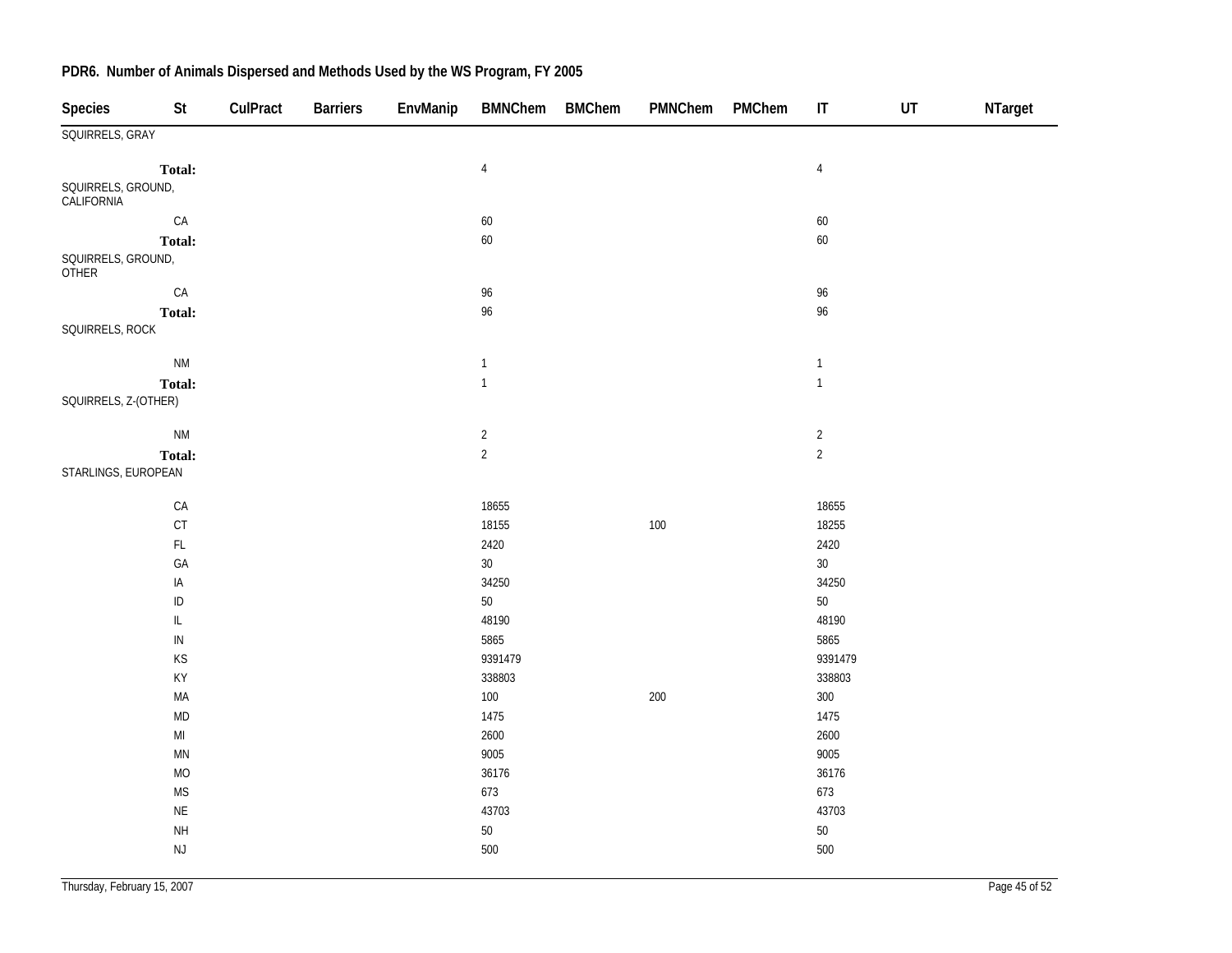## PDR6. Number of Animals Dispersed and Methods Used by the WS Program, FY 2005

| Species | St | CulPract | Barriers | EnvManip | BMNChem | BMChem | PMNChem | PMChem | IT | UT | NTarget |
|---|---|---|---|---|---|---|---|---|---|---|---|
| SQUIRRELS, GRAY | | | | | | | | | | | |
| | **Total:** | | | | 4 | | | | 4 | | |
| SQUIRRELS, GROUND, CALIFORNIA | | | | | | | | | | | |
| | CA | | | | 60 | | | | 60 | | |
| | **Total:** | | | | 60 | | | | 60 | | |
| SQUIRRELS, GROUND, OTHER | | | | | | | | | | | |
| | CA | | | | 96 | | | | 96 | | |
| | **Total:** | | | | 96 | | | | 96 | | |
| SQUIRRELS, ROCK | | | | | | | | | | | |
| | NM | | | | 1 | | | | 1 | | |
| | **Total:** | | | | 1 | | | | 1 | | |
| SQUIRRELS, Z-(OTHER) | | | | | | | | | | | |
| | NM | | | | 2 | | | | 2 | | |
| | **Total:** | | | | 2 | | | | 2 | | |
| STARLINGS, EUROPEAN | | | | | | | | | | | |
| | CA | | | | 18655 | | | | 18655 | | |
| | CT | | | | 18155 | | 100 | | 18255 | | |
| | FL | | | | 2420 | | | | 2420 | | |
| | GA | | | | 30 | | | | 30 | | |
| | IA | | | | 34250 | | | | 34250 | | |
| | ID | | | | 50 | | | | 50 | | |
| | IL | | | | 48190 | | | | 48190 | | |
| | IN | | | | 5865 | | | | 5865 | | |
| | KS | | | | 9391479 | | | | 9391479 | | |
| | KY | | | | 338803 | | | | 338803 | | |
| | MA | | | | 100 | | 200 | | 300 | | |
| | MD | | | | 1475 | | | | 1475 | | |
| | MI | | | | 2600 | | | | 2600 | | |
| | MN | | | | 9005 | | | | 9005 | | |
| | MO | | | | 36176 | | | | 36176 | | |
| | MS | | | | 673 | | | | 673 | | |
| | NE | | | | 43703 | | | | 43703 | | |
| | NH | | | | 50 | | | | 50 | | |
| | NJ | | | | 500 | | | | 500 | | |

Thursday, February 15, 2007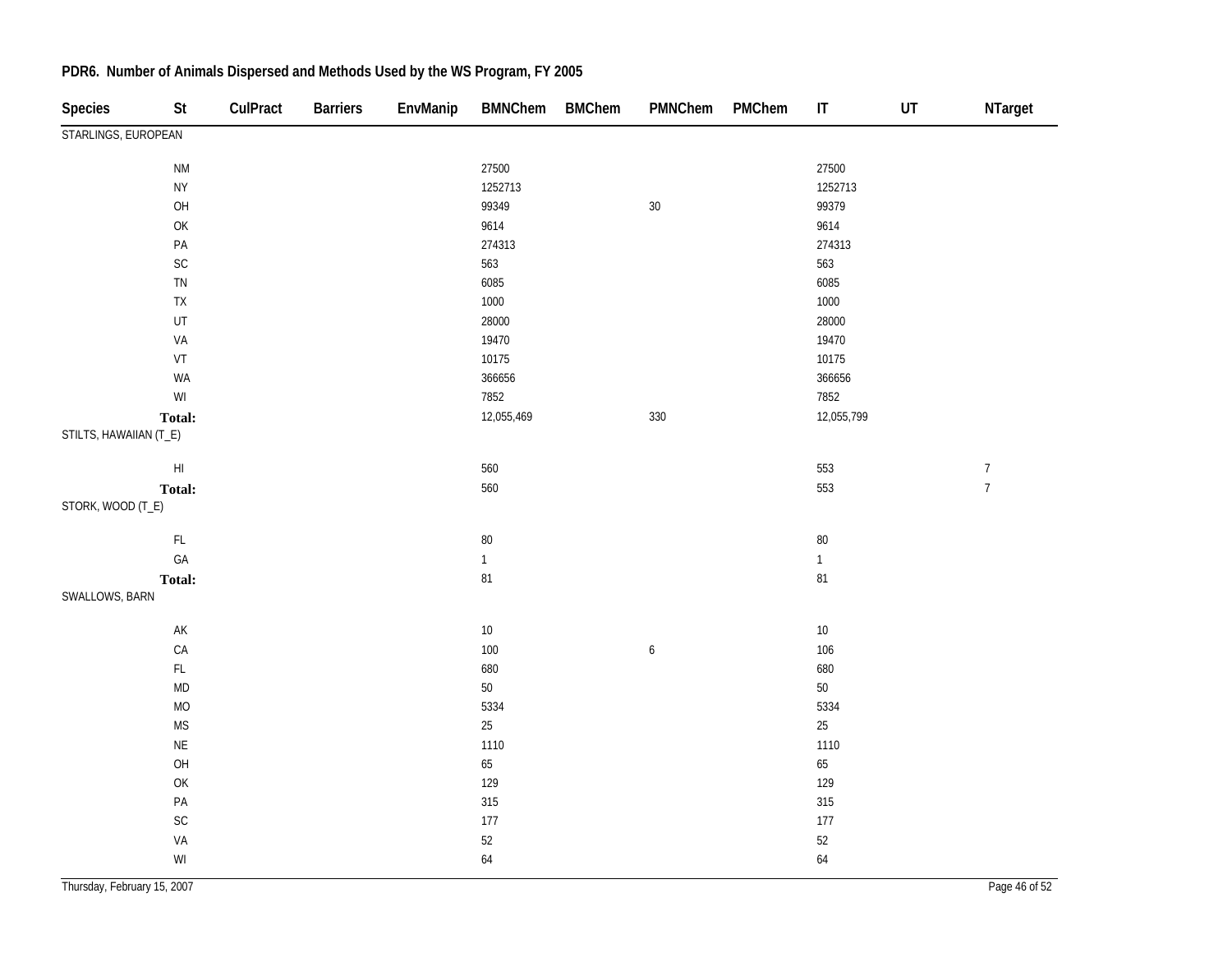## PDR6. Number of Animals Dispersed and Methods Used by the WS Program, FY 2005

| Species | St | CulPract | Barriers | EnvManip | BMNChem | BMChem | PMNChem | PMChem | IT | UT | NTarget |
|---|---|---|---|---|---|---|---|---|---|---|---|
| STARLINGS, EUROPEAN | | | | | | | | | | | |
| | NM | | | | 27500 | | | | 27500 | | |
| | NY | | | | 1252713 | | | | 1252713 | | |
| | OH | | | | 99349 | | 30 | | 99379 | | |
| | OK | | | | 9614 | | | | 9614 | | |
| | PA | | | | 274313 | | | | 274313 | | |
| | SC | | | | 563 | | | | 563 | | |
| | TN | | | | 6085 | | | | 6085 | | |
| | TX | | | | 1000 | | | | 1000 | | |
| | UT | | | | 28000 | | | | 28000 | | |
| | VA | | | | 19470 | | | | 19470 | | |
| | VT | | | | 10175 | | | | 10175 | | |
| | WA | | | | 366656 | | | | 366656 | | |
| | WI | | | | 7852 | | | | 7852 | | |
| | **Total:** | | | | 12,055,469 | | 330 | | 12,055,799 | | |
| STILTS, HAWAIIAN (T_E) | | | | | | | | | | | |
| | HI | | | | 560 | | | | 553 | | 7 |
| | **Total:** | | | | 560 | | | | 553 | | 7 |
| STORK, WOOD (T_E) | | | | | | | | | | | |
| | FL | | | | 80 | | | | 80 | | |
| | GA | | | | 1 | | | | 1 | | |
| | **Total:** | | | | 81 | | | | 81 | | |
| SWALLOWS, BARN | | | | | | | | | | | |
| | AK | | | | 10 | | | | 10 | | |
| | CA | | | | 100 | | 6 | | 106 | | |
| | FL | | | | 680 | | | | 680 | | |
| | MD | | | | 50 | | | | 50 | | |
| | MO | | | | 5334 | | | | 5334 | | |
| | MS | | | | 25 | | | | 25 | | |
| | NE | | | | 1110 | | | | 1110 | | |
| | OH | | | | 65 | | | | 65 | | |
| | OK | | | | 129 | | | | 129 | | |
| | PA | | | | 315 | | | | 315 | | |
| | SC | | | | 177 | | | | 177 | | |
| | VA | | | | 52 | | | | 52 | | |
| | WI | | | | 64 | | | | 64 | | |

Thursday, February 15, 2007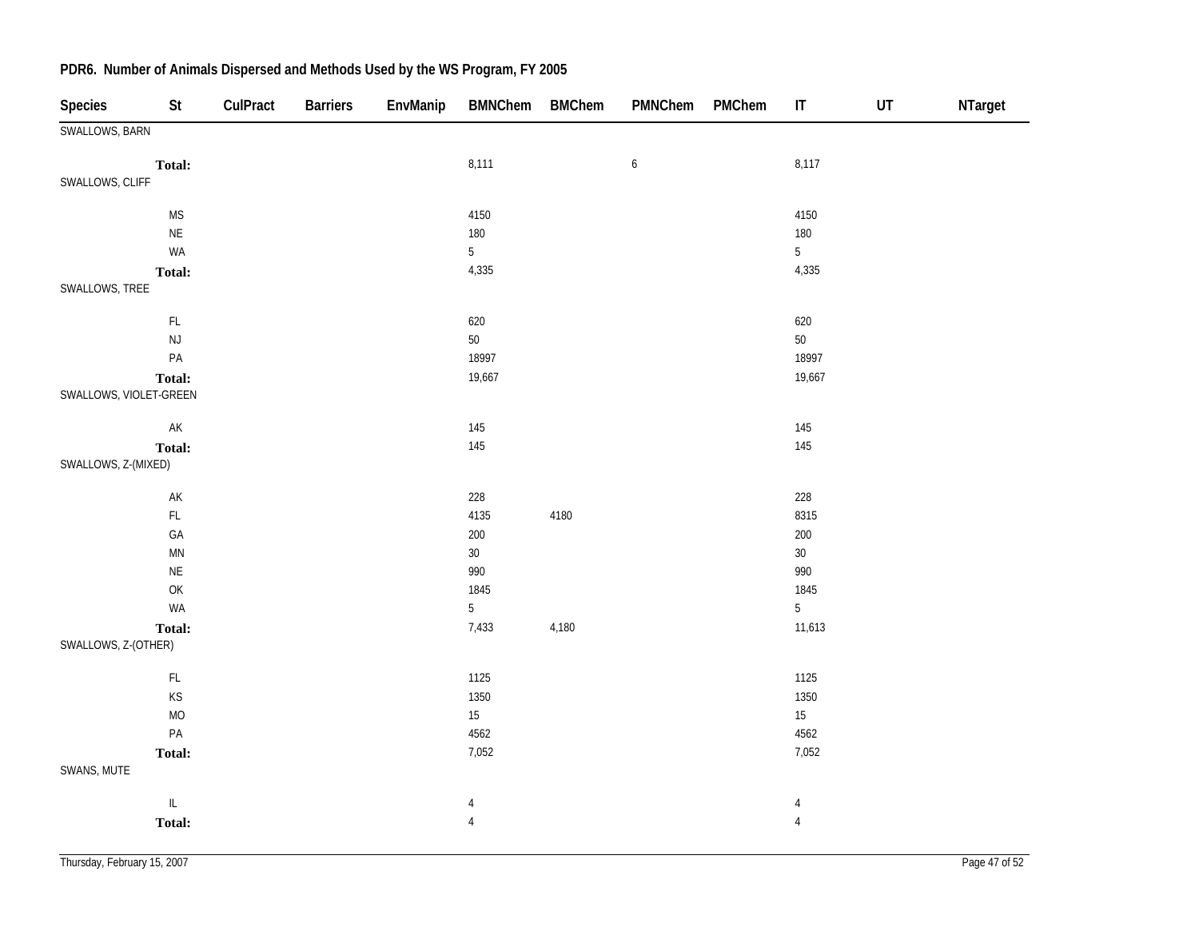## PDR6. Number of Animals Dispersed and Methods Used by the WS Program, FY 2005

| Species | St | CulPract | Barriers | EnvManip | BMNChem | BMChem | PMNChem | PMChem | IT | UT | NTarget |
|---|---|---|---|---|---|---|---|---|---|---|---|
| SWALLOWS, BARN | | | | | | | | | | | |
| | **Total:** | | | | 8,111 | | 6 | | 8,117 | | |
| SWALLOWS, CLIFF | | | | | | | | | | | |
| | MS | | | | 4150 | | | | 4150 | | |
| | NE | | | | 180 | | | | 180 | | |
| | WA | | | | 5 | | | | 5 | | |
| | **Total:** | | | | 4,335 | | | | 4,335 | | |
| SWALLOWS, TREE | | | | | | | | | | | |
| | FL | | | | 620 | | | | 620 | | |
| | NJ | | | | 50 | | | | 50 | | |
| | PA | | | | 18997 | | | | 18997 | | |
| | **Total:** | | | | 19,667 | | | | 19,667 | | |
| SWALLOWS, VIOLET-GREEN | | | | | | | | | | | |
| | AK | | | | 145 | | | | 145 | | |
| | **Total:** | | | | 145 | | | | 145 | | |
| SWALLOWS, Z-(MIXED) | | | | | | | | | | | |
| | AK | | | | 228 | | | | 228 | | |
| | FL | | | | 4135 | 4180 | | | 8315 | | |
| | GA | | | | 200 | | | | 200 | | |
| | MN | | | | 30 | | | | 30 | | |
| | NE | | | | 990 | | | | 990 | | |
| | OK | | | | 1845 | | | | 1845 | | |
| | WA | | | | 5 | | | | 5 | | |
| | **Total:** | | | | 7,433 | 4,180 | | | 11,613 | | |
| SWALLOWS, Z-(OTHER) | | | | | | | | | | | |
| | FL | | | | 1125 | | | | 1125 | | |
| | KS | | | | 1350 | | | | 1350 | | |
| | MO | | | | 15 | | | | 15 | | |
| | PA | | | | 4562 | | | | 4562 | | |
| | **Total:** | | | | 7,052 | | | | 7,052 | | |
| SWANS, MUTE | | | | | | | | | | | |
| | IL | | | | 4 | | | | 4 | | |
| | **Total:** | | | | 4 | | | | 4 | | |

Thursday, February 15, 2007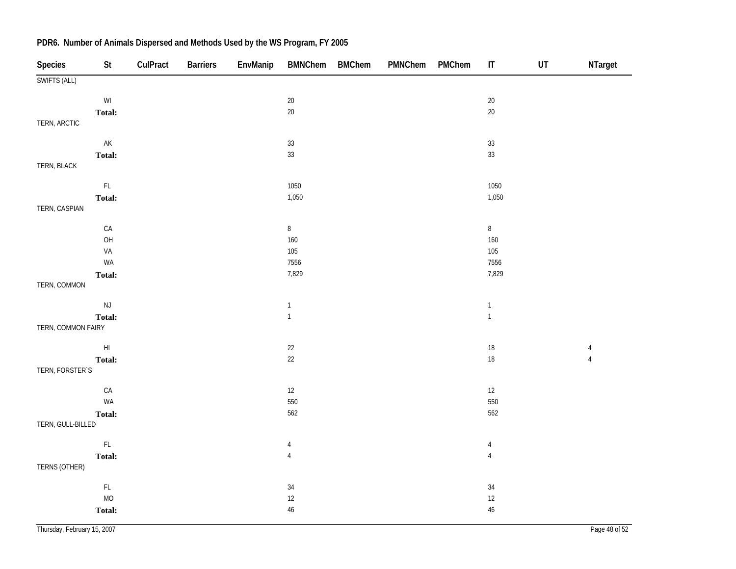## PDR6. Number of Animals Dispersed and Methods Used by the WS Program, FY 2005

| Species | St | CulPract | Barriers | EnvManip | BMNChem | BMChem | PMNChem | PMChem | IT | UT | NTarget |
|---|---|---|---|---|---|---|---|---|---|---|---|
| SWIFTS (ALL) | | | | | | | | | | | |
| | WI | | | | 20 | | | | 20 | | |
| | **Total:** | | | | 20 | | | | 20 | | |
| TERN, ARCTIC | | | | | | | | | | | |
| | AK | | | | 33 | | | | 33 | | |
| | **Total:** | | | | 33 | | | | 33 | | |
| TERN, BLACK | | | | | | | | | | | |
| | FL | | | | 1050 | | | | 1050 | | |
| | **Total:** | | | | 1,050 | | | | 1,050 | | |
| TERN, CASPIAN | | | | | | | | | | | |
| | CA | | | | 8 | | | | 8 | | |
| | OH | | | | 160 | | | | 160 | | |
| | VA | | | | 105 | | | | 105 | | |
| | WA | | | | 7556 | | | | 7556 | | |
| | **Total:** | | | | 7,829 | | | | 7,829 | | |
| TERN, COMMON | | | | | | | | | | | |
| | NJ | | | | 1 | | | | 1 | | |
| | **Total:** | | | | 1 | | | | 1 | | |
| TERN, COMMON FAIRY | | | | | | | | | | | |
| | HI | | | | 22 | | | | 18 | | 4 |
| | **Total:** | | | | 22 | | | | 18 | | 4 |
| TERN, FORSTER`S | | | | | | | | | | | |
| | CA | | | | 12 | | | | 12 | | |
| | WA | | | | 550 | | | | 550 | | |
| | **Total:** | | | | 562 | | | | 562 | | |
| TERN, GULL-BILLED | | | | | | | | | | | |
| | FL | | | | 4 | | | | 4 | | |
| | **Total:** | | | | 4 | | | | 4 | | |
| TERNS (OTHER) | | | | | | | | | | | |
| | FL | | | | 34 | | | | 34 | | |
| | MO | | | | 12 | | | | 12 | | |
| | **Total:** | | | | 46 | | | | 46 | | |

Thursday, February 15, 2007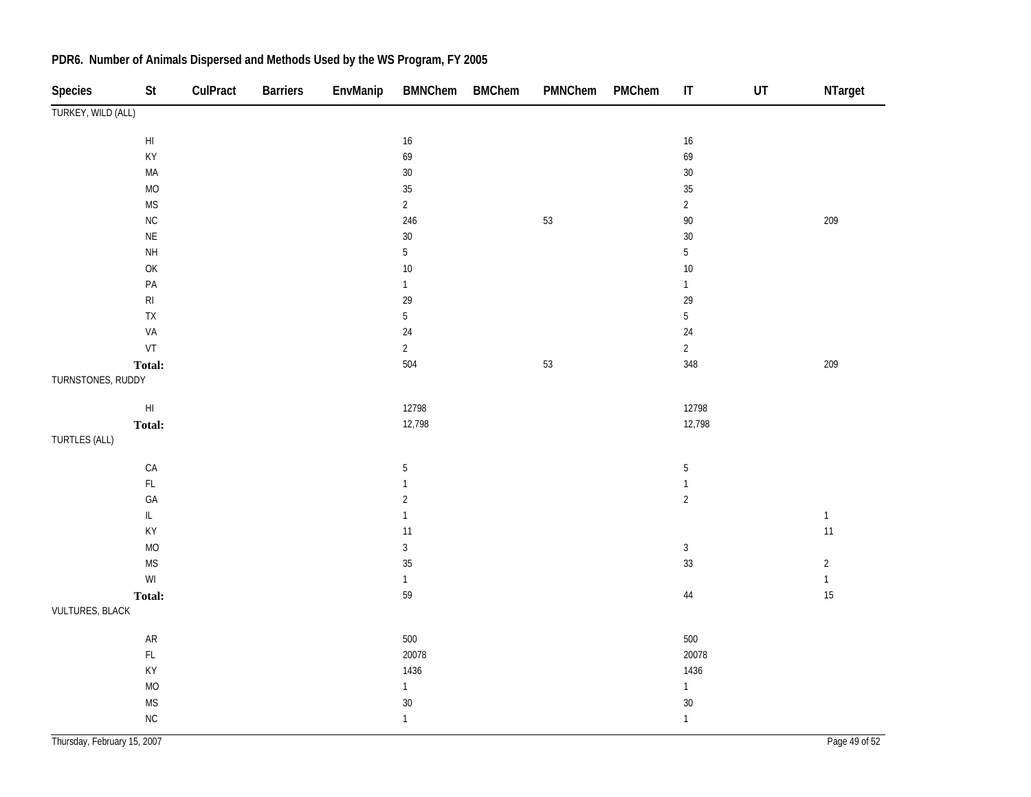## PDR6. Number of Animals Dispersed and Methods Used by the WS Program, FY 2005

| Species | St | CulPract | Barriers | EnvManip | BMNChem | BMChem | PMNChem | PMChem | IT | UT | NTarget |
|---|---|---|---|---|---|---|---|---|---|---|---|
| TURKEY, WILD (ALL) | | | | | | | | | | | |
| | HI | | | | 16 | | | | 16 | | |
| | KY | | | | 69 | | | | 69 | | |
| | MA | | | | 30 | | | | 30 | | |
| | MO | | | | 35 | | | | 35 | | |
| | MS | | | | 2 | | | | 2 | | |
| | NC | | | | 246 | | 53 | | 90 | | 209 |
| | NE | | | | 30 | | | | 30 | | |
| | NH | | | | 5 | | | | 5 | | |
| | OK | | | | 10 | | | | 10 | | |
| | PA | | | | 1 | | | | 1 | | |
| | RI | | | | 29 | | | | 29 | | |
| | TX | | | | 5 | | | | 5 | | |
| | VA | | | | 24 | | | | 24 | | |
| | VT | | | | 2 | | | | 2 | | |
| | **Total:** | | | | 504 | | 53 | | 348 | | 209 |
| TURNSTONES, RUDDY | | | | | | | | | | | |
| | HI | | | | 12798 | | | | 12798 | | |
| | **Total:** | | | | 12,798 | | | | 12,798 | | |
| TURTLES (ALL) | | | | | | | | | | | |
| | CA | | | | 5 | | | | 5 | | |
| | FL | | | | 1 | | | | 1 | | |
| | GA | | | | 2 | | | | 2 | | |
| | IL | | | | 1 | | | | | | 1 |
| | KY | | | | 11 | | | | | | 11 |
| | MO | | | | 3 | | | | 3 | | |
| | MS | | | | 35 | | | | 33 | | 2 |
| | WI | | | | 1 | | | | | | 1 |
| | **Total:** | | | | 59 | | | | 44 | | 15 |
| VULTURES, BLACK | | | | | | | | | | | |
| | AR | | | | 500 | | | | 500 | | |
| | FL | | | | 20078 | | | | 20078 | | |
| | KY | | | | 1436 | | | | 1436 | | |
| | MO | | | | 1 | | | | 1 | | |
| | MS | | | | 30 | | | | 30 | | |
| | NC | | | | 1 | | | | 1 | | |

Thursday, February 15, 2007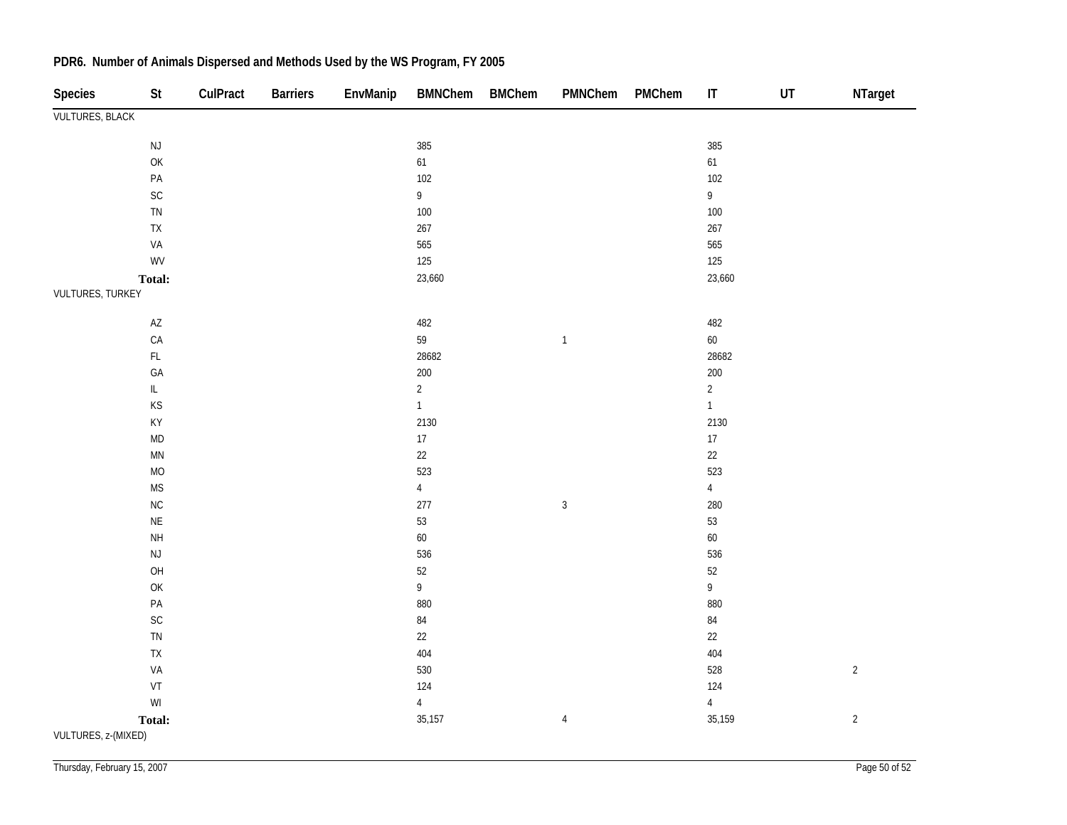## PDR6. Number of Animals Dispersed and Methods Used by the WS Program, FY 2005

| Species | St | CulPract | Barriers | EnvManip | BMNChem | BMChem | PMNChem | PMChem | IT | UT | NTarget |
|---|---|---|---|---|---|---|---|---|---|---|---|
| VULTURES, BLACK | | | | | | | | | | | |
| | NJ | | | | 385 | | | | 385 | | |
| | OK | | | | 61 | | | | 61 | | |
| | PA | | | | 102 | | | | 102 | | |
| | SC | | | | 9 | | | | 9 | | |
| | TN | | | | 100 | | | | 100 | | |
| | TX | | | | 267 | | | | 267 | | |
| | VA | | | | 565 | | | | 565 | | |
| | WV | | | | 125 | | | | 125 | | |
| | **Total:** | | | | 23,660 | | | | 23,660 | | |
| VULTURES, TURKEY | | | | | | | | | | | |
| | AZ | | | | 482 | | | | 482 | | |
| | CA | | | | 59 | | 1 | | 60 | | |
| | FL | | | | 28682 | | | | 28682 | | |
| | GA | | | | 200 | | | | 200 | | |
| | IL | | | | 2 | | | | 2 | | |
| | KS | | | | 1 | | | | 1 | | |
| | KY | | | | 2130 | | | | 2130 | | |
| | MD | | | | 17 | | | | 17 | | |
| | MN | | | | 22 | | | | 22 | | |
| | MO | | | | 523 | | | | 523 | | |
| | MS | | | | 4 | | | | 4 | | |
| | NC | | | | 277 | | 3 | | 280 | | |
| | NE | | | | 53 | | | | 53 | | |
| | NH | | | | 60 | | | | 60 | | |
| | NJ | | | | 536 | | | | 536 | | |
| | OH | | | | 52 | | | | 52 | | |
| | OK | | | | 9 | | | | 9 | | |
| | PA | | | | 880 | | | | 880 | | |
| | SC | | | | 84 | | | | 84 | | |
| | TN | | | | 22 | | | | 22 | | |
| | TX | | | | 404 | | | | 404 | | |
| | VA | | | | 530 | | | | 528 | | 2 |
| | VT | | | | 124 | | | | 124 | | |
| | WI | | | | 4 | | | | 4 | | |
| | **Total:** | | | | 35,157 | | 4 | | 35,159 | | 2 |
| VULTURES, z-(MIXED) | | | | | | | | | | | |

Thursday, February 15, 2007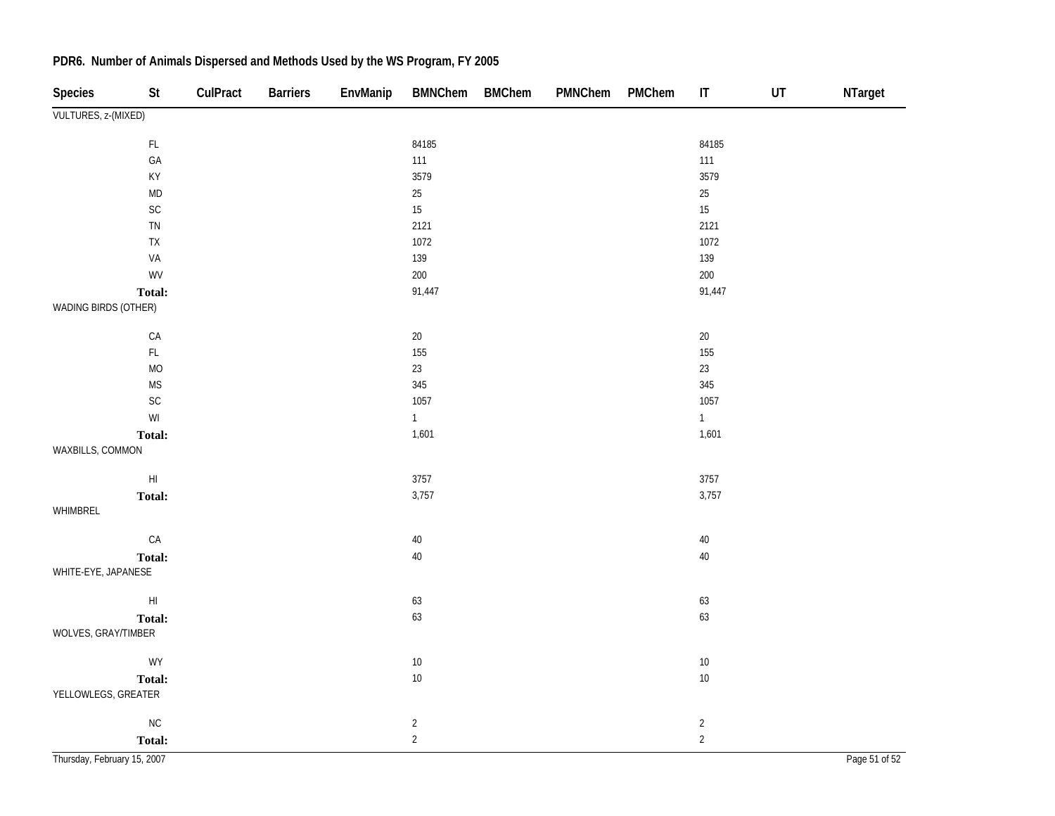## PDR6. Number of Animals Dispersed and Methods Used by the WS Program, FY 2005

| Species | St | CulPract | Barriers | EnvManip | BMNChem | BMChem | PMNChem | PMChem | IT | UT | NTarget |
|---|---|---|---|---|---|---|---|---|---|---|---|
| VULTURES, z-(MIXED) | | | | | | | | | | | |
| | FL | | | | 84185 | | | | 84185 | | |
| | GA | | | | 111 | | | | 111 | | |
| | KY | | | | 3579 | | | | 3579 | | |
| | MD | | | | 25 | | | | 25 | | |
| | SC | | | | 15 | | | | 15 | | |
| | TN | | | | 2121 | | | | 2121 | | |
| | TX | | | | 1072 | | | | 1072 | | |
| | VA | | | | 139 | | | | 139 | | |
| | WV | | | | 200 | | | | 200 | | |
| | **Total:** | | | | 91,447 | | | | 91,447 | | |
| WADING BIRDS (OTHER) | | | | | | | | | | | |
| | CA | | | | 20 | | | | 20 | | |
| | FL | | | | 155 | | | | 155 | | |
| | MO | | | | 23 | | | | 23 | | |
| | MS | | | | 345 | | | | 345 | | |
| | SC | | | | 1057 | | | | 1057 | | |
| | WI | | | | 1 | | | | 1 | | |
| | **Total:** | | | | 1,601 | | | | 1,601 | | |
| WAXBILLS, COMMON | | | | | | | | | | | |
| | HI | | | | 3757 | | | | 3757 | | |
| | **Total:** | | | | 3,757 | | | | 3,757 | | |
| WHIMBREL | | | | | | | | | | | |
| | CA | | | | 40 | | | | 40 | | |
| | **Total:** | | | | 40 | | | | 40 | | |
| WHITE-EYE, JAPANESE | | | | | | | | | | | |
| | HI | | | | 63 | | | | 63 | | |
| | **Total:** | | | | 63 | | | | 63 | | |
| WOLVES, GRAY/TIMBER | | | | | | | | | | | |
| | WY | | | | 10 | | | | 10 | | |
| | **Total:** | | | | 10 | | | | 10 | | |
| YELLOWLEGS, GREATER | | | | | | | | | | | |
| | NC | | | | 2 | | | | 2 | | |
| | **Total:** | | | | 2 | | | | 2 | | |

Thursday, February 15, 2007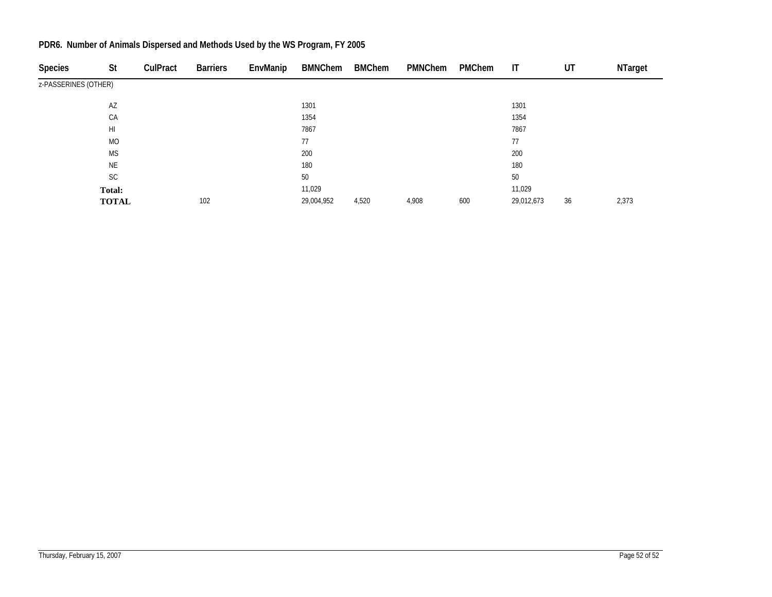## PDR6. Number of Animals Dispersed and Methods Used by the WS Program, FY 2005

| Species | St | CulPract | Barriers | EnvManip | BMNChem | BMChem | PMNChem | PMChem | IT | UT | NTarget |
|---|---|---|---|---|---|---|---|---|---|---|---|
| z-PASSERINES (OTHER) | | | | | | | | | | | |
| | AZ | | | | 1301 | | | | 1301 | | |
| | CA | | | | 1354 | | | | 1354 | | |
| | HI | | | | 7867 | | | | 7867 | | |
| | MO | | | | 77 | | | | 77 | | |
| | MS | | | | 200 | | | | 200 | | |
| | NE | | | | 180 | | | | 180 | | |
| | SC | | | | 50 | | | | 50 | | |
| | **Total:** | | | | 11,029 | | | | 11,029 | | |
| | **TOTAL** | | 102 | | 29,004,952 | 4,520 | 4,908 | 600 | 29,012,673 | 36 | 2,373 |

Thursday, February 15, 2007